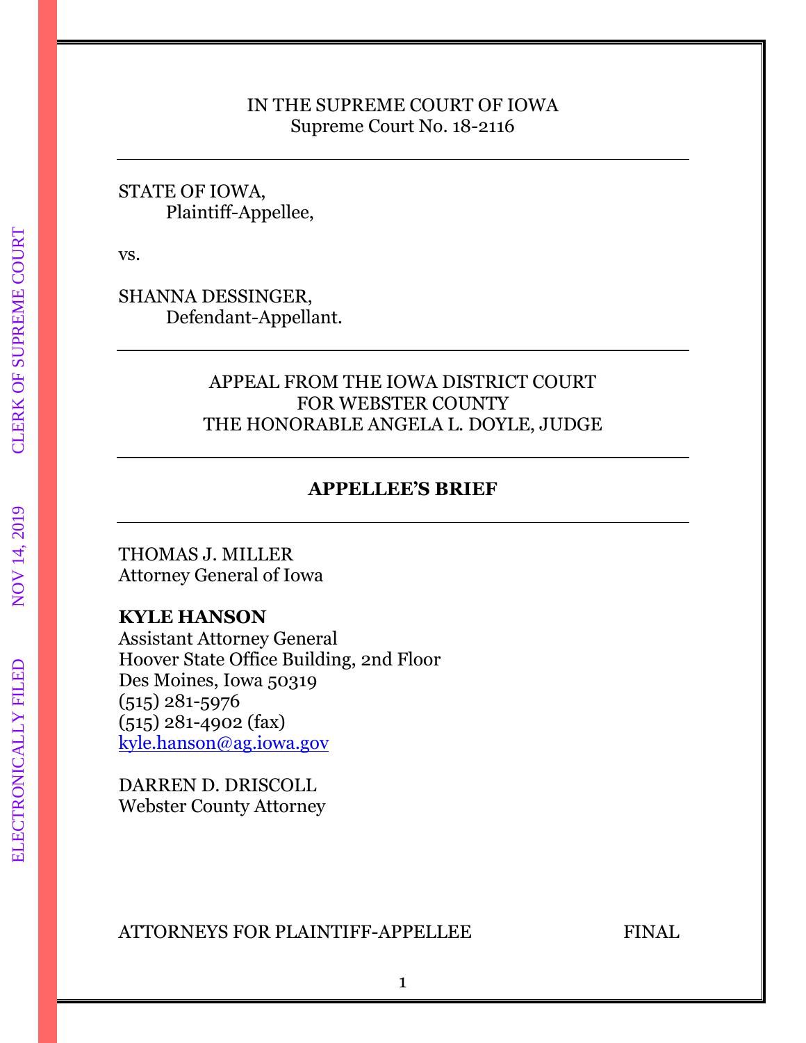IN THE SUPREME COURT OF IOWA
Supreme Court No. 18-2116

---

STATE OF IOWA,
Plaintiff-Appellee,

vs.

SHANNA DESSINGER,
Defendant-Appellant.

---

APPEAL FROM THE IOWA DISTRICT COURT
FOR WEBSTER COUNTY
THE HONORABLE ANGELA L. DOYLE, JUDGE

---

**APPELLEE'S BRIEF**

---

THOMAS J. MILLER
Attorney General of Iowa

**KYLE HANSON**
Assistant Attorney General
Hoover State Office Building, 2nd Floor
Des Moines, Iowa 50319
(515) 281-5976
(515) 281-4902 (fax)
kyle.hanson@ag.iowa.gov

DARREN D. DRISCOLL
Webster County Attorney

ATTORNEYS FOR PLAINTIFF-APPELLEE FINAL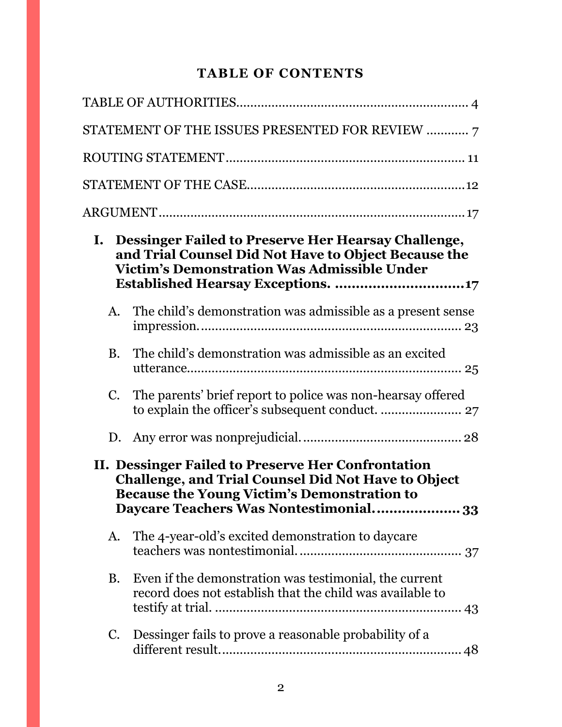# TABLE OF CONTENTS

TABLE OF AUTHORITIES .......... 4

STATEMENT OF THE ISSUES PRESENTED FOR REVIEW .......... 7

ROUTING STATEMENT .......... 11

STATEMENT OF THE CASE .......... 12

ARGUMENT .......... 17

**I. Dessinger Failed to Preserve Her Hearsay Challenge, and Trial Counsel Did Not Have to Object Because the Victim's Demonstration Was Admissible Under Established Hearsay Exceptions. .......... 17**

A. The child's demonstration was admissible as a present sense impression. .......... 23

B. The child's demonstration was admissible as an excited utterance. .......... 25

C. The parents' brief report to police was non-hearsay offered to explain the officer's subsequent conduct. .......... 27

D. Any error was nonprejudicial. .......... 28

**II. Dessinger Failed to Preserve Her Confrontation Challenge, and Trial Counsel Did Not Have to Object Because the Young Victim's Demonstration to Daycare Teachers Was Nontestimonial. .......... 33**

A. The 4-year-old's excited demonstration to daycare teachers was nontestimonial. .......... 37

B. Even if the demonstration was testimonial, the current record does not establish that the child was available to testify at trial. .......... 43

C. Dessinger fails to prove a reasonable probability of a different result. .......... 48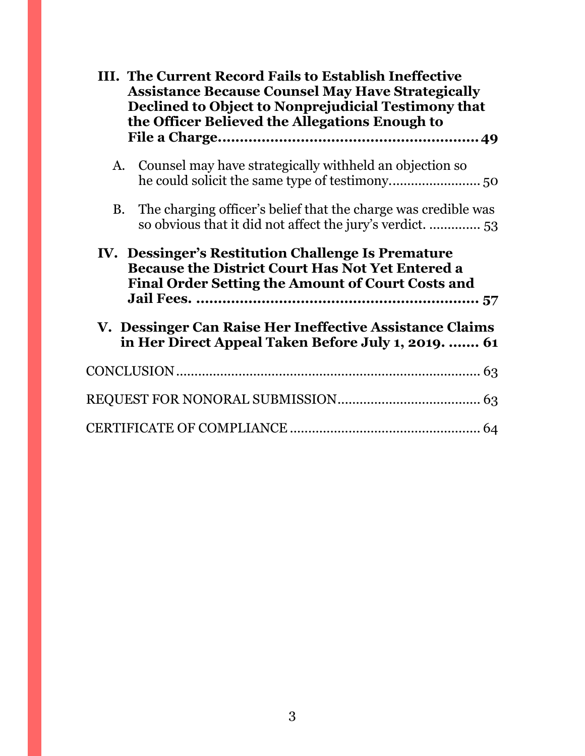**III. The Current Record Fails to Establish Ineffective Assistance Because Counsel May Have Strategically Declined to Object to Nonprejudicial Testimony that the Officer Believed the Allegations Enough to File a Charge............................................................ 49**

A. Counsel may have strategically withheld an objection so he could solicit the same type of testimony........................ 50

B. The charging officer's belief that the charge was credible was so obvious that it did not affect the jury's verdict. .............. 53

**IV. Dessinger's Restitution Challenge Is Premature Because the District Court Has Not Yet Entered a Final Order Setting the Amount of Court Costs and Jail Fees. .................................................................. 57**

**V. Dessinger Can Raise Her Ineffective Assistance Claims in Her Direct Appeal Taken Before July 1, 2019. ....... 61**

CONCLUSION .................................................................................. 63

REQUEST FOR NONORAL SUBMISSION....................................... 63

CERTIFICATE OF COMPLIANCE .................................................... 64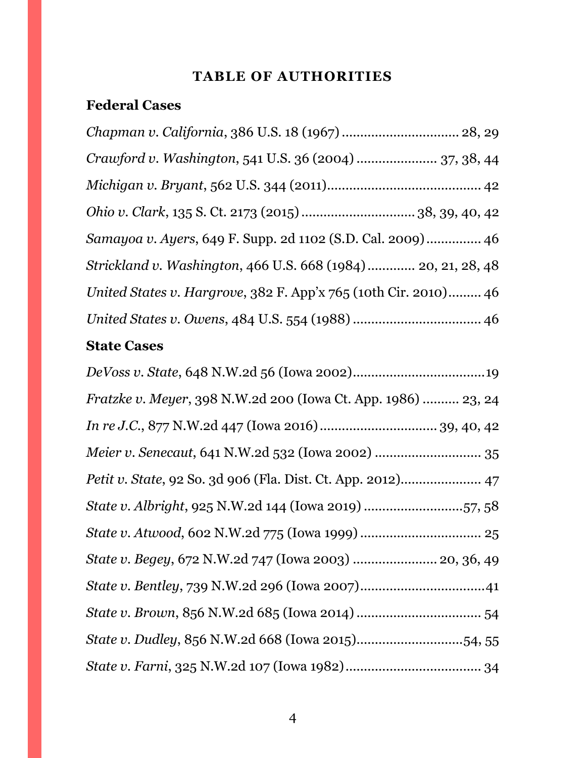## TABLE OF AUTHORITIES

### Federal Cases

*Chapman v. California*, 386 U.S. 18 (1967) ................................ 28, 29

*Crawford v. Washington*, 541 U.S. 36 (2004) ...................... 37, 38, 44

*Michigan v. Bryant*, 562 U.S. 344 (2011)......................................... 42

*Ohio v. Clark*, 135 S. Ct. 2173 (2015) .............................. 38, 39, 40, 42

*Samayoa v. Ayers*, 649 F. Supp. 2d 1102 (S.D. Cal. 2009)............... 46

*Strickland v. Washington*, 466 U.S. 668 (1984) ............. 20, 21, 28, 48

*United States v. Hargrove*, 382 F. App'x 765 (10th Cir. 2010)......... 46

*United States v. Owens*, 484 U.S. 554 (1988) .................................. 46

### State Cases

*DeVoss v. State*, 648 N.W.2d 56 (Iowa 2002)....................................19

*Fratzke v. Meyer*, 398 N.W.2d 200 (Iowa Ct. App. 1986) .......... 23, 24

*In re J.C.*, 877 N.W.2d 447 (Iowa 2016)................................ 39, 40, 42

*Meier v. Senecaut*, 641 N.W.2d 532 (Iowa 2002) ............................ 35

*Petit v. State*, 92 So. 3d 906 (Fla. Dist. Ct. App. 2012)...................... 47

*State v. Albright*, 925 N.W.2d 144 (Iowa 2019) ...........................57, 58

*State v. Atwood*, 602 N.W.2d 775 (Iowa 1999) ................................. 25

*State v. Begey*, 672 N.W.2d 747 (Iowa 2003) ....................... 20, 36, 49

*State v. Bentley*, 739 N.W.2d 296 (Iowa 2007).................................41

*State v. Brown*, 856 N.W.2d 685 (Iowa 2014) .................................. 54

*State v. Dudley*, 856 N.W.2d 668 (Iowa 2015).............................54, 55

*State v. Farni*, 325 N.W.2d 107 (Iowa 1982).................................... 34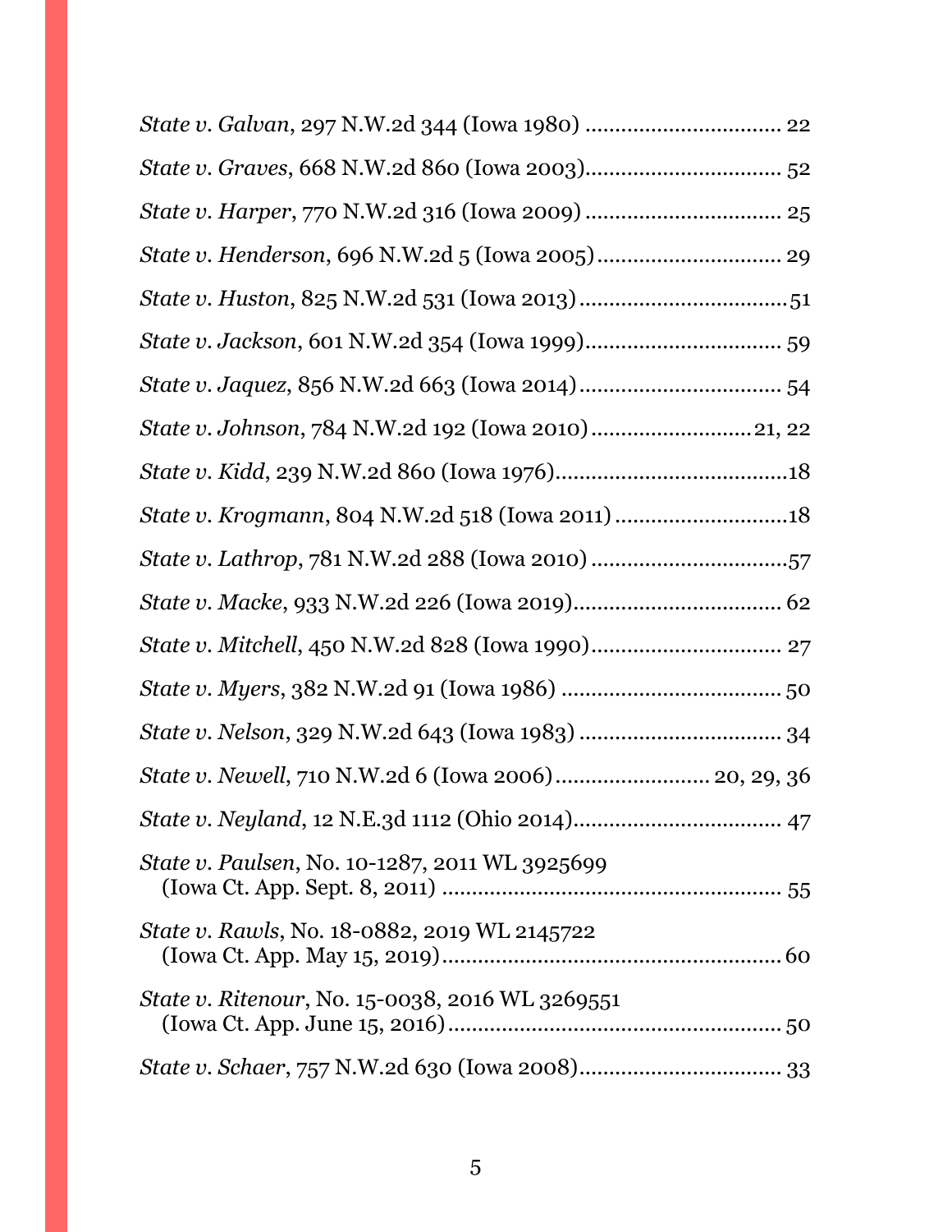*State v. Galvan*, 297 N.W.2d 344 (Iowa 1980) ................................ 22

*State v. Graves*, 668 N.W.2d 860 (Iowa 2003)................................ 52

*State v. Harper*, 770 N.W.2d 316 (Iowa 2009) ................................ 25

*State v. Henderson*, 696 N.W.2d 5 (Iowa 2005) .............................. 29

*State v. Huston*, 825 N.W.2d 531 (Iowa 2013) ..................................51

*State v. Jackson*, 601 N.W.2d 354 (Iowa 1999)................................ 59

*State v. Jaquez*, 856 N.W.2d 663 (Iowa 2014)................................. 54

*State v. Johnson*, 784 N.W.2d 192 (Iowa 2010) .......................... 21, 22

*State v. Kidd*, 239 N.W.2d 860 (Iowa 1976).......................................18

*State v. Krogmann*, 804 N.W.2d 518 (Iowa 2011) ............................18

*State v. Lathrop*, 781 N.W.2d 288 (Iowa 2010) .................................57

*State v. Macke*, 933 N.W.2d 226 (Iowa 2019).................................. 62

*State v. Mitchell*, 450 N.W.2d 828 (Iowa 1990)............................... 27

*State v. Myers*, 382 N.W.2d 91 (Iowa 1986) .................................... 50

*State v. Nelson*, 329 N.W.2d 643 (Iowa 1983) ................................. 34

*State v. Newell*, 710 N.W.2d 6 (Iowa 2006)......................... 20, 29, 36

*State v. Neyland*, 12 N.E.3d 1112 (Ohio 2014).................................. 47

*State v. Paulsen*, No. 10-1287, 2011 WL 3925699
(Iowa Ct. App. Sept. 8, 2011) ......................................................... 55

*State v. Rawls*, No. 18-0882, 2019 WL 2145722
(Iowa Ct. App. May 15, 2019)......................................................... 60

*State v. Ritenour*, No. 15-0038, 2016 WL 3269551
(Iowa Ct. App. June 15, 2016)........................................................ 50

*State v. Schaer*, 757 N.W.2d 630 (Iowa 2008)................................. 33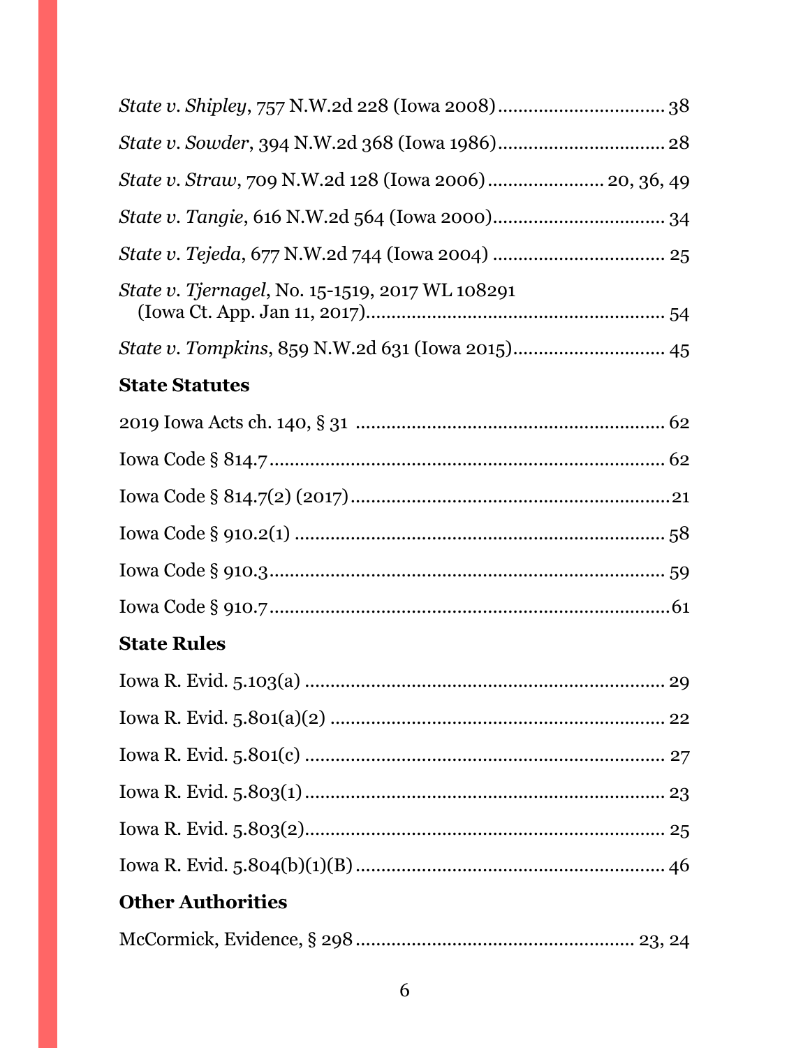*State v. Shipley*, 757 N.W.2d 228 (Iowa 2008) ................................ 38

*State v. Sowder*, 394 N.W.2d 368 (Iowa 1986) ................................ 28

*State v. Straw*, 709 N.W.2d 128 (Iowa 2006) ...................... 20, 36, 49

*State v. Tangie*, 616 N.W.2d 564 (Iowa 2000) ................................ 34

*State v. Tejeda*, 677 N.W.2d 744 (Iowa 2004) ................................ 25

*State v. Tjernagel*, No. 15-1519, 2017 WL 108291 (Iowa Ct. App. Jan 11, 2017) ................................ 54

*State v. Tompkins*, 859 N.W.2d 631 (Iowa 2015) ................................ 45

### State Statutes

2019 Iowa Acts ch. 140, § 31 ................................ 62

Iowa Code § 814.7 ................................ 62

Iowa Code § 814.7(2) (2017) ................................ 21

Iowa Code § 910.2(1) ................................ 58

Iowa Code § 910.3 ................................ 59

Iowa Code § 910.7 ................................ 61

### State Rules

Iowa R. Evid. 5.103(a) ................................ 29

Iowa R. Evid. 5.801(a)(2) ................................ 22

Iowa R. Evid. 5.801(c) ................................ 27

Iowa R. Evid. 5.803(1) ................................ 23

Iowa R. Evid. 5.803(2) ................................ 25

Iowa R. Evid. 5.804(b)(1)(B) ................................ 46

### Other Authorities

McCormick, Evidence, § 298 ................................ 23, 24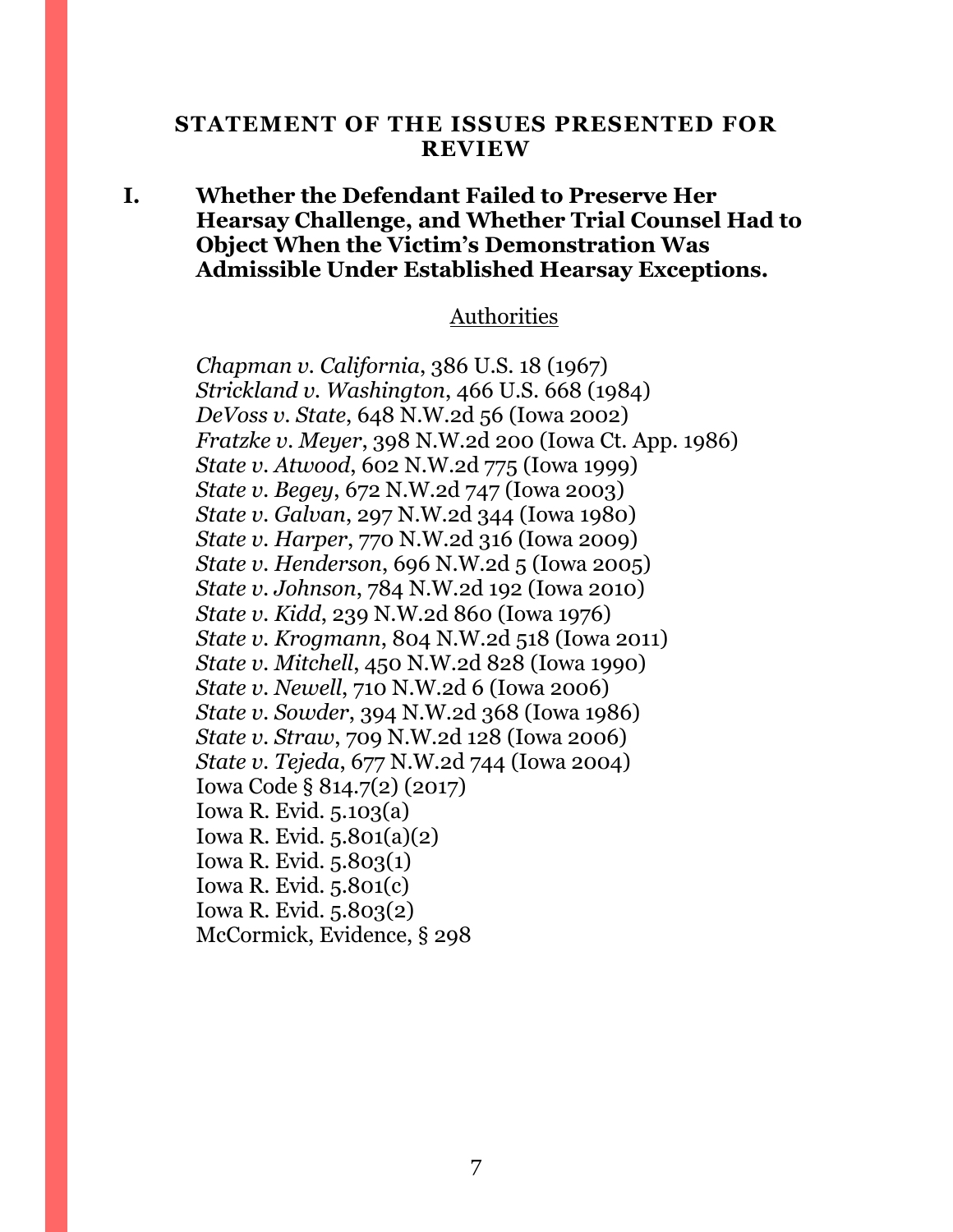## STATEMENT OF THE ISSUES PRESENTED FOR REVIEW

**I. Whether the Defendant Failed to Preserve Her Hearsay Challenge, and Whether Trial Counsel Had to Object When the Victim's Demonstration Was Admissible Under Established Hearsay Exceptions.**

Authorities

*Chapman v. California*, 386 U.S. 18 (1967)
*Strickland v. Washington*, 466 U.S. 668 (1984)
*DeVoss v. State*, 648 N.W.2d 56 (Iowa 2002)
*Fratzke v. Meyer*, 398 N.W.2d 200 (Iowa Ct. App. 1986)
*State v. Atwood*, 602 N.W.2d 775 (Iowa 1999)
*State v. Begey*, 672 N.W.2d 747 (Iowa 2003)
*State v. Galvan*, 297 N.W.2d 344 (Iowa 1980)
*State v. Harper*, 770 N.W.2d 316 (Iowa 2009)
*State v. Henderson*, 696 N.W.2d 5 (Iowa 2005)
*State v. Johnson*, 784 N.W.2d 192 (Iowa 2010)
*State v. Kidd*, 239 N.W.2d 860 (Iowa 1976)
*State v. Krogmann*, 804 N.W.2d 518 (Iowa 2011)
*State v. Mitchell*, 450 N.W.2d 828 (Iowa 1990)
*State v. Newell*, 710 N.W.2d 6 (Iowa 2006)
*State v. Sowder*, 394 N.W.2d 368 (Iowa 1986)
*State v. Straw*, 709 N.W.2d 128 (Iowa 2006)
*State v. Tejeda*, 677 N.W.2d 744 (Iowa 2004)
Iowa Code § 814.7(2) (2017)
Iowa R. Evid. 5.103(a)
Iowa R. Evid. 5.801(a)(2)
Iowa R. Evid. 5.803(1)
Iowa R. Evid. 5.801(c)
Iowa R. Evid. 5.803(2)
McCormick, Evidence, § 298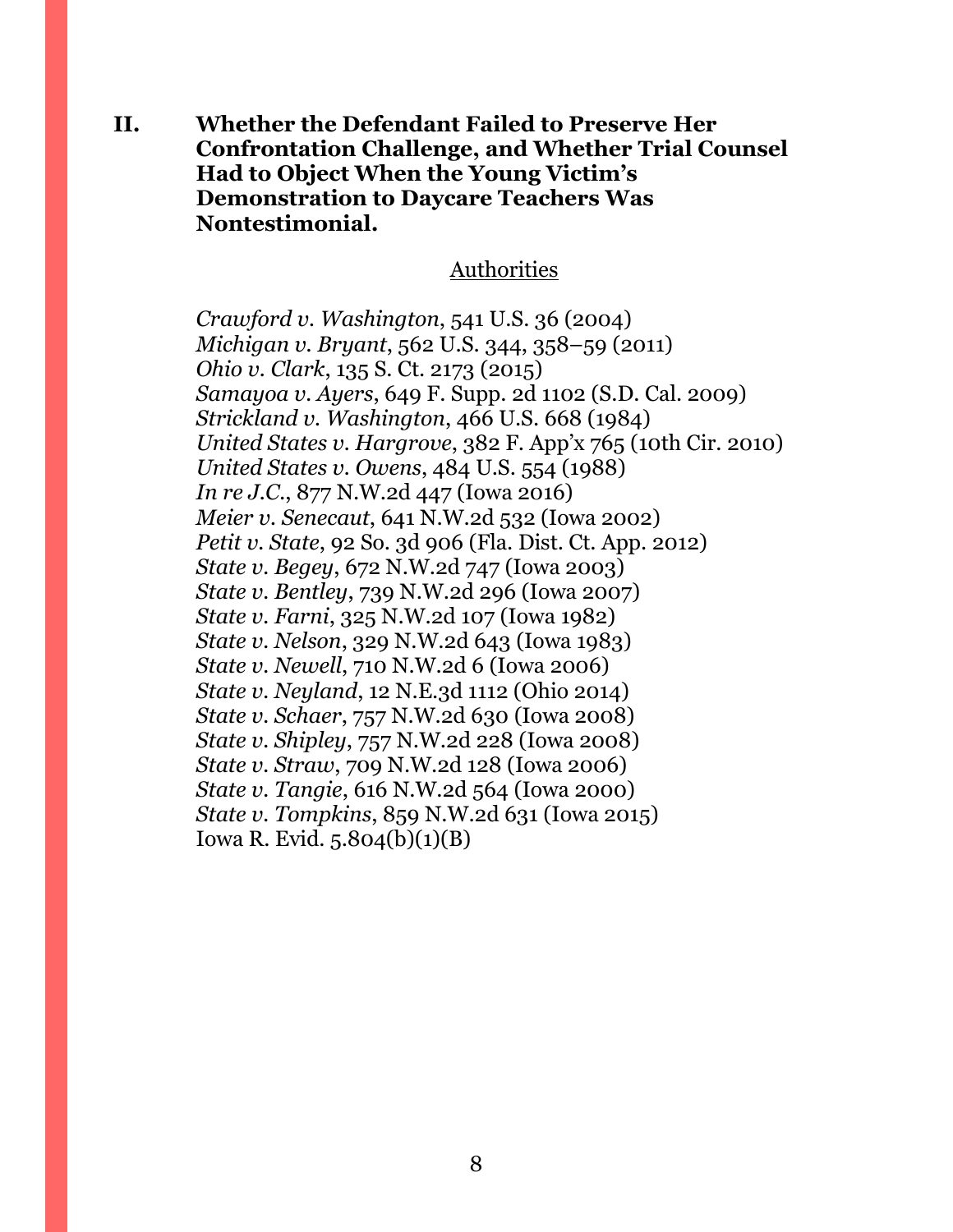**II. Whether the Defendant Failed to Preserve Her Confrontation Challenge, and Whether Trial Counsel Had to Object When the Young Victim's Demonstration to Daycare Teachers Was Nontestimonial.**

Authorities

*Crawford v. Washington*, 541 U.S. 36 (2004)
*Michigan v. Bryant*, 562 U.S. 344, 358–59 (2011)
*Ohio v. Clark*, 135 S. Ct. 2173 (2015)
*Samayoa v. Ayers*, 649 F. Supp. 2d 1102 (S.D. Cal. 2009)
*Strickland v. Washington*, 466 U.S. 668 (1984)
*United States v. Hargrove*, 382 F. App'x 765 (10th Cir. 2010)
*United States v. Owens*, 484 U.S. 554 (1988)
*In re J.C.*, 877 N.W.2d 447 (Iowa 2016)
*Meier v. Senecaut*, 641 N.W.2d 532 (Iowa 2002)
*Petit v. State*, 92 So. 3d 906 (Fla. Dist. Ct. App. 2012)
*State v. Begey*, 672 N.W.2d 747 (Iowa 2003)
*State v. Bentley*, 739 N.W.2d 296 (Iowa 2007)
*State v. Farni*, 325 N.W.2d 107 (Iowa 1982)
*State v. Nelson*, 329 N.W.2d 643 (Iowa 1983)
*State v. Newell*, 710 N.W.2d 6 (Iowa 2006)
*State v. Neyland*, 12 N.E.3d 1112 (Ohio 2014)
*State v. Schaer*, 757 N.W.2d 630 (Iowa 2008)
*State v. Shipley*, 757 N.W.2d 228 (Iowa 2008)
*State v. Straw*, 709 N.W.2d 128 (Iowa 2006)
*State v. Tangie*, 616 N.W.2d 564 (Iowa 2000)
*State v. Tompkins*, 859 N.W.2d 631 (Iowa 2015)
Iowa R. Evid. 5.804(b)(1)(B)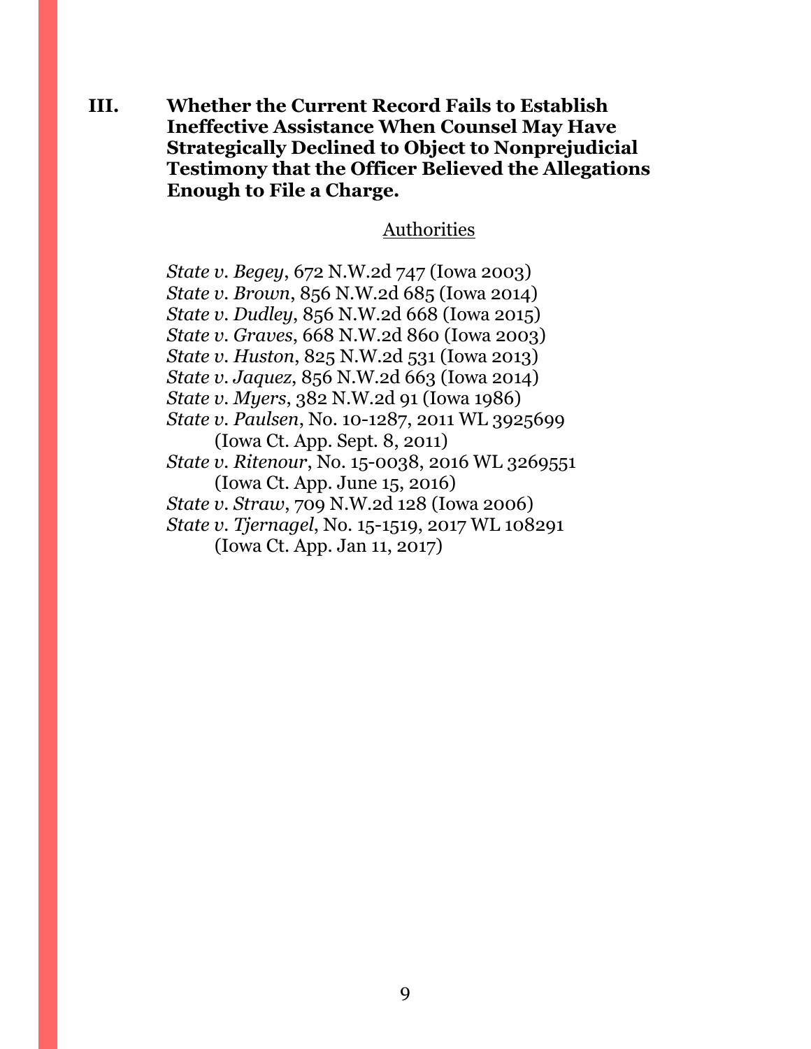**III. Whether the Current Record Fails to Establish Ineffective Assistance When Counsel May Have Strategically Declined to Object to Nonprejudicial Testimony that the Officer Believed the Allegations Enough to File a Charge.**

Authorities

*State v. Begey*, 672 N.W.2d 747 (Iowa 2003)
*State v. Brown*, 856 N.W.2d 685 (Iowa 2014)
*State v. Dudley*, 856 N.W.2d 668 (Iowa 2015)
*State v. Graves*, 668 N.W.2d 860 (Iowa 2003)
*State v. Huston*, 825 N.W.2d 531 (Iowa 2013)
*State v. Jaquez*, 856 N.W.2d 663 (Iowa 2014)
*State v. Myers*, 382 N.W.2d 91 (Iowa 1986)
*State v. Paulsen*, No. 10-1287, 2011 WL 3925699 (Iowa Ct. App. Sept. 8, 2011)
*State v. Ritenour*, No. 15-0038, 2016 WL 3269551 (Iowa Ct. App. June 15, 2016)
*State v. Straw*, 709 N.W.2d 128 (Iowa 2006)
*State v. Tjernagel*, No. 15-1519, 2017 WL 108291 (Iowa Ct. App. Jan 11, 2017)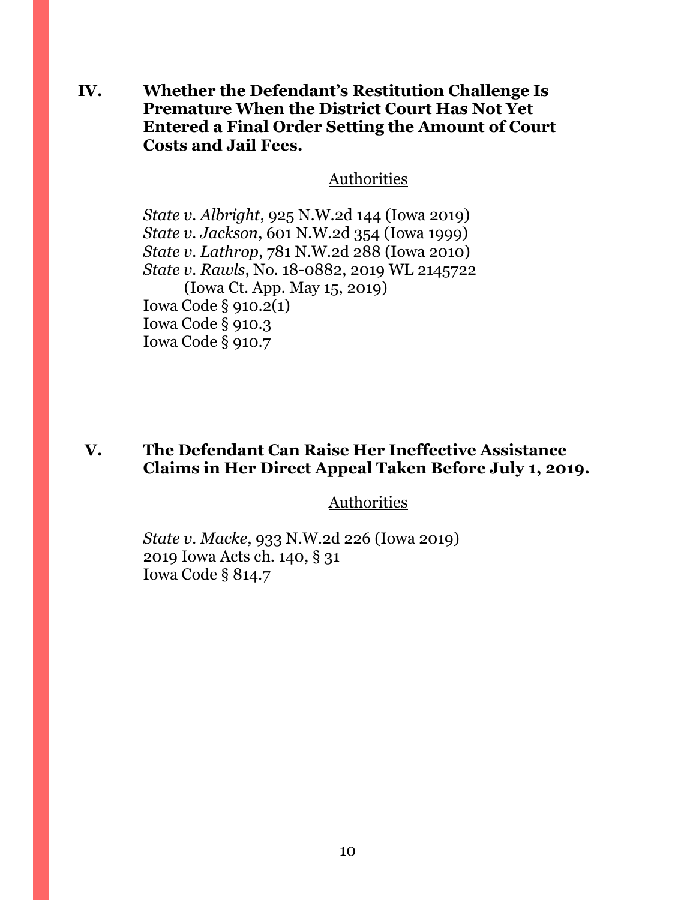**IV. Whether the Defendant's Restitution Challenge Is Premature When the District Court Has Not Yet Entered a Final Order Setting the Amount of Court Costs and Jail Fees.**

Authorities

*State v. Albright*, 925 N.W.2d 144 (Iowa 2019)
*State v. Jackson*, 601 N.W.2d 354 (Iowa 1999)
*State v. Lathrop*, 781 N.W.2d 288 (Iowa 2010)
*State v. Rawls*, No. 18-0882, 2019 WL 2145722 (Iowa Ct. App. May 15, 2019)
Iowa Code § 910.2(1)
Iowa Code § 910.3
Iowa Code § 910.7

**V. The Defendant Can Raise Her Ineffective Assistance Claims in Her Direct Appeal Taken Before July 1, 2019.**

Authorities

*State v. Macke*, 933 N.W.2d 226 (Iowa 2019)
2019 Iowa Acts ch. 140, § 31
Iowa Code § 814.7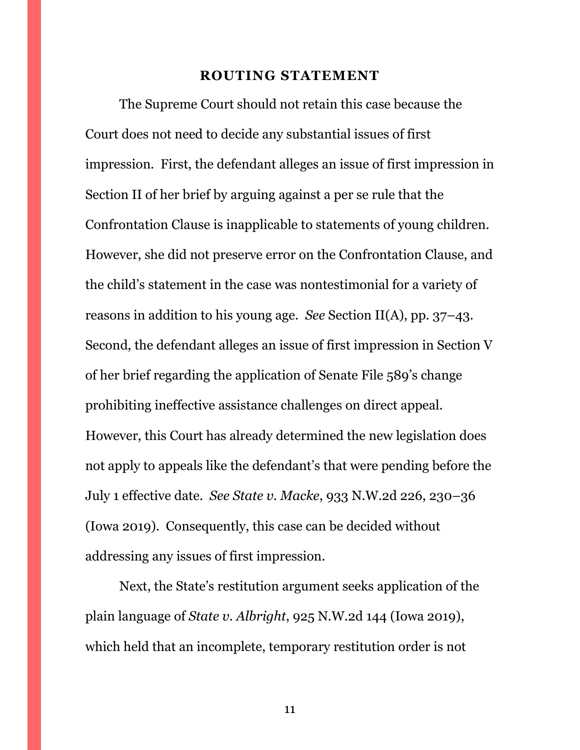## ROUTING STATEMENT

The Supreme Court should not retain this case because the Court does not need to decide any substantial issues of first impression. First, the defendant alleges an issue of first impression in Section II of her brief by arguing against a per se rule that the Confrontation Clause is inapplicable to statements of young children. However, she did not preserve error on the Confrontation Clause, and the child's statement in the case was nontestimonial for a variety of reasons in addition to his young age. *See* Section II(A), pp. 37–43. Second, the defendant alleges an issue of first impression in Section V of her brief regarding the application of Senate File 589's change prohibiting ineffective assistance challenges on direct appeal. However, this Court has already determined the new legislation does not apply to appeals like the defendant's that were pending before the July 1 effective date. *See State v. Macke*, 933 N.W.2d 226, 230–36 (Iowa 2019). Consequently, this case can be decided without addressing any issues of first impression.

Next, the State's restitution argument seeks application of the plain language of *State v. Albright*, 925 N.W.2d 144 (Iowa 2019), which held that an incomplete, temporary restitution order is not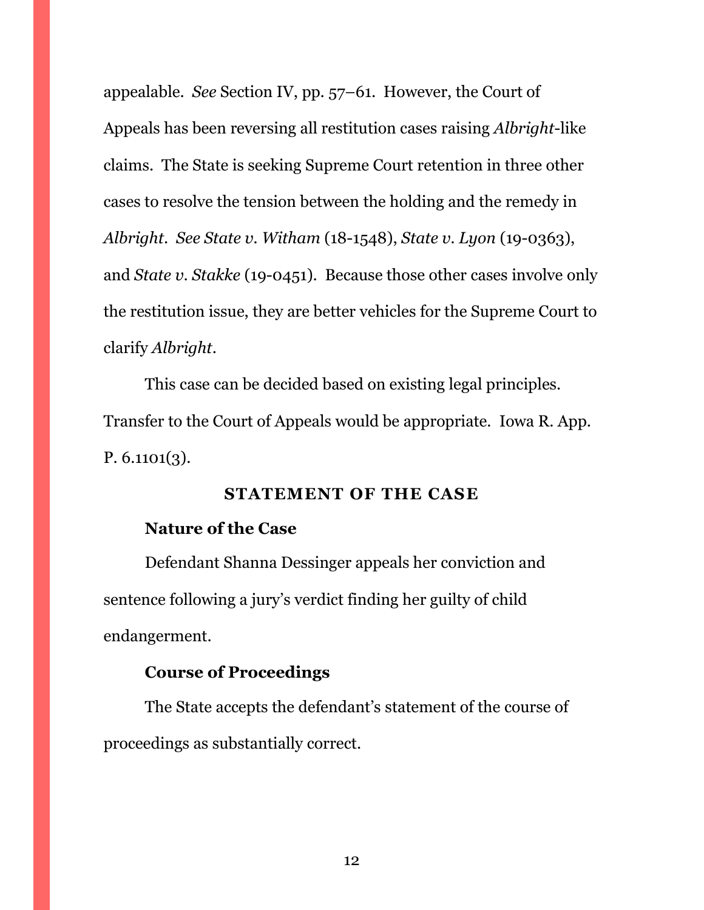appealable. *See* Section IV, pp. 57–61. However, the Court of Appeals has been reversing all restitution cases raising *Albright*-like claims. The State is seeking Supreme Court retention in three other cases to resolve the tension between the holding and the remedy in *Albright*. *See State v. Witham* (18-1548), *State v. Lyon* (19-0363), and *State v. Stakke* (19-0451). Because those other cases involve only the restitution issue, they are better vehicles for the Supreme Court to clarify *Albright*.

This case can be decided based on existing legal principles. Transfer to the Court of Appeals would be appropriate. Iowa R. App. P. 6.1101(3).

## STATEMENT OF THE CASE

### Nature of the Case

Defendant Shanna Dessinger appeals her conviction and sentence following a jury's verdict finding her guilty of child endangerment.

### Course of Proceedings

The State accepts the defendant's statement of the course of proceedings as substantially correct.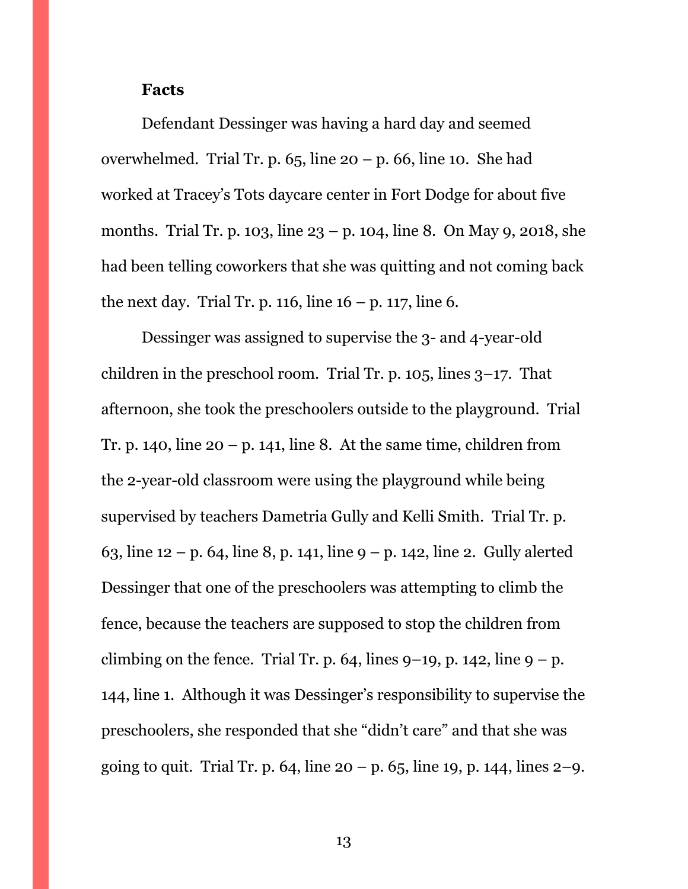**Facts**

Defendant Dessinger was having a hard day and seemed overwhelmed. Trial Tr. p. 65, line 20 – p. 66, line 10. She had worked at Tracey's Tots daycare center in Fort Dodge for about five months. Trial Tr. p. 103, line 23 – p. 104, line 8. On May 9, 2018, she had been telling coworkers that she was quitting and not coming back the next day. Trial Tr. p. 116, line 16 – p. 117, line 6.

Dessinger was assigned to supervise the 3- and 4-year-old children in the preschool room. Trial Tr. p. 105, lines 3–17. That afternoon, she took the preschoolers outside to the playground. Trial Tr. p. 140, line 20 – p. 141, line 8. At the same time, children from the 2-year-old classroom were using the playground while being supervised by teachers Dametria Gully and Kelli Smith. Trial Tr. p. 63, line 12 – p. 64, line 8, p. 141, line 9 – p. 142, line 2. Gully alerted Dessinger that one of the preschoolers was attempting to climb the fence, because the teachers are supposed to stop the children from climbing on the fence. Trial Tr. p. 64, lines 9–19, p. 142, line 9 – p. 144, line 1. Although it was Dessinger's responsibility to supervise the preschoolers, she responded that she "didn't care" and that she was going to quit. Trial Tr. p. 64, line 20 – p. 65, line 19, p. 144, lines 2–9.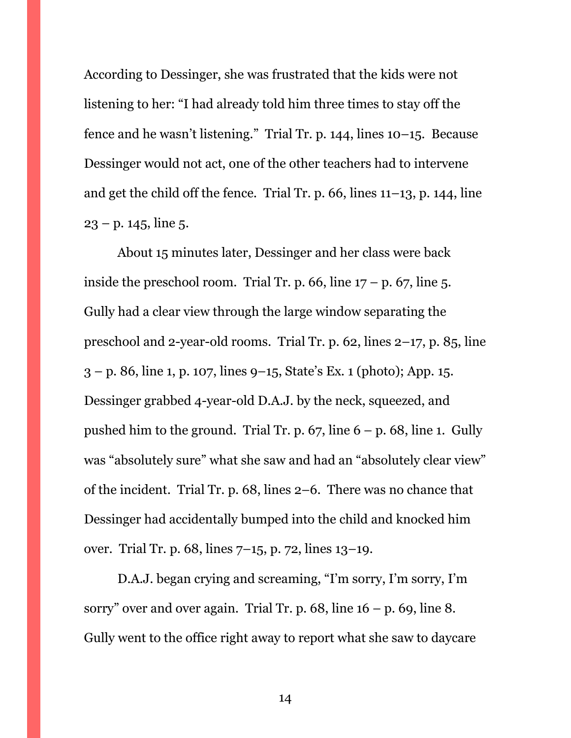According to Dessinger, she was frustrated that the kids were not listening to her: "I had already told him three times to stay off the fence and he wasn't listening." Trial Tr. p. 144, lines 10–15. Because Dessinger would not act, one of the other teachers had to intervene and get the child off the fence. Trial Tr. p. 66, lines 11–13, p. 144, line 23 – p. 145, line 5.

About 15 minutes later, Dessinger and her class were back inside the preschool room. Trial Tr. p. 66, line 17 – p. 67, line 5. Gully had a clear view through the large window separating the preschool and 2-year-old rooms. Trial Tr. p. 62, lines 2–17, p. 85, line 3 – p. 86, line 1, p. 107, lines 9–15, State's Ex. 1 (photo); App. 15. Dessinger grabbed 4-year-old D.A.J. by the neck, squeezed, and pushed him to the ground. Trial Tr. p. 67, line 6 – p. 68, line 1. Gully was "absolutely sure" what she saw and had an "absolutely clear view" of the incident. Trial Tr. p. 68, lines 2–6. There was no chance that Dessinger had accidentally bumped into the child and knocked him over. Trial Tr. p. 68, lines 7–15, p. 72, lines 13–19.

D.A.J. began crying and screaming, "I'm sorry, I'm sorry, I'm sorry" over and over again. Trial Tr. p. 68, line 16 – p. 69, line 8. Gully went to the office right away to report what she saw to daycare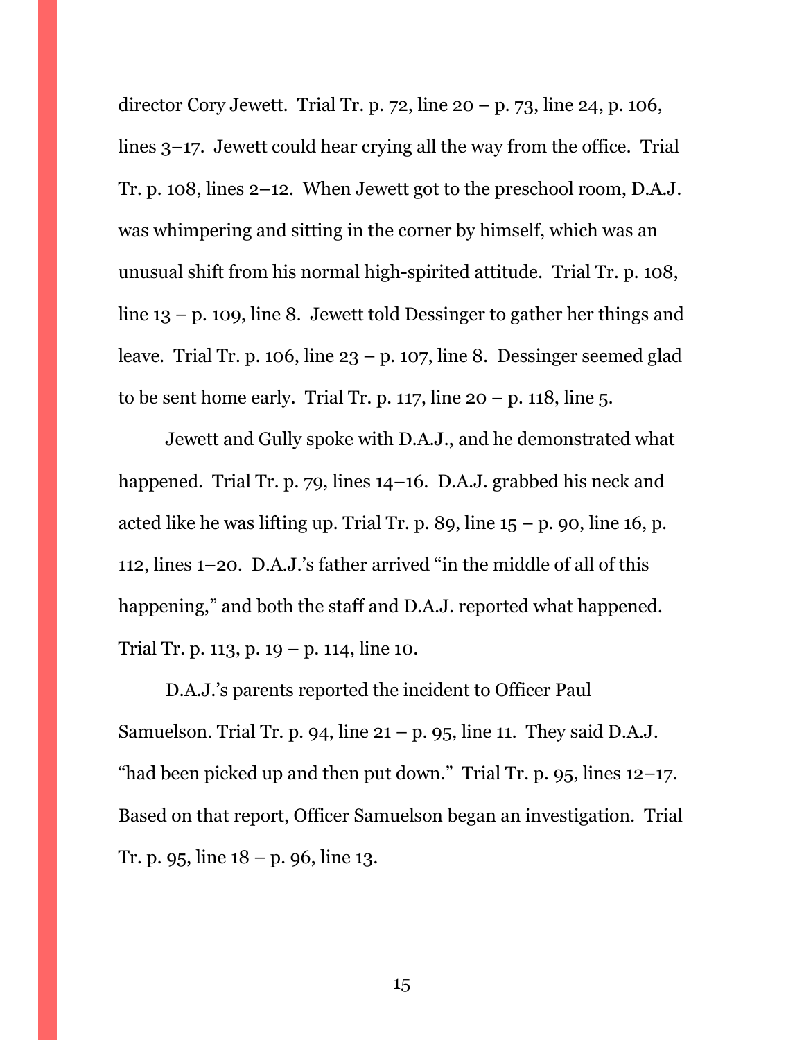director Cory Jewett. Trial Tr. p. 72, line 20 – p. 73, line 24, p. 106, lines 3–17. Jewett could hear crying all the way from the office. Trial Tr. p. 108, lines 2–12. When Jewett got to the preschool room, D.A.J. was whimpering and sitting in the corner by himself, which was an unusual shift from his normal high-spirited attitude. Trial Tr. p. 108, line 13 – p. 109, line 8. Jewett told Dessinger to gather her things and leave. Trial Tr. p. 106, line 23 – p. 107, line 8. Dessinger seemed glad to be sent home early. Trial Tr. p. 117, line 20 – p. 118, line 5.

Jewett and Gully spoke with D.A.J., and he demonstrated what happened. Trial Tr. p. 79, lines 14–16. D.A.J. grabbed his neck and acted like he was lifting up. Trial Tr. p. 89, line 15 – p. 90, line 16, p. 112, lines 1–20. D.A.J.'s father arrived "in the middle of all of this happening," and both the staff and D.A.J. reported what happened. Trial Tr. p. 113, p. 19 – p. 114, line 10.

D.A.J.'s parents reported the incident to Officer Paul Samuelson. Trial Tr. p. 94, line 21 – p. 95, line 11. They said D.A.J. "had been picked up and then put down." Trial Tr. p. 95, lines 12–17. Based on that report, Officer Samuelson began an investigation. Trial Tr. p. 95, line 18 – p. 96, line 13.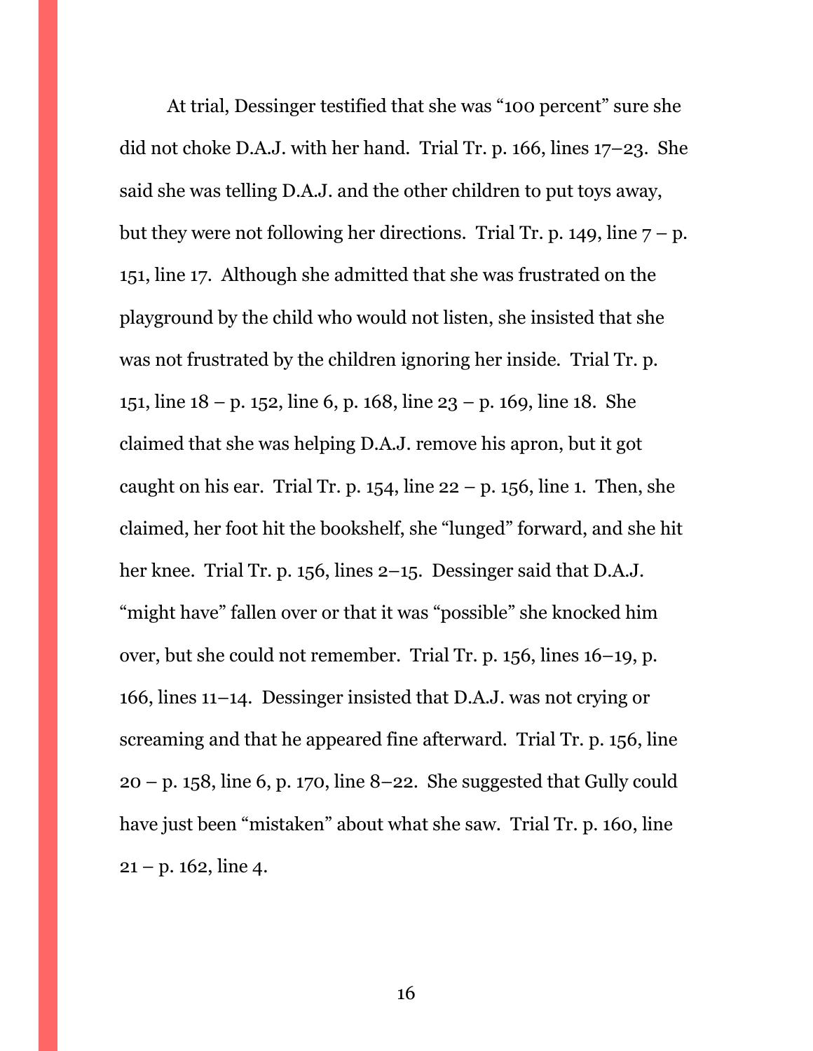At trial, Dessinger testified that she was "100 percent" sure she did not choke D.A.J. with her hand. Trial Tr. p. 166, lines 17–23. She said she was telling D.A.J. and the other children to put toys away, but they were not following her directions. Trial Tr. p. 149, line 7 – p. 151, line 17. Although she admitted that she was frustrated on the playground by the child who would not listen, she insisted that she was not frustrated by the children ignoring her inside. Trial Tr. p. 151, line 18 – p. 152, line 6, p. 168, line 23 – p. 169, line 18. She claimed that she was helping D.A.J. remove his apron, but it got caught on his ear. Trial Tr. p. 154, line 22 – p. 156, line 1. Then, she claimed, her foot hit the bookshelf, she "lunged" forward, and she hit her knee. Trial Tr. p. 156, lines 2–15. Dessinger said that D.A.J. "might have" fallen over or that it was "possible" she knocked him over, but she could not remember. Trial Tr. p. 156, lines 16–19, p. 166, lines 11–14. Dessinger insisted that D.A.J. was not crying or screaming and that he appeared fine afterward. Trial Tr. p. 156, line 20 – p. 158, line 6, p. 170, line 8–22. She suggested that Gully could have just been "mistaken" about what she saw. Trial Tr. p. 160, line 21 – p. 162, line 4.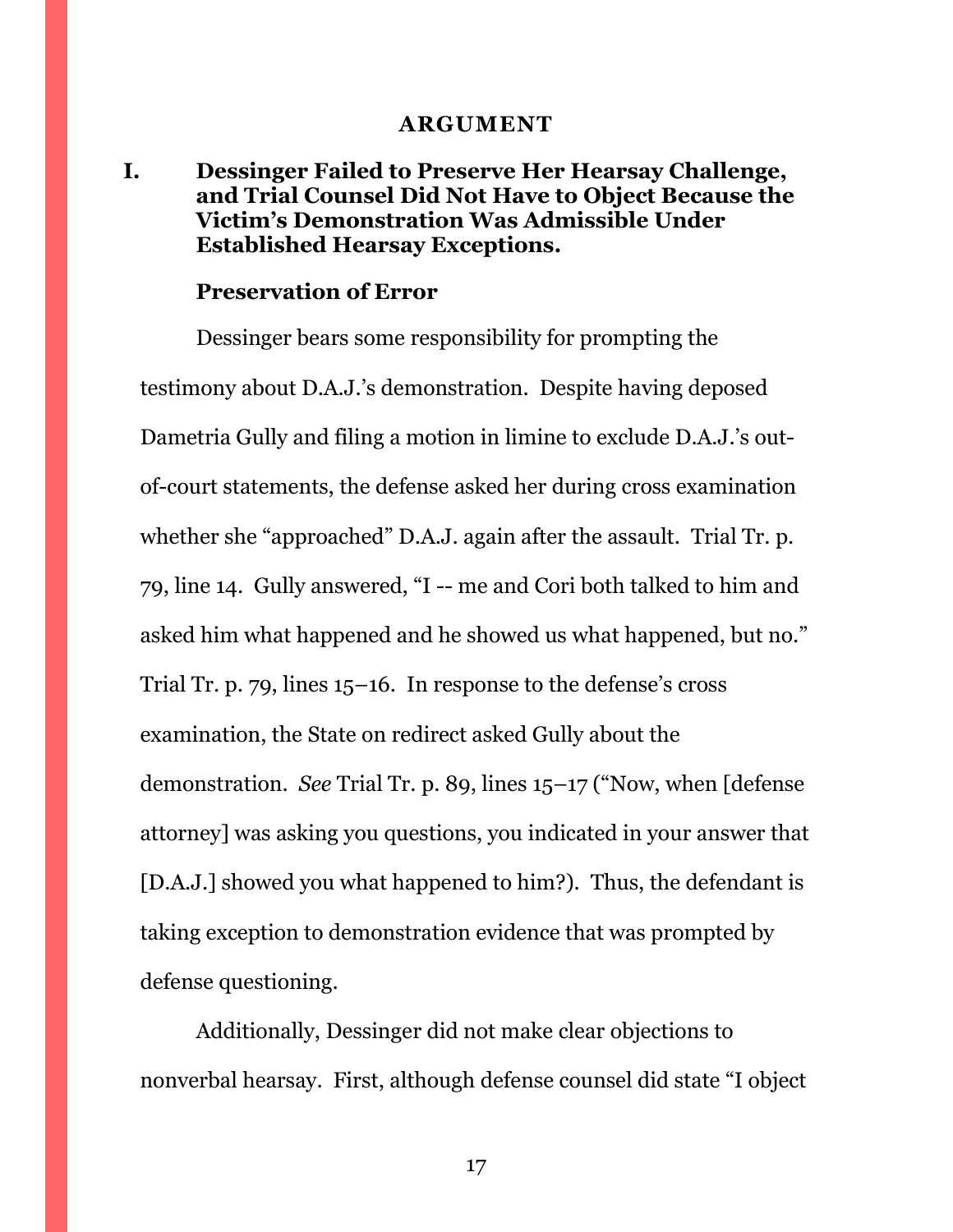## ARGUMENT

### I. Dessinger Failed to Preserve Her Hearsay Challenge, and Trial Counsel Did Not Have to Object Because the Victim's Demonstration Was Admissible Under Established Hearsay Exceptions.

**Preservation of Error**

Dessinger bears some responsibility for prompting the testimony about D.A.J.'s demonstration. Despite having deposed Dametria Gully and filing a motion in limine to exclude D.A.J.'s out-of-court statements, the defense asked her during cross examination whether she "approached" D.A.J. again after the assault. Trial Tr. p. 79, line 14. Gully answered, "I -- me and Cori both talked to him and asked him what happened and he showed us what happened, but no." Trial Tr. p. 79, lines 15–16. In response to the defense's cross examination, the State on redirect asked Gully about the demonstration. *See* Trial Tr. p. 89, lines 15–17 ("Now, when [defense attorney] was asking you questions, you indicated in your answer that [D.A.J.] showed you what happened to him?). Thus, the defendant is taking exception to demonstration evidence that was prompted by defense questioning.

Additionally, Dessinger did not make clear objections to nonverbal hearsay. First, although defense counsel did state "I object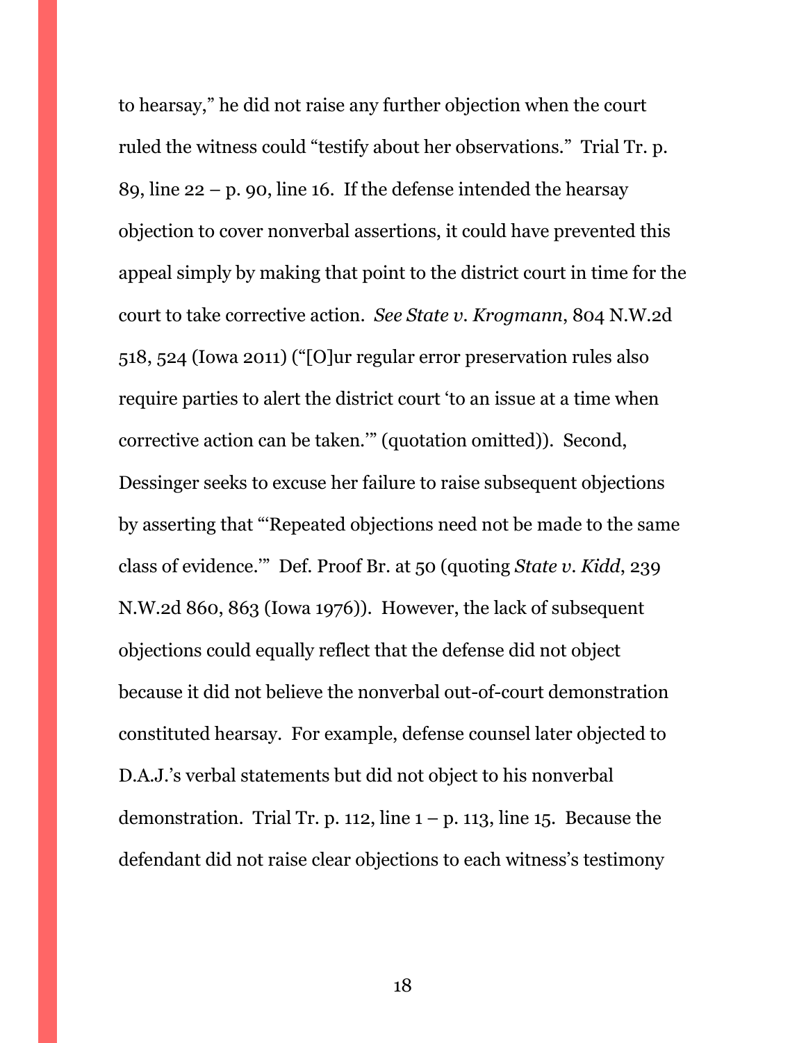to hearsay," he did not raise any further objection when the court ruled the witness could "testify about her observations." Trial Tr. p. 89, line 22 – p. 90, line 16. If the defense intended the hearsay objection to cover nonverbal assertions, it could have prevented this appeal simply by making that point to the district court in time for the court to take corrective action. *See State v. Krogmann*, 804 N.W.2d 518, 524 (Iowa 2011) ("[O]ur regular error preservation rules also require parties to alert the district court 'to an issue at a time when corrective action can be taken.'" (quotation omitted)). Second, Dessinger seeks to excuse her failure to raise subsequent objections by asserting that "'Repeated objections need not be made to the same class of evidence.'" Def. Proof Br. at 50 (quoting *State v. Kidd*, 239 N.W.2d 860, 863 (Iowa 1976)). However, the lack of subsequent objections could equally reflect that the defense did not object because it did not believe the nonverbal out-of-court demonstration constituted hearsay. For example, defense counsel later objected to D.A.J.'s verbal statements but did not object to his nonverbal demonstration. Trial Tr. p. 112, line 1 – p. 113, line 15. Because the defendant did not raise clear objections to each witness's testimony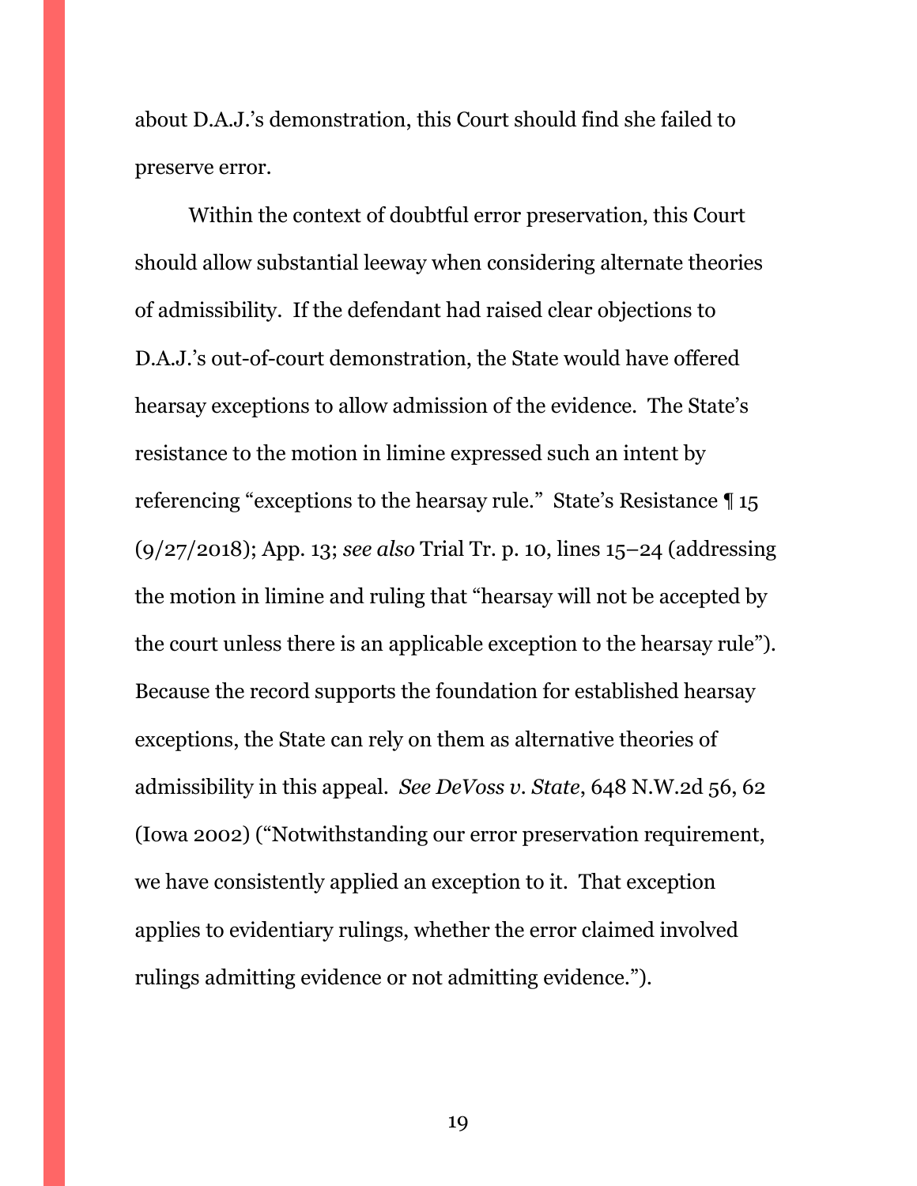about D.A.J.'s demonstration, this Court should find she failed to preserve error.

Within the context of doubtful error preservation, this Court should allow substantial leeway when considering alternate theories of admissibility. If the defendant had raised clear objections to D.A.J.'s out-of-court demonstration, the State would have offered hearsay exceptions to allow admission of the evidence. The State's resistance to the motion in limine expressed such an intent by referencing "exceptions to the hearsay rule." State's Resistance ¶ 15 (9/27/2018); App. 13; *see also* Trial Tr. p. 10, lines 15–24 (addressing the motion in limine and ruling that "hearsay will not be accepted by the court unless there is an applicable exception to the hearsay rule"). Because the record supports the foundation for established hearsay exceptions, the State can rely on them as alternative theories of admissibility in this appeal. *See DeVoss v. State*, 648 N.W.2d 56, 62 (Iowa 2002) ("Notwithstanding our error preservation requirement, we have consistently applied an exception to it. That exception applies to evidentiary rulings, whether the error claimed involved rulings admitting evidence or not admitting evidence.").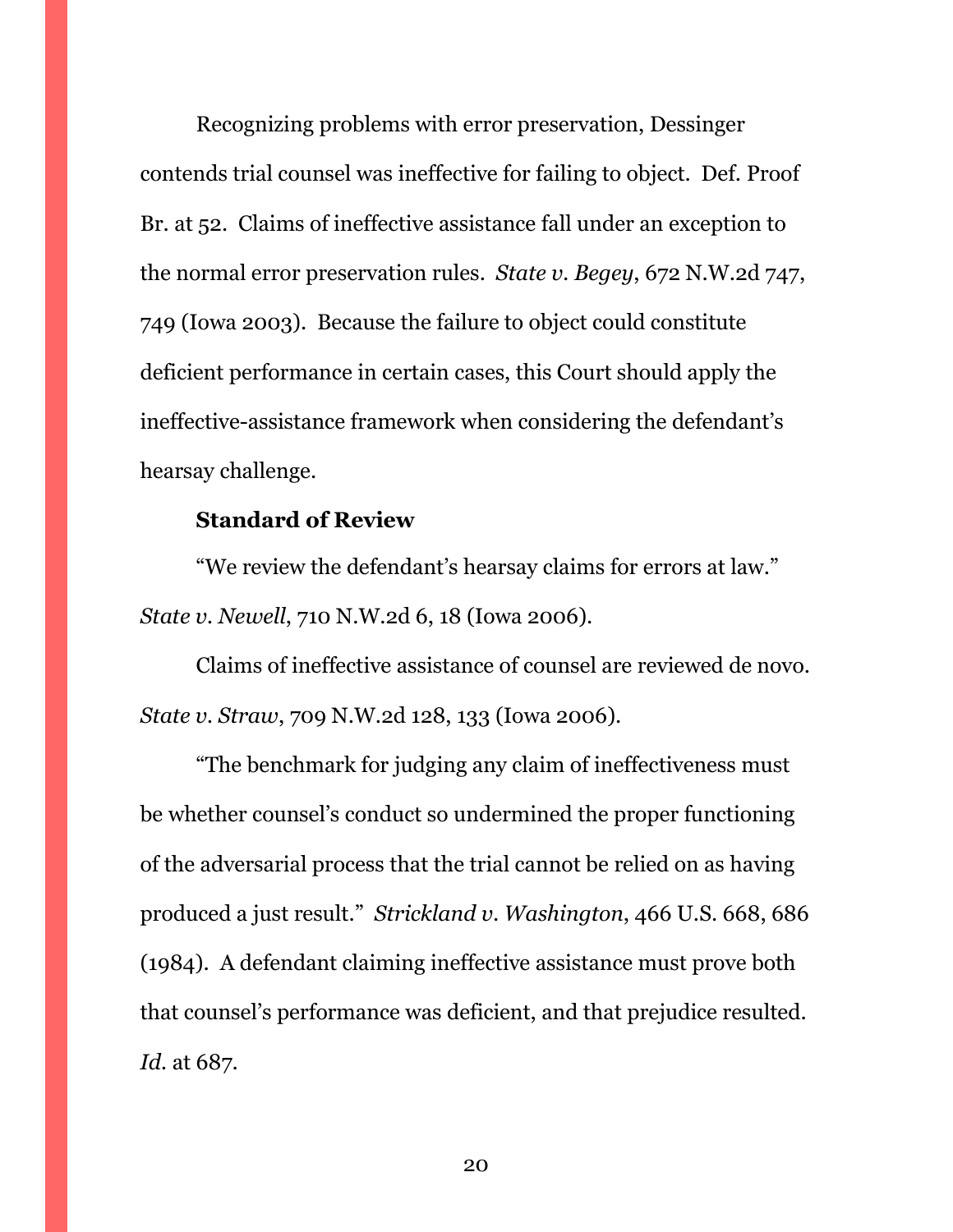Recognizing problems with error preservation, Dessinger contends trial counsel was ineffective for failing to object. Def. Proof Br. at 52. Claims of ineffective assistance fall under an exception to the normal error preservation rules. *State v. Begey*, 672 N.W.2d 747, 749 (Iowa 2003). Because the failure to object could constitute deficient performance in certain cases, this Court should apply the ineffective-assistance framework when considering the defendant's hearsay challenge.

**Standard of Review**

"We review the defendant's hearsay claims for errors at law." *State v. Newell*, 710 N.W.2d 6, 18 (Iowa 2006).

Claims of ineffective assistance of counsel are reviewed de novo. *State v. Straw*, 709 N.W.2d 128, 133 (Iowa 2006).

"The benchmark for judging any claim of ineffectiveness must be whether counsel's conduct so undermined the proper functioning of the adversarial process that the trial cannot be relied on as having produced a just result." *Strickland v. Washington*, 466 U.S. 668, 686 (1984). A defendant claiming ineffective assistance must prove both that counsel's performance was deficient, and that prejudice resulted. *Id.* at 687.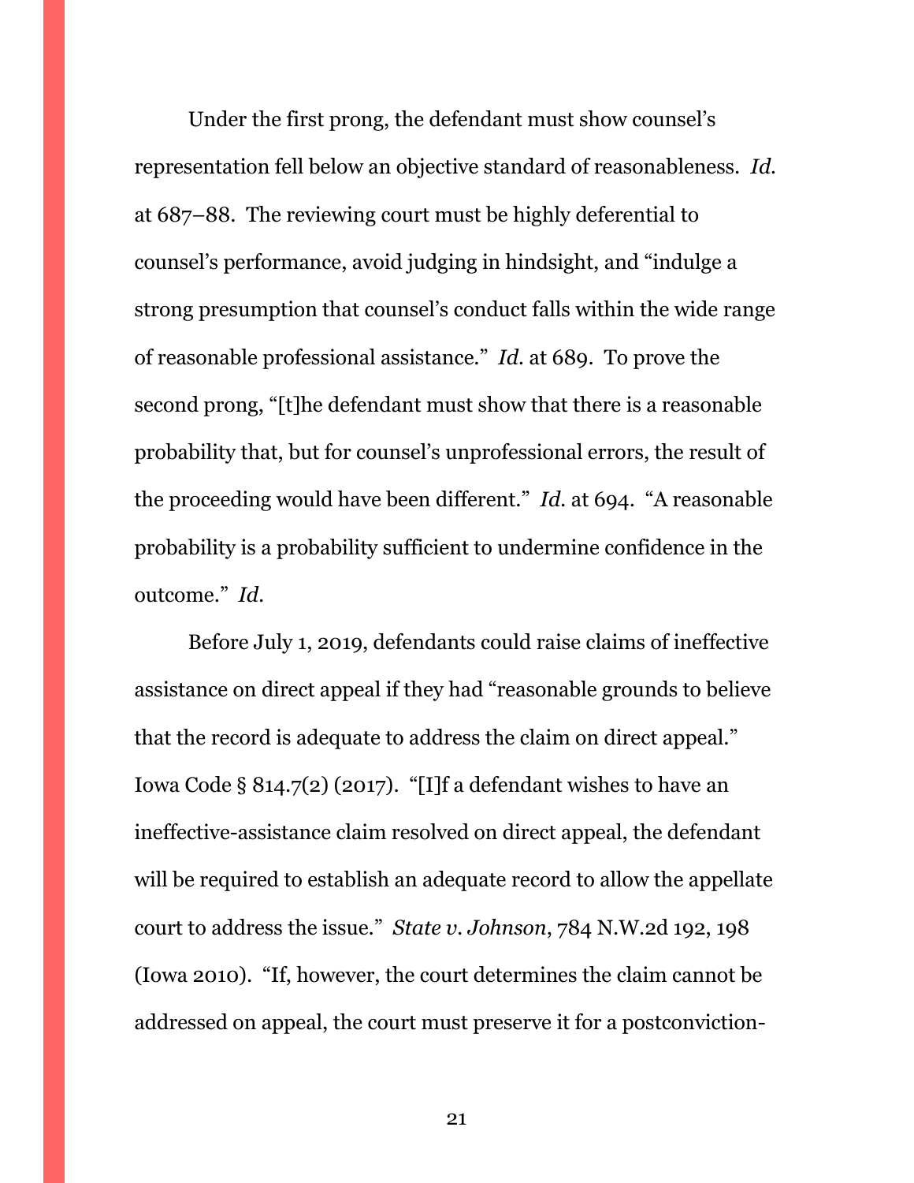Under the first prong, the defendant must show counsel's representation fell below an objective standard of reasonableness. *Id.* at 687–88. The reviewing court must be highly deferential to counsel's performance, avoid judging in hindsight, and "indulge a strong presumption that counsel's conduct falls within the wide range of reasonable professional assistance." *Id.* at 689. To prove the second prong, "[t]he defendant must show that there is a reasonable probability that, but for counsel's unprofessional errors, the result of the proceeding would have been different." *Id.* at 694. "A reasonable probability is a probability sufficient to undermine confidence in the outcome." *Id.*

Before July 1, 2019, defendants could raise claims of ineffective assistance on direct appeal if they had "reasonable grounds to believe that the record is adequate to address the claim on direct appeal." Iowa Code § 814.7(2) (2017). "[I]f a defendant wishes to have an ineffective-assistance claim resolved on direct appeal, the defendant will be required to establish an adequate record to allow the appellate court to address the issue." *State v. Johnson*, 784 N.W.2d 192, 198 (Iowa 2010). "If, however, the court determines the claim cannot be addressed on appeal, the court must preserve it for a postconviction-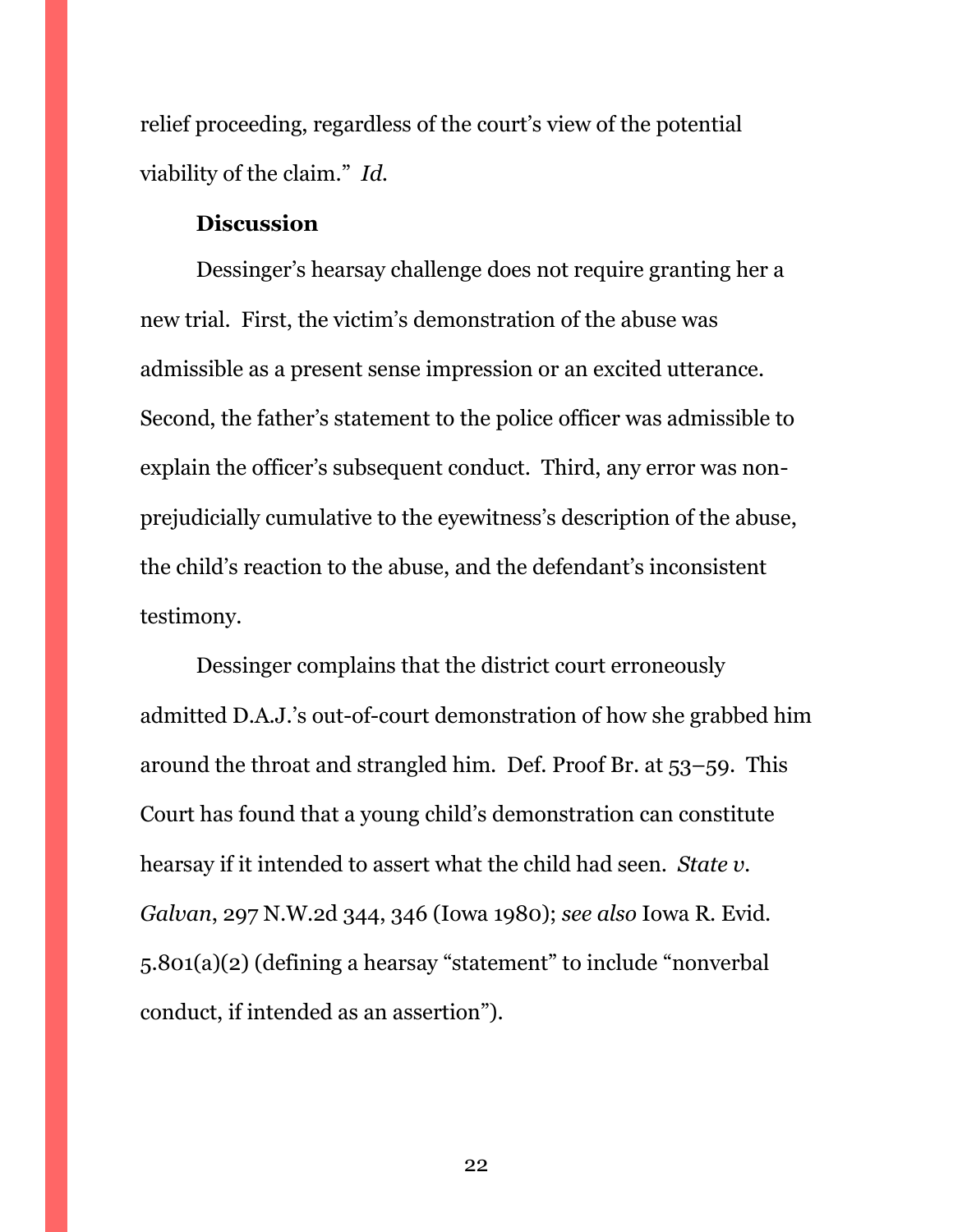relief proceeding, regardless of the court's view of the potential viability of the claim." *Id.*

**Discussion**

Dessinger's hearsay challenge does not require granting her a new trial. First, the victim's demonstration of the abuse was admissible as a present sense impression or an excited utterance. Second, the father's statement to the police officer was admissible to explain the officer's subsequent conduct. Third, any error was non-prejudicially cumulative to the eyewitness's description of the abuse, the child's reaction to the abuse, and the defendant's inconsistent testimony.

Dessinger complains that the district court erroneously admitted D.A.J.'s out-of-court demonstration of how she grabbed him around the throat and strangled him. Def. Proof Br. at 53–59. This Court has found that a young child's demonstration can constitute hearsay if it intended to assert what the child had seen. *State v. Galvan*, 297 N.W.2d 344, 346 (Iowa 1980); *see also* Iowa R. Evid. 5.801(a)(2) (defining a hearsay "statement" to include "nonverbal conduct, if intended as an assertion").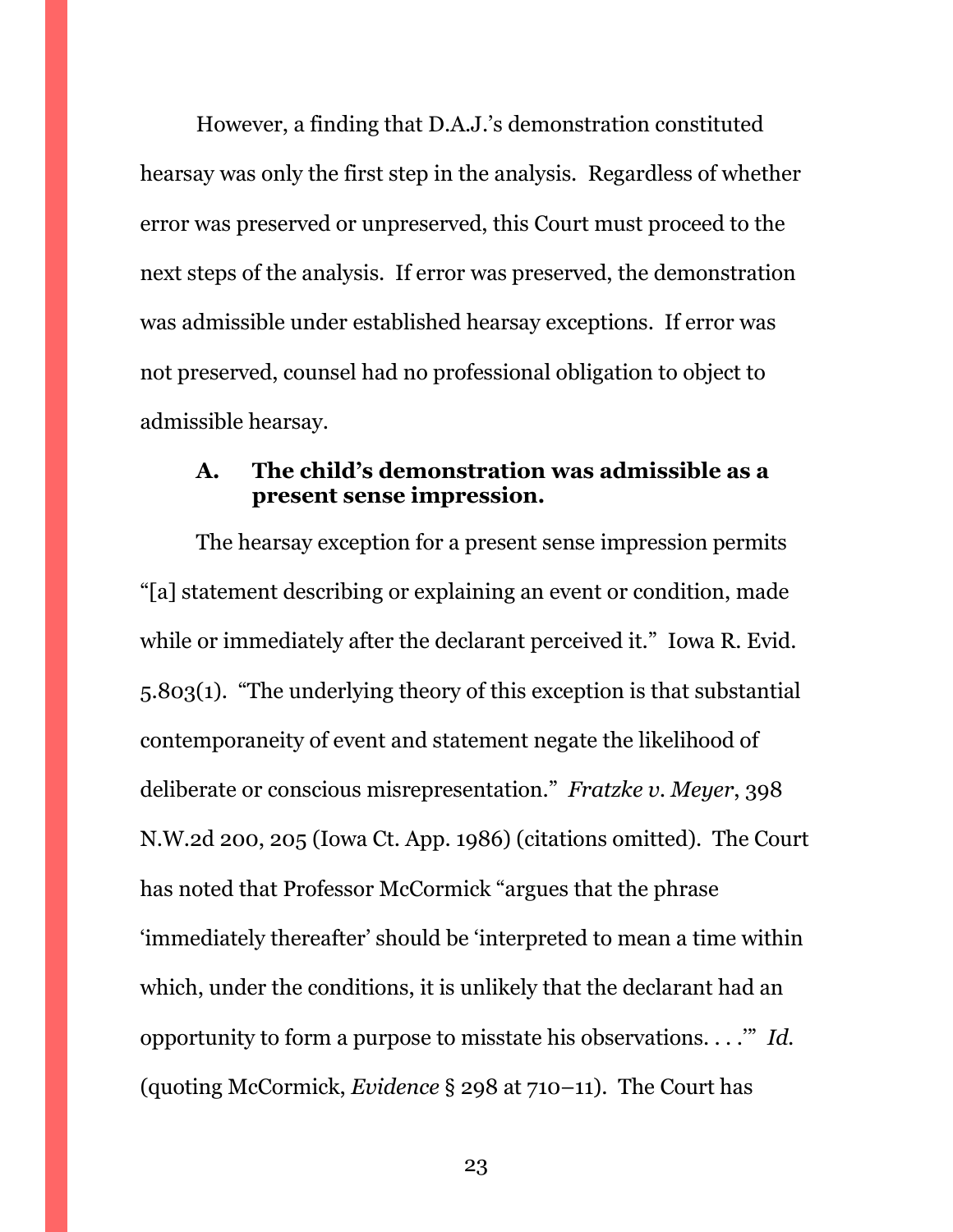However, a finding that D.A.J.'s demonstration constituted hearsay was only the first step in the analysis. Regardless of whether error was preserved or unpreserved, this Court must proceed to the next steps of the analysis. If error was preserved, the demonstration was admissible under established hearsay exceptions. If error was not preserved, counsel had no professional obligation to object to admissible hearsay.

### A. The child's demonstration was admissible as a present sense impression.

The hearsay exception for a present sense impression permits "[a] statement describing or explaining an event or condition, made while or immediately after the declarant perceived it." Iowa R. Evid. 5.803(1). "The underlying theory of this exception is that substantial contemporaneity of event and statement negate the likelihood of deliberate or conscious misrepresentation." *Fratzke v. Meyer*, 398 N.W.2d 200, 205 (Iowa Ct. App. 1986) (citations omitted). The Court has noted that Professor McCormick "argues that the phrase 'immediately thereafter' should be 'interpreted to mean a time within which, under the conditions, it is unlikely that the declarant had an opportunity to form a purpose to misstate his observations. . . .'" *Id.* (quoting McCormick, *Evidence* § 298 at 710–11). The Court has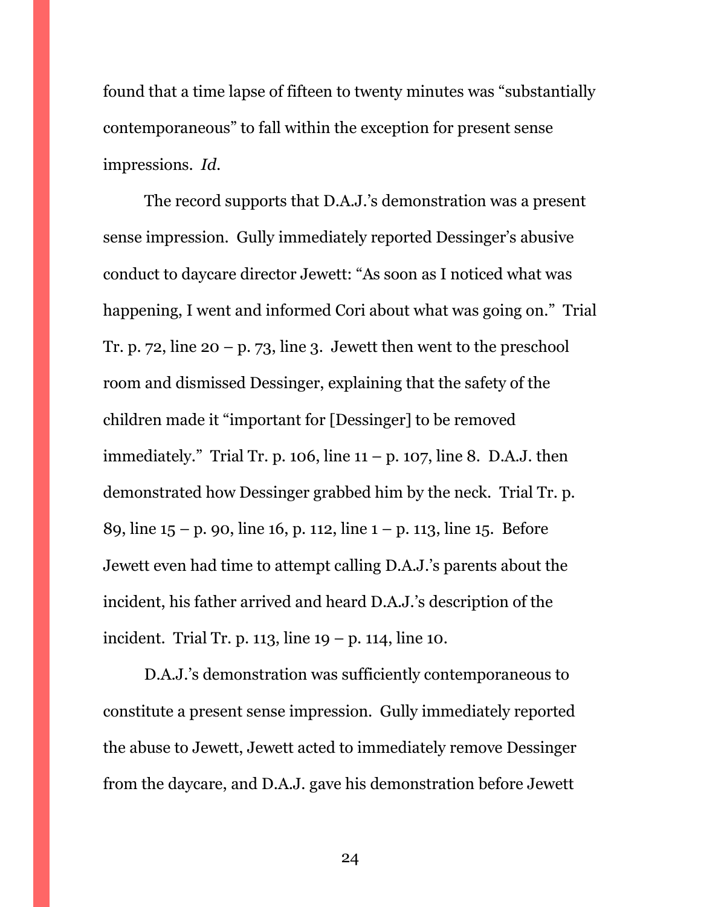found that a time lapse of fifteen to twenty minutes was "substantially contemporaneous" to fall within the exception for present sense impressions. *Id*.

The record supports that D.A.J.'s demonstration was a present sense impression. Gully immediately reported Dessinger's abusive conduct to daycare director Jewett: "As soon as I noticed what was happening, I went and informed Cori about what was going on." Trial Tr. p. 72, line 20 – p. 73, line 3. Jewett then went to the preschool room and dismissed Dessinger, explaining that the safety of the children made it "important for [Dessinger] to be removed immediately." Trial Tr. p. 106, line 11 – p. 107, line 8. D.A.J. then demonstrated how Dessinger grabbed him by the neck. Trial Tr. p. 89, line 15 – p. 90, line 16, p. 112, line 1 – p. 113, line 15. Before Jewett even had time to attempt calling D.A.J.'s parents about the incident, his father arrived and heard D.A.J.'s description of the incident. Trial Tr. p. 113, line 19 – p. 114, line 10.

D.A.J.'s demonstration was sufficiently contemporaneous to constitute a present sense impression. Gully immediately reported the abuse to Jewett, Jewett acted to immediately remove Dessinger from the daycare, and D.A.J. gave his demonstration before Jewett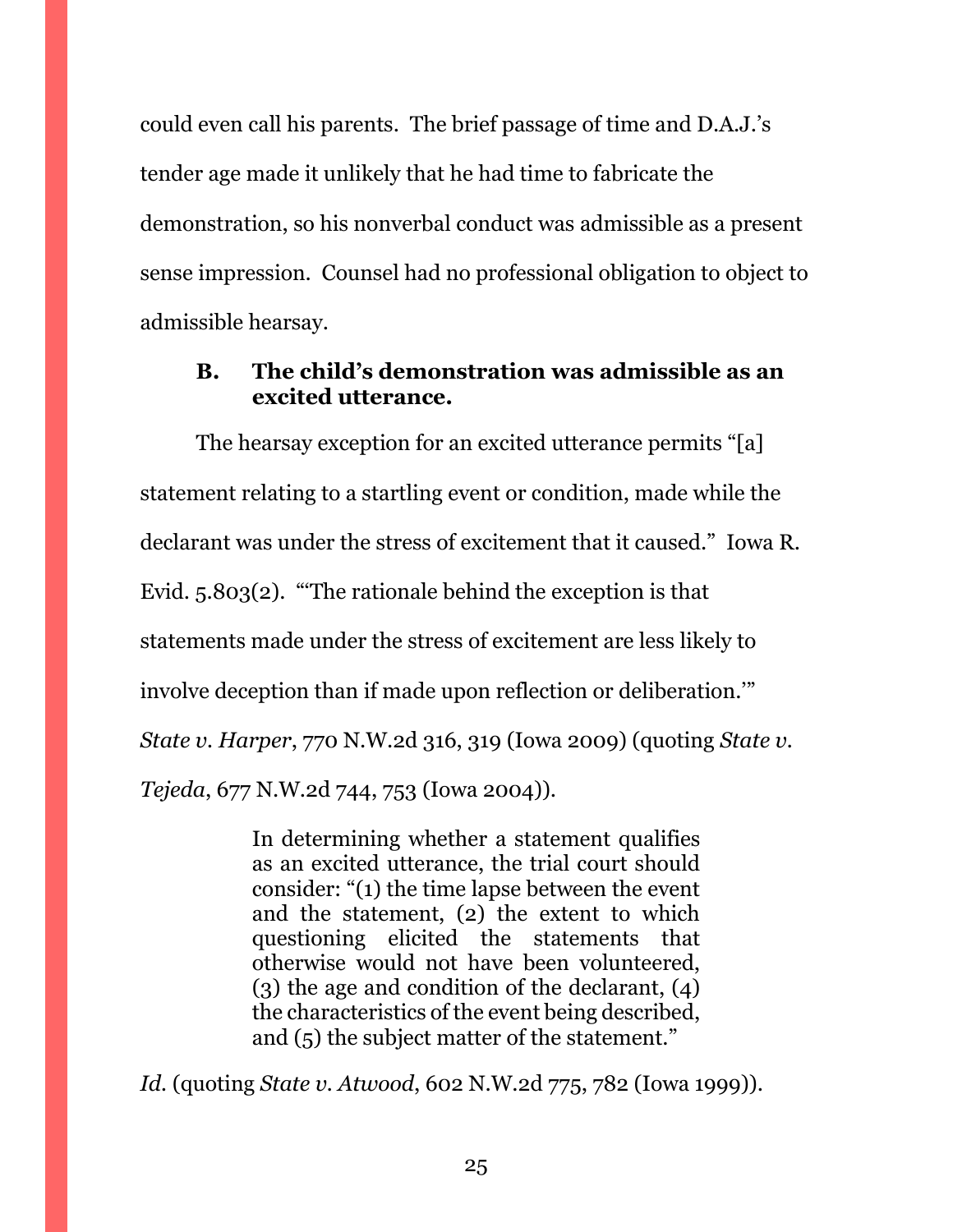could even call his parents. The brief passage of time and D.A.J.'s tender age made it unlikely that he had time to fabricate the demonstration, so his nonverbal conduct was admissible as a present sense impression. Counsel had no professional obligation to object to admissible hearsay.

### B. The child's demonstration was admissible as an excited utterance.

The hearsay exception for an excited utterance permits "[a] statement relating to a startling event or condition, made while the declarant was under the stress of excitement that it caused." Iowa R. Evid. 5.803(2). "'The rationale behind the exception is that statements made under the stress of excitement are less likely to involve deception than if made upon reflection or deliberation.'" *State v. Harper*, 770 N.W.2d 316, 319 (Iowa 2009) (quoting *State v. Tejeda*, 677 N.W.2d 744, 753 (Iowa 2004)).

> In determining whether a statement qualifies as an excited utterance, the trial court should consider: "(1) the time lapse between the event and the statement, (2) the extent to which questioning elicited the statements that otherwise would not have been volunteered, (3) the age and condition of the declarant, (4) the characteristics of the event being described, and (5) the subject matter of the statement."

*Id.* (quoting *State v. Atwood*, 602 N.W.2d 775, 782 (Iowa 1999)).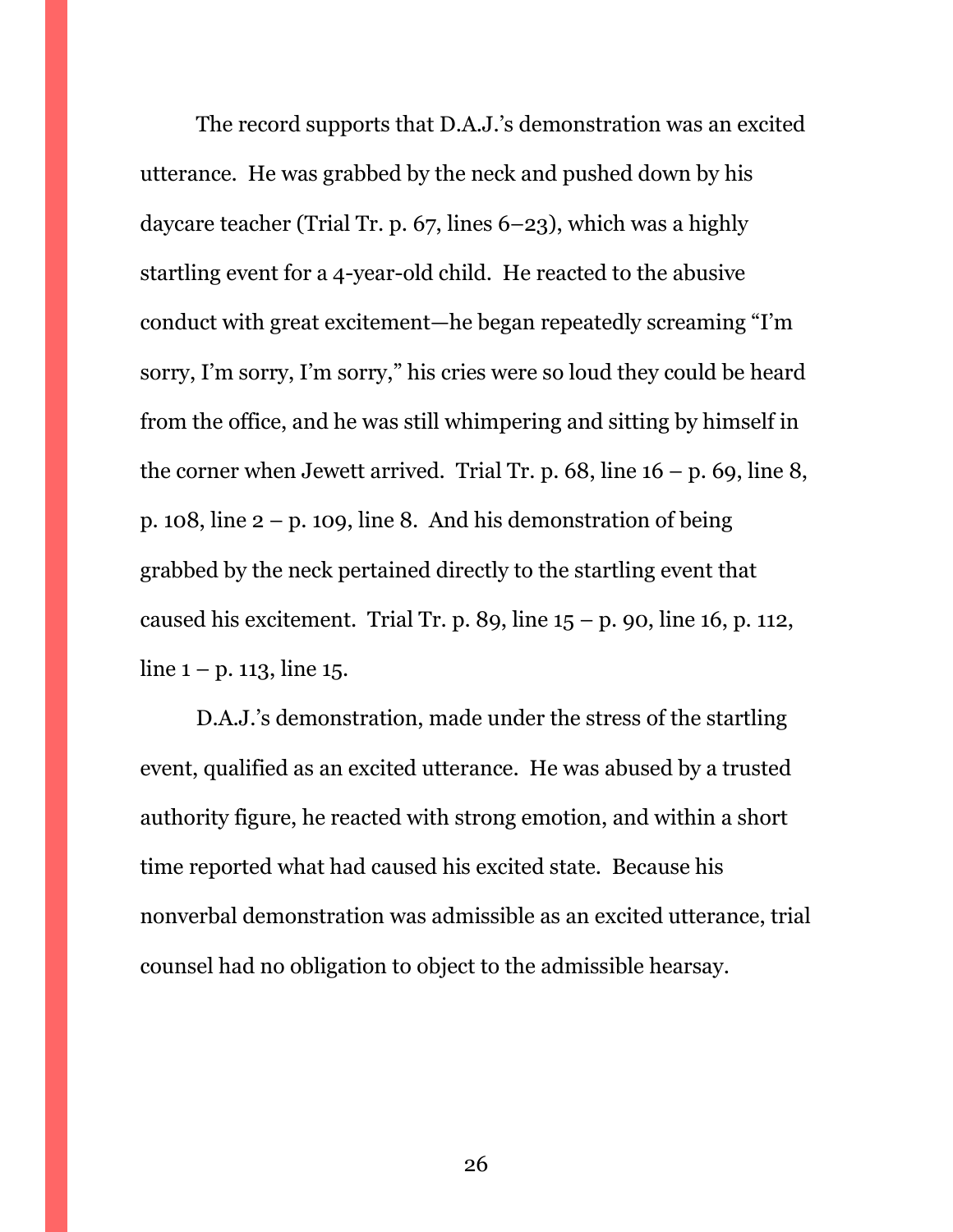The record supports that D.A.J.'s demonstration was an excited utterance. He was grabbed by the neck and pushed down by his daycare teacher (Trial Tr. p. 67, lines 6–23), which was a highly startling event for a 4-year-old child. He reacted to the abusive conduct with great excitement—he began repeatedly screaming "I'm sorry, I'm sorry, I'm sorry," his cries were so loud they could be heard from the office, and he was still whimpering and sitting by himself in the corner when Jewett arrived. Trial Tr. p. 68, line 16 – p. 69, line 8, p. 108, line 2 – p. 109, line 8. And his demonstration of being grabbed by the neck pertained directly to the startling event that caused his excitement. Trial Tr. p. 89, line 15 – p. 90, line 16, p. 112, line 1 – p. 113, line 15.

D.A.J.'s demonstration, made under the stress of the startling event, qualified as an excited utterance. He was abused by a trusted authority figure, he reacted with strong emotion, and within a short time reported what had caused his excited state. Because his nonverbal demonstration was admissible as an excited utterance, trial counsel had no obligation to object to the admissible hearsay.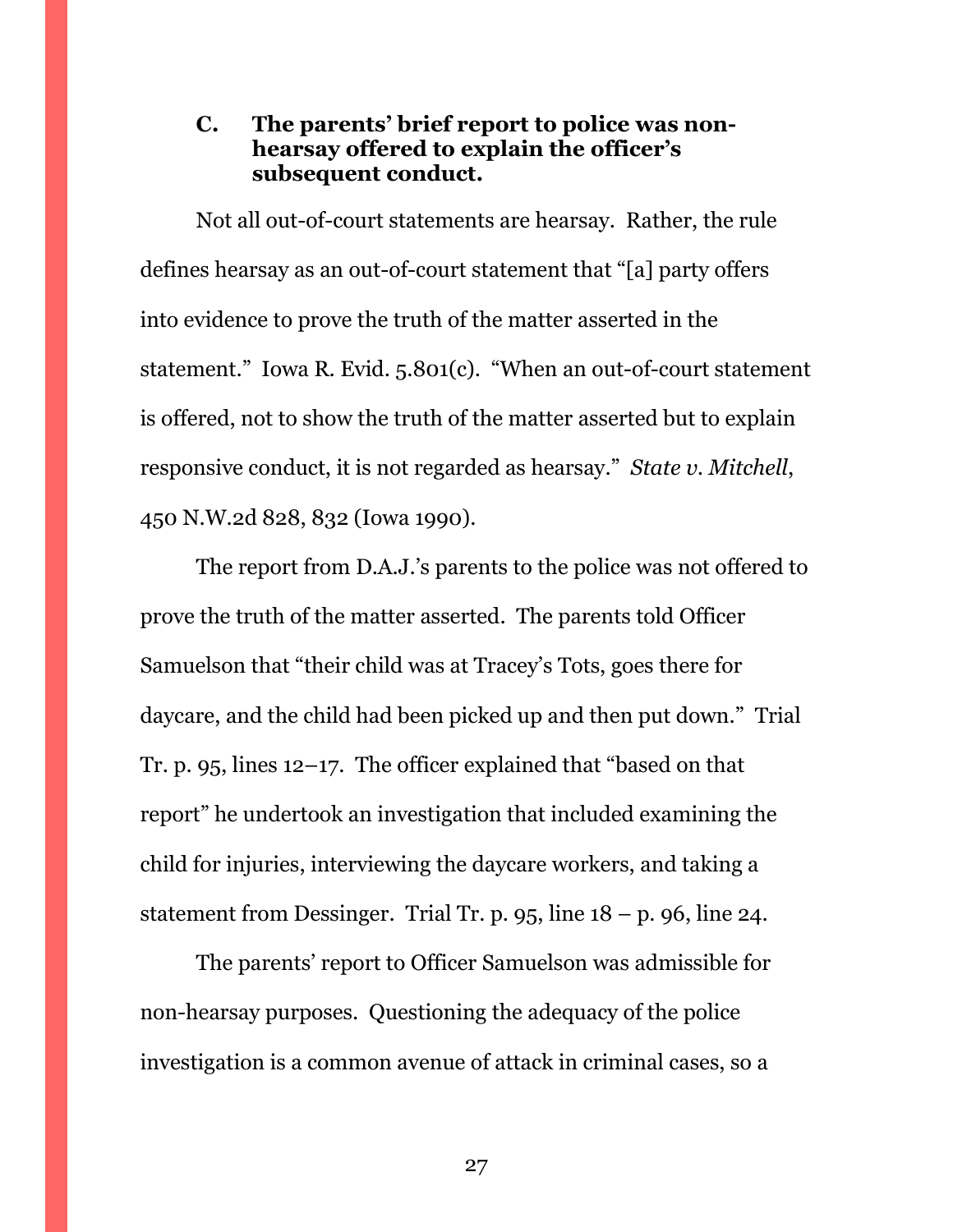### C. The parents' brief report to police was non-hearsay offered to explain the officer's subsequent conduct.

Not all out-of-court statements are hearsay. Rather, the rule defines hearsay as an out-of-court statement that "[a] party offers into evidence to prove the truth of the matter asserted in the statement." Iowa R. Evid. 5.801(c). "When an out-of-court statement is offered, not to show the truth of the matter asserted but to explain responsive conduct, it is not regarded as hearsay." *State v. Mitchell*, 450 N.W.2d 828, 832 (Iowa 1990).

The report from D.A.J.'s parents to the police was not offered to prove the truth of the matter asserted. The parents told Officer Samuelson that "their child was at Tracey's Tots, goes there for daycare, and the child had been picked up and then put down." Trial Tr. p. 95, lines 12–17. The officer explained that "based on that report" he undertook an investigation that included examining the child for injuries, interviewing the daycare workers, and taking a statement from Dessinger. Trial Tr. p. 95, line 18 – p. 96, line 24.

The parents' report to Officer Samuelson was admissible for non-hearsay purposes. Questioning the adequacy of the police investigation is a common avenue of attack in criminal cases, so a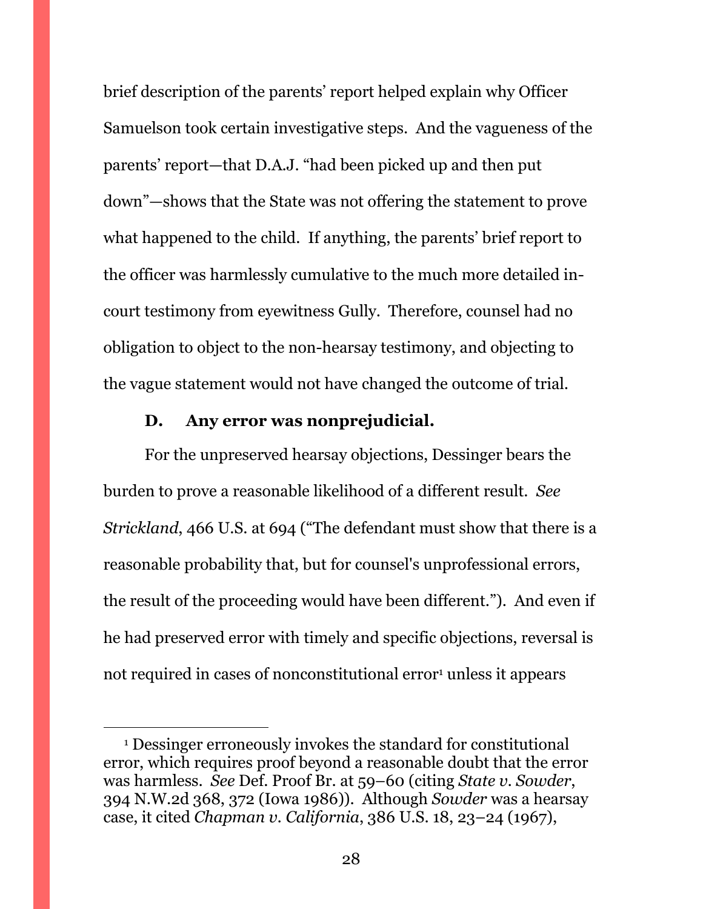brief description of the parents' report helped explain why Officer Samuelson took certain investigative steps. And the vagueness of the parents' report—that D.A.J. "had been picked up and then put down"—shows that the State was not offering the statement to prove what happened to the child. If anything, the parents' brief report to the officer was harmlessly cumulative to the much more detailed in-court testimony from eyewitness Gully. Therefore, counsel had no obligation to object to the non-hearsay testimony, and objecting to the vague statement would not have changed the outcome of trial.

### D. Any error was nonprejudicial.

For the unpreserved hearsay objections, Dessinger bears the burden to prove a reasonable likelihood of a different result. *See Strickland*, 466 U.S. at 694 ("The defendant must show that there is a reasonable probability that, but for counsel's unprofessional errors, the result of the proceeding would have been different."). And even if he had preserved error with timely and specific objections, reversal is not required in cases of nonconstitutional error[1] unless it appears

[1] Dessinger erroneously invokes the standard for constitutional error, which requires proof beyond a reasonable doubt that the error was harmless. *See* Def. Proof Br. at 59–60 (citing *State v. Sowder*, 394 N.W.2d 368, 372 (Iowa 1986)). Although *Sowder* was a hearsay case, it cited *Chapman v. California*, 386 U.S. 18, 23–24 (1967),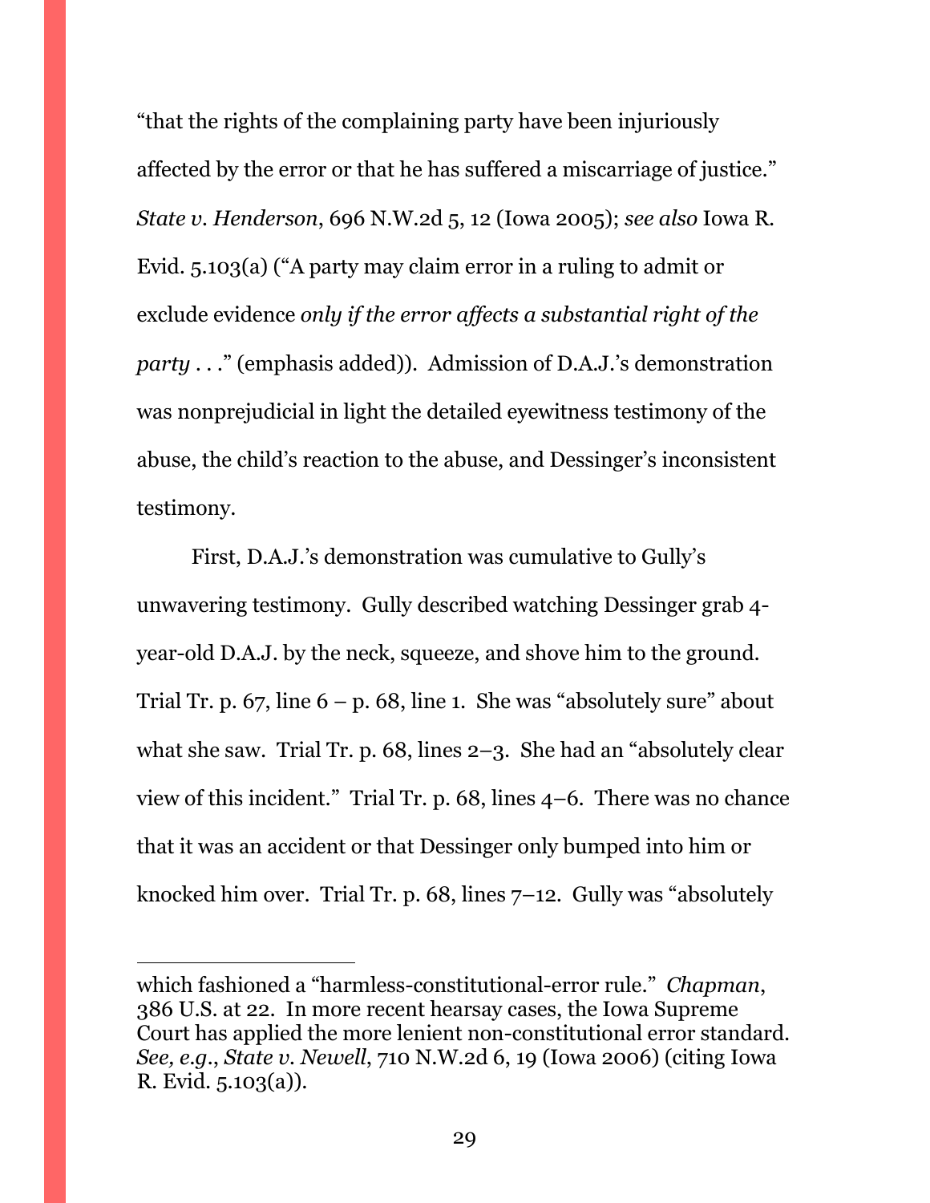"that the rights of the complaining party have been injuriously affected by the error or that he has suffered a miscarriage of justice." *State v. Henderson*, 696 N.W.2d 5, 12 (Iowa 2005); *see also* Iowa R. Evid. 5.103(a) ("A party may claim error in a ruling to admit or exclude evidence *only if the error affects a substantial right of the party* . . ." (emphasis added)). Admission of D.A.J.'s demonstration was nonprejudicial in light the detailed eyewitness testimony of the abuse, the child's reaction to the abuse, and Dessinger's inconsistent testimony.

First, D.A.J.'s demonstration was cumulative to Gully's unwavering testimony. Gully described watching Dessinger grab 4-year-old D.A.J. by the neck, squeeze, and shove him to the ground. Trial Tr. p. 67, line 6 – p. 68, line 1. She was "absolutely sure" about what she saw. Trial Tr. p. 68, lines 2–3. She had an "absolutely clear view of this incident." Trial Tr. p. 68, lines 4–6. There was no chance that it was an accident or that Dessinger only bumped into him or knocked him over. Trial Tr. p. 68, lines 7–12. Gully was "absolutely

---

which fashioned a "harmless-constitutional-error rule." *Chapman*, 386 U.S. at 22. In more recent hearsay cases, the Iowa Supreme Court has applied the more lenient non-constitutional error standard. *See, e.g.*, *State v. Newell*, 710 N.W.2d 6, 19 (Iowa 2006) (citing Iowa R. Evid. 5.103(a)).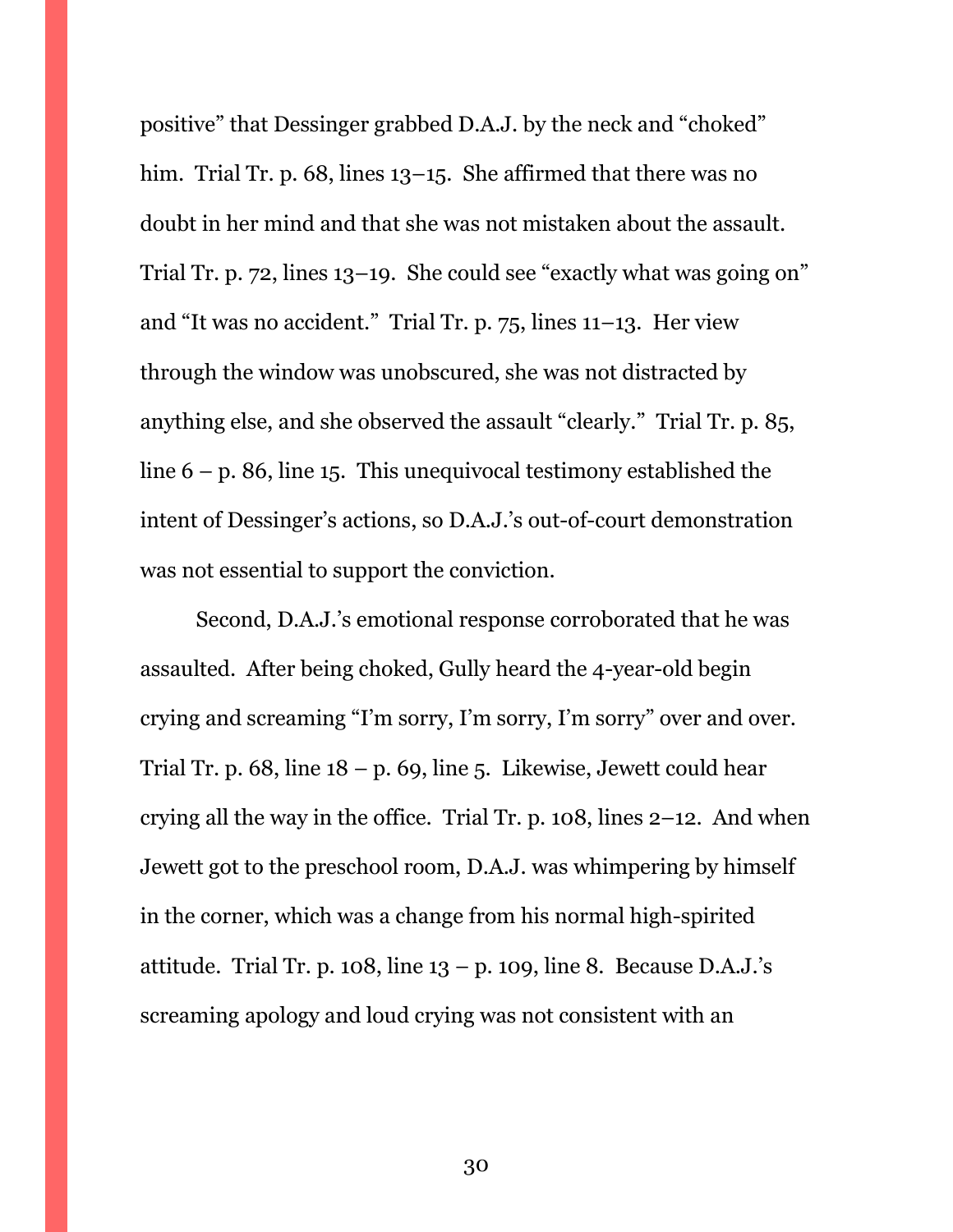positive" that Dessinger grabbed D.A.J. by the neck and "choked" him. Trial Tr. p. 68, lines 13–15. She affirmed that there was no doubt in her mind and that she was not mistaken about the assault. Trial Tr. p. 72, lines 13–19. She could see "exactly what was going on" and "It was no accident." Trial Tr. p. 75, lines 11–13. Her view through the window was unobscured, she was not distracted by anything else, and she observed the assault "clearly." Trial Tr. p. 85, line 6 – p. 86, line 15. This unequivocal testimony established the intent of Dessinger's actions, so D.A.J.'s out-of-court demonstration was not essential to support the conviction.

Second, D.A.J.'s emotional response corroborated that he was assaulted. After being choked, Gully heard the 4-year-old begin crying and screaming "I'm sorry, I'm sorry, I'm sorry" over and over. Trial Tr. p. 68, line 18 – p. 69, line 5. Likewise, Jewett could hear crying all the way in the office. Trial Tr. p. 108, lines 2–12. And when Jewett got to the preschool room, D.A.J. was whimpering by himself in the corner, which was a change from his normal high-spirited attitude. Trial Tr. p. 108, line 13 – p. 109, line 8. Because D.A.J.'s screaming apology and loud crying was not consistent with an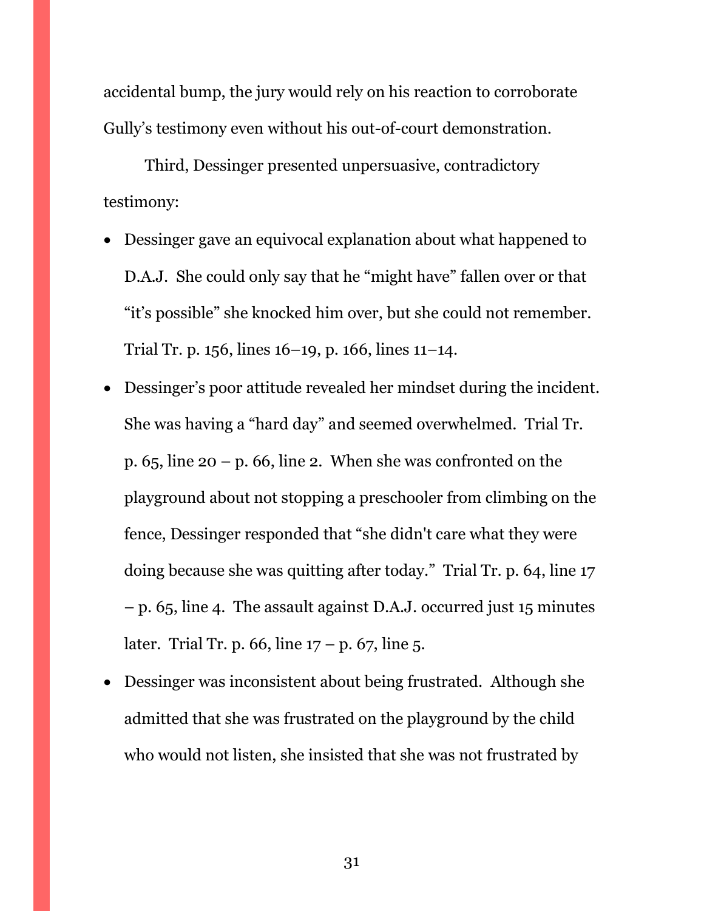accidental bump, the jury would rely on his reaction to corroborate Gully's testimony even without his out-of-court demonstration.

Third, Dessinger presented unpersuasive, contradictory testimony:

- Dessinger gave an equivocal explanation about what happened to D.A.J. She could only say that he "might have" fallen over or that "it's possible" she knocked him over, but she could not remember. Trial Tr. p. 156, lines 16–19, p. 166, lines 11–14.
- Dessinger's poor attitude revealed her mindset during the incident. She was having a "hard day" and seemed overwhelmed. Trial Tr. p. 65, line 20 – p. 66, line 2. When she was confronted on the playground about not stopping a preschooler from climbing on the fence, Dessinger responded that "she didn't care what they were doing because she was quitting after today." Trial Tr. p. 64, line 17 – p. 65, line 4. The assault against D.A.J. occurred just 15 minutes later. Trial Tr. p. 66, line 17 – p. 67, line 5.
- Dessinger was inconsistent about being frustrated. Although she admitted that she was frustrated on the playground by the child who would not listen, she insisted that she was not frustrated by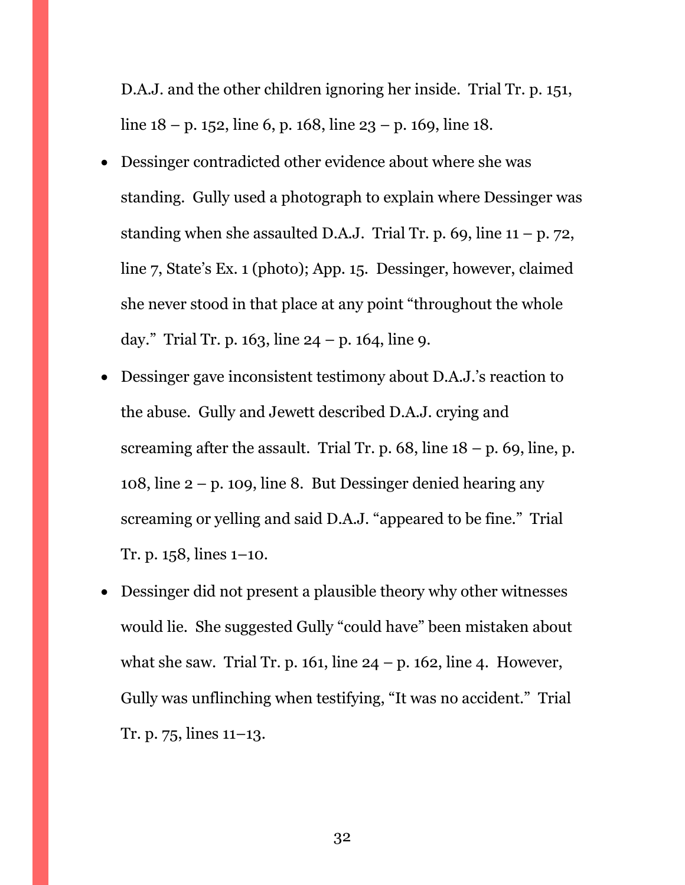D.A.J. and the other children ignoring her inside. Trial Tr. p. 151, line 18 – p. 152, line 6, p. 168, line 23 – p. 169, line 18.

- Dessinger contradicted other evidence about where she was standing. Gully used a photograph to explain where Dessinger was standing when she assaulted D.A.J. Trial Tr. p. 69, line 11 – p. 72, line 7, State's Ex. 1 (photo); App. 15. Dessinger, however, claimed she never stood in that place at any point "throughout the whole day." Trial Tr. p. 163, line 24 – p. 164, line 9.
- Dessinger gave inconsistent testimony about D.A.J.'s reaction to the abuse. Gully and Jewett described D.A.J. crying and screaming after the assault. Trial Tr. p. 68, line 18 – p. 69, line, p. 108, line 2 – p. 109, line 8. But Dessinger denied hearing any screaming or yelling and said D.A.J. "appeared to be fine." Trial Tr. p. 158, lines 1–10.
- Dessinger did not present a plausible theory why other witnesses would lie. She suggested Gully "could have" been mistaken about what she saw. Trial Tr. p. 161, line 24 – p. 162, line 4. However, Gully was unflinching when testifying, "It was no accident." Trial Tr. p. 75, lines 11–13.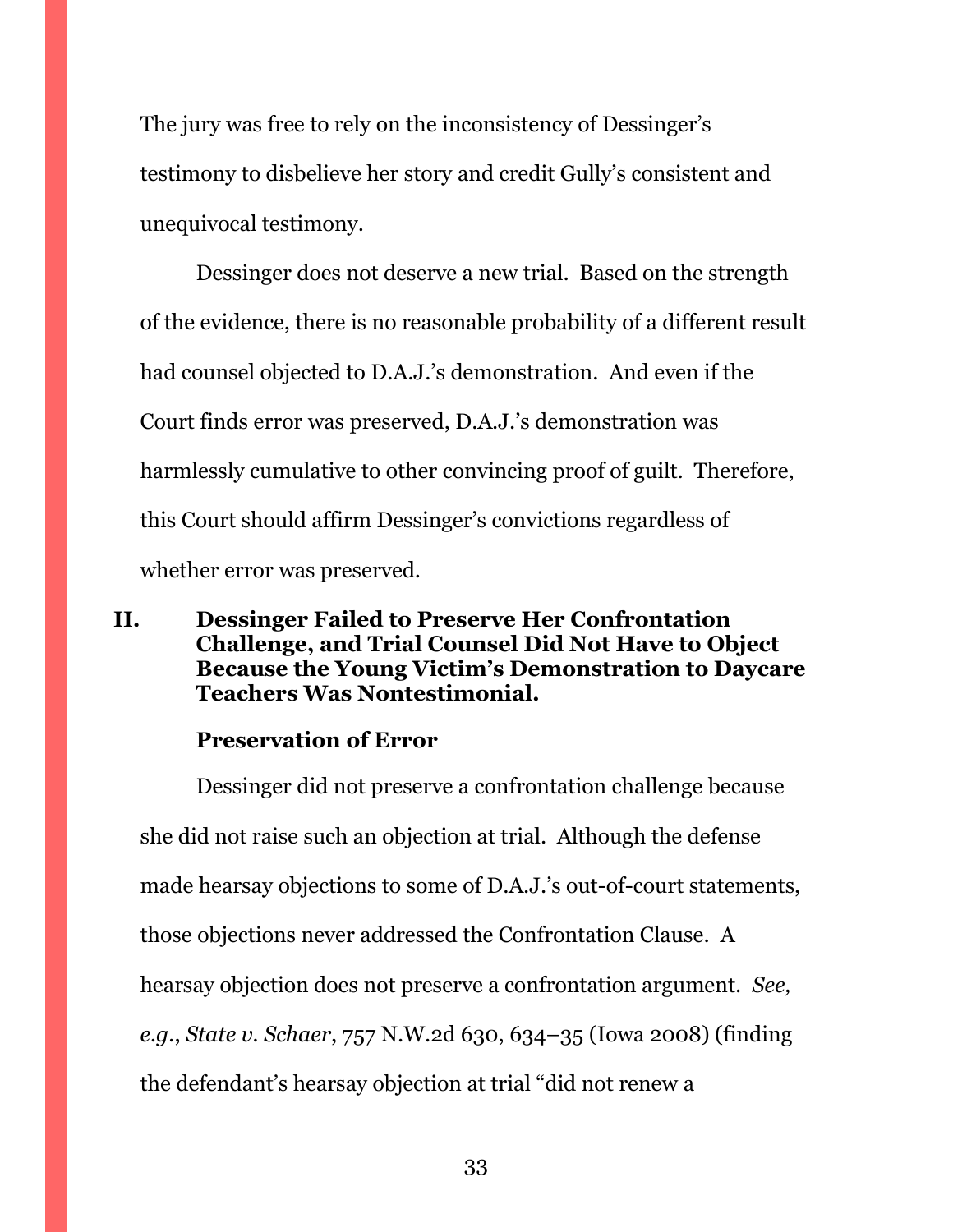The jury was free to rely on the inconsistency of Dessinger's testimony to disbelieve her story and credit Gully's consistent and unequivocal testimony.

Dessinger does not deserve a new trial. Based on the strength of the evidence, there is no reasonable probability of a different result had counsel objected to D.A.J.'s demonstration. And even if the Court finds error was preserved, D.A.J.'s demonstration was harmlessly cumulative to other convincing proof of guilt. Therefore, this Court should affirm Dessinger's convictions regardless of whether error was preserved.

## II. Dessinger Failed to Preserve Her Confrontation Challenge, and Trial Counsel Did Not Have to Object Because the Young Victim's Demonstration to Daycare Teachers Was Nontestimonial.

### Preservation of Error

Dessinger did not preserve a confrontation challenge because she did not raise such an objection at trial. Although the defense made hearsay objections to some of D.A.J.'s out-of-court statements, those objections never addressed the Confrontation Clause. A hearsay objection does not preserve a confrontation argument. *See, e.g.*, *State v. Schaer*, 757 N.W.2d 630, 634–35 (Iowa 2008) (finding the defendant's hearsay objection at trial "did not renew a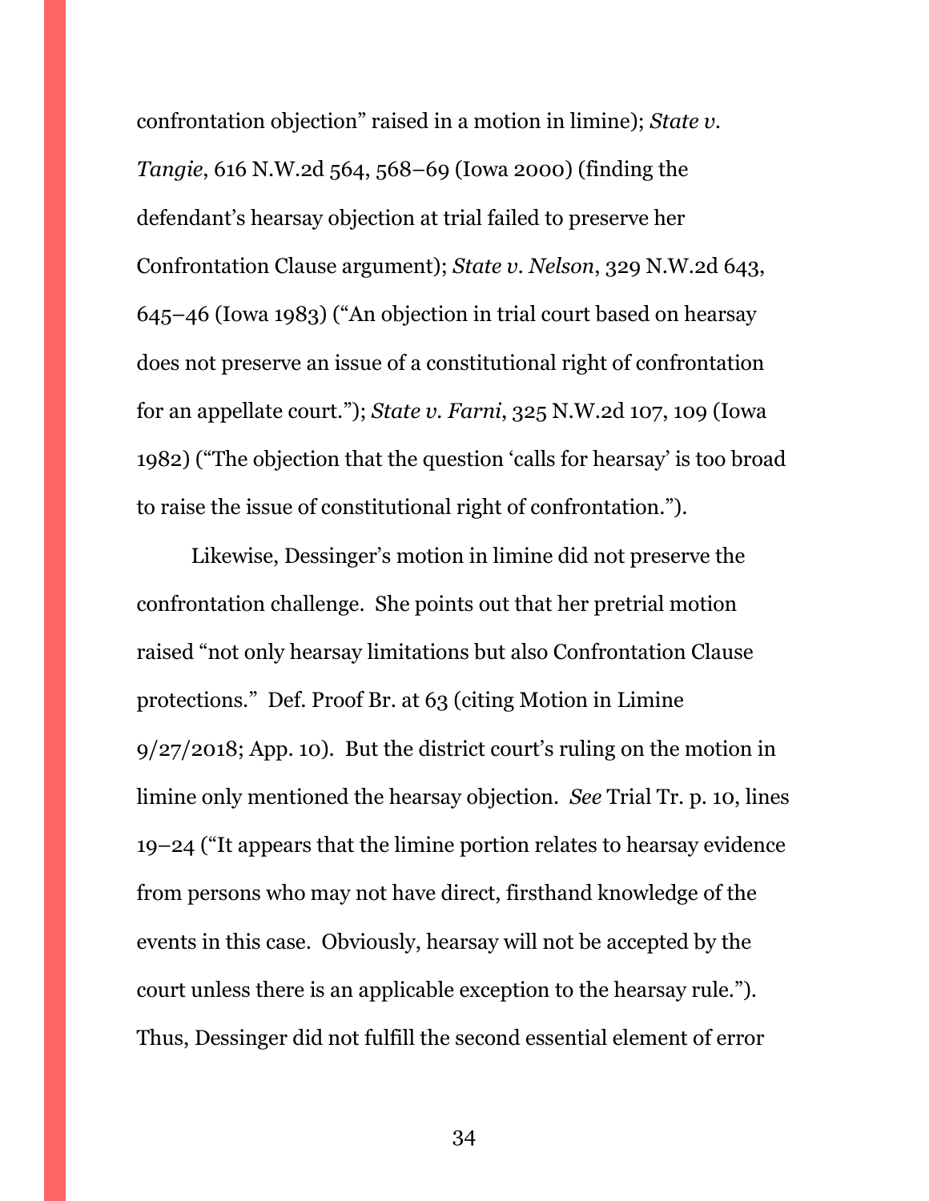confrontation objection" raised in a motion in limine); *State v. Tangie*, 616 N.W.2d 564, 568–69 (Iowa 2000) (finding the defendant's hearsay objection at trial failed to preserve her Confrontation Clause argument); *State v. Nelson*, 329 N.W.2d 643, 645–46 (Iowa 1983) ("An objection in trial court based on hearsay does not preserve an issue of a constitutional right of confrontation for an appellate court."); *State v. Farni*, 325 N.W.2d 107, 109 (Iowa 1982) ("The objection that the question 'calls for hearsay' is too broad to raise the issue of constitutional right of confrontation.").

Likewise, Dessinger's motion in limine did not preserve the confrontation challenge. She points out that her pretrial motion raised "not only hearsay limitations but also Confrontation Clause protections." Def. Proof Br. at 63 (citing Motion in Limine 9/27/2018; App. 10). But the district court's ruling on the motion in limine only mentioned the hearsay objection. *See* Trial Tr. p. 10, lines 19–24 ("It appears that the limine portion relates to hearsay evidence from persons who may not have direct, firsthand knowledge of the events in this case. Obviously, hearsay will not be accepted by the court unless there is an applicable exception to the hearsay rule."). Thus, Dessinger did not fulfill the second essential element of error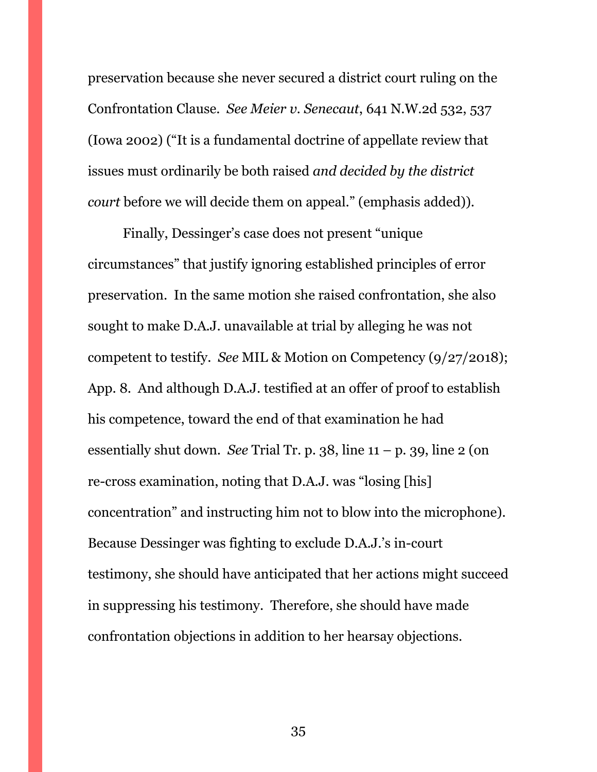preservation because she never secured a district court ruling on the Confrontation Clause. *See Meier v. Senecaut*, 641 N.W.2d 532, 537 (Iowa 2002) ("It is a fundamental doctrine of appellate review that issues must ordinarily be both raised *and decided by the district court* before we will decide them on appeal." (emphasis added)).

Finally, Dessinger's case does not present "unique circumstances" that justify ignoring established principles of error preservation. In the same motion she raised confrontation, she also sought to make D.A.J. unavailable at trial by alleging he was not competent to testify. *See* MIL & Motion on Competency (9/27/2018); App. 8. And although D.A.J. testified at an offer of proof to establish his competence, toward the end of that examination he had essentially shut down. *See* Trial Tr. p. 38, line 11 – p. 39, line 2 (on re-cross examination, noting that D.A.J. was "losing [his] concentration" and instructing him not to blow into the microphone). Because Dessinger was fighting to exclude D.A.J.'s in-court testimony, she should have anticipated that her actions might succeed in suppressing his testimony. Therefore, she should have made confrontation objections in addition to her hearsay objections.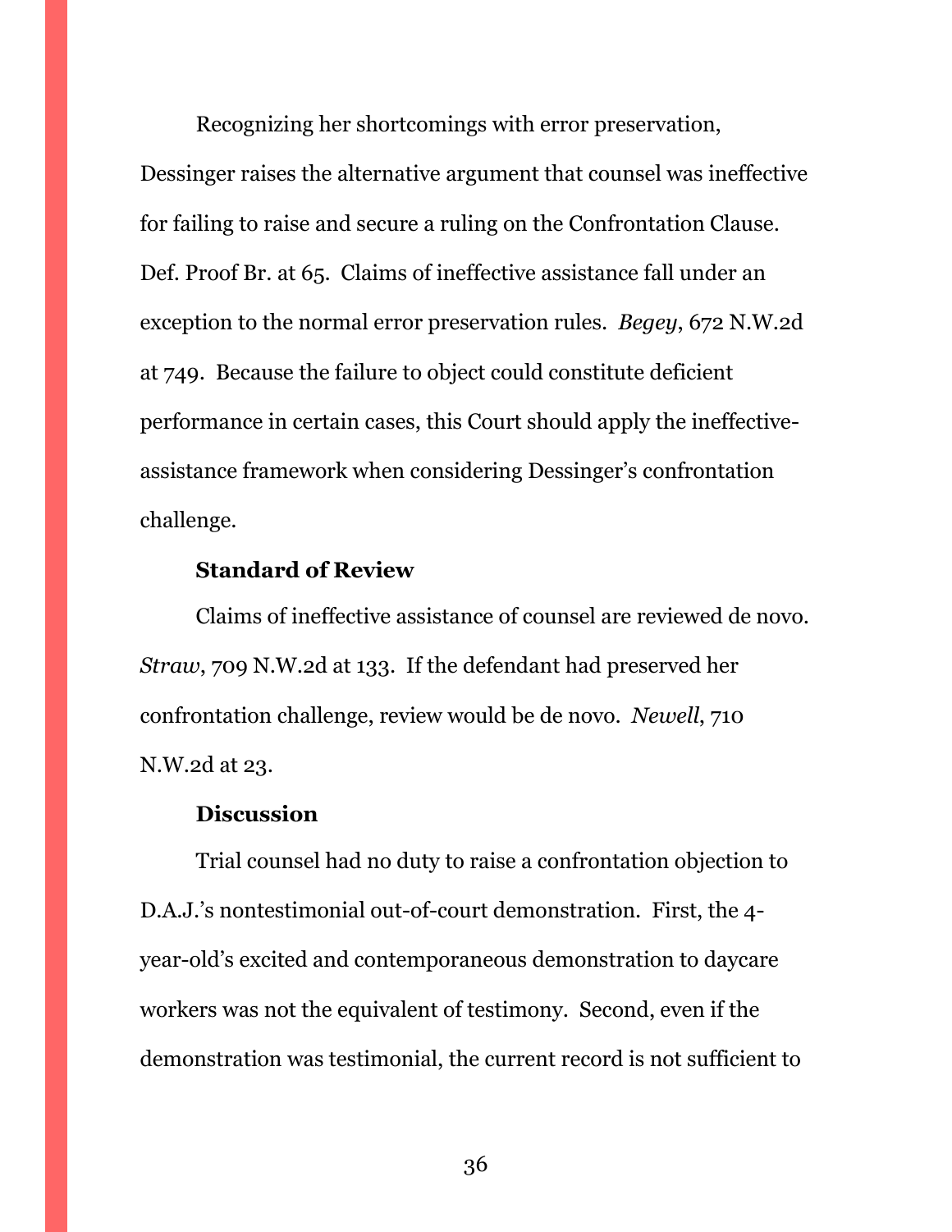Recognizing her shortcomings with error preservation, Dessinger raises the alternative argument that counsel was ineffective for failing to raise and secure a ruling on the Confrontation Clause. Def. Proof Br. at 65. Claims of ineffective assistance fall under an exception to the normal error preservation rules. *Begey*, 672 N.W.2d at 749. Because the failure to object could constitute deficient performance in certain cases, this Court should apply the ineffective-assistance framework when considering Dessinger's confrontation challenge.

**Standard of Review**

Claims of ineffective assistance of counsel are reviewed de novo. *Straw*, 709 N.W.2d at 133. If the defendant had preserved her confrontation challenge, review would be de novo. *Newell*, 710 N.W.2d at 23.

**Discussion**

Trial counsel had no duty to raise a confrontation objection to D.A.J.'s nontestimonial out-of-court demonstration. First, the 4-year-old's excited and contemporaneous demonstration to daycare workers was not the equivalent of testimony. Second, even if the demonstration was testimonial, the current record is not sufficient to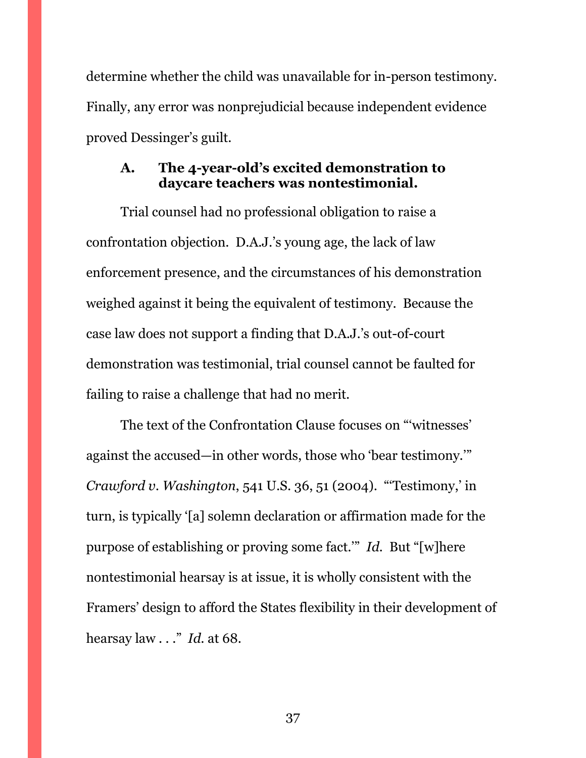determine whether the child was unavailable for in-person testimony. Finally, any error was nonprejudicial because independent evidence proved Dessinger's guilt.

### A. The 4-year-old's excited demonstration to daycare teachers was nontestimonial.

Trial counsel had no professional obligation to raise a confrontation objection. D.A.J.'s young age, the lack of law enforcement presence, and the circumstances of his demonstration weighed against it being the equivalent of testimony. Because the case law does not support a finding that D.A.J.'s out-of-court demonstration was testimonial, trial counsel cannot be faulted for failing to raise a challenge that had no merit.

The text of the Confrontation Clause focuses on "'witnesses' against the accused—in other words, those who 'bear testimony.'" *Crawford v. Washington*, 541 U.S. 36, 51 (2004). "'Testimony,' in turn, is typically '[a] solemn declaration or affirmation made for the purpose of establishing or proving some fact.'" *Id.* But "[w]here nontestimonial hearsay is at issue, it is wholly consistent with the Framers' design to afford the States flexibility in their development of hearsay law . . ." *Id.* at 68.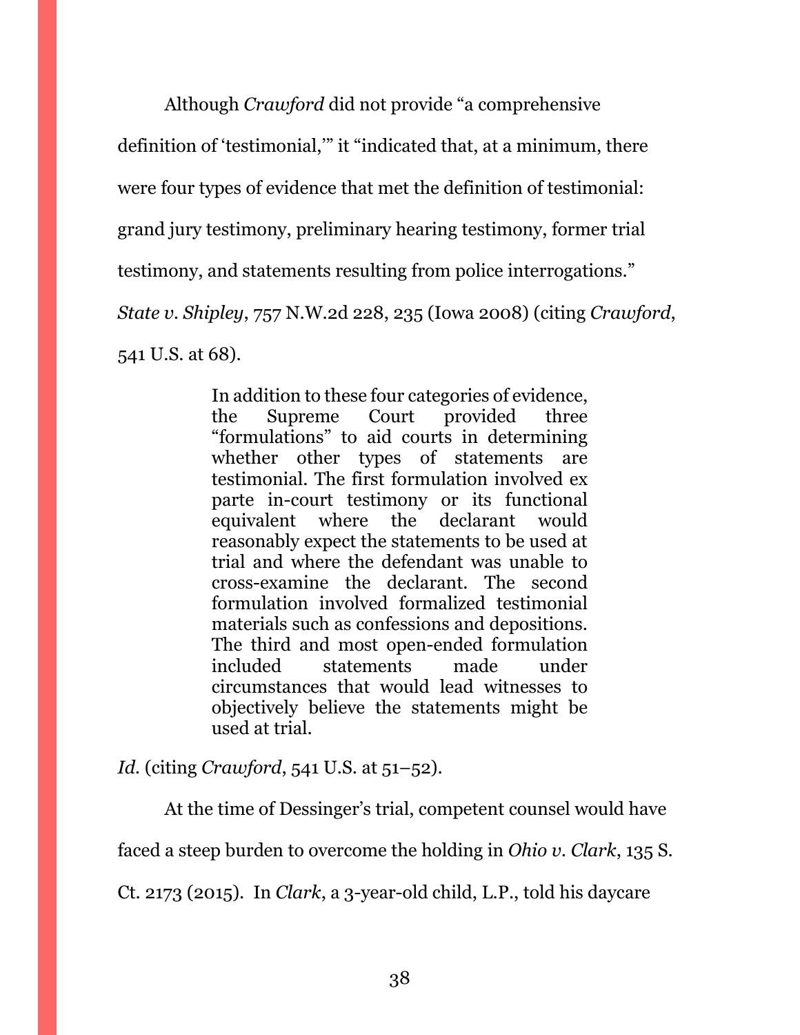Although *Crawford* did not provide "a comprehensive definition of 'testimonial,'" it "indicated that, at a minimum, there were four types of evidence that met the definition of testimonial: grand jury testimony, preliminary hearing testimony, former trial testimony, and statements resulting from police interrogations." *State v. Shipley*, 757 N.W.2d 228, 235 (Iowa 2008) (citing *Crawford*, 541 U.S. at 68).

> In addition to these four categories of evidence, the Supreme Court provided three "formulations" to aid courts in determining whether other types of statements are testimonial. The first formulation involved ex parte in-court testimony or its functional equivalent where the declarant would reasonably expect the statements to be used at trial and where the defendant was unable to cross-examine the declarant. The second formulation involved formalized testimonial materials such as confessions and depositions. The third and most open-ended formulation included statements made under circumstances that would lead witnesses to objectively believe the statements might be used at trial.

*Id.* (citing *Crawford*, 541 U.S. at 51–52).

At the time of Dessinger's trial, competent counsel would have faced a steep burden to overcome the holding in *Ohio v. Clark*, 135 S. Ct. 2173 (2015). In *Clark*, a 3-year-old child, L.P., told his daycare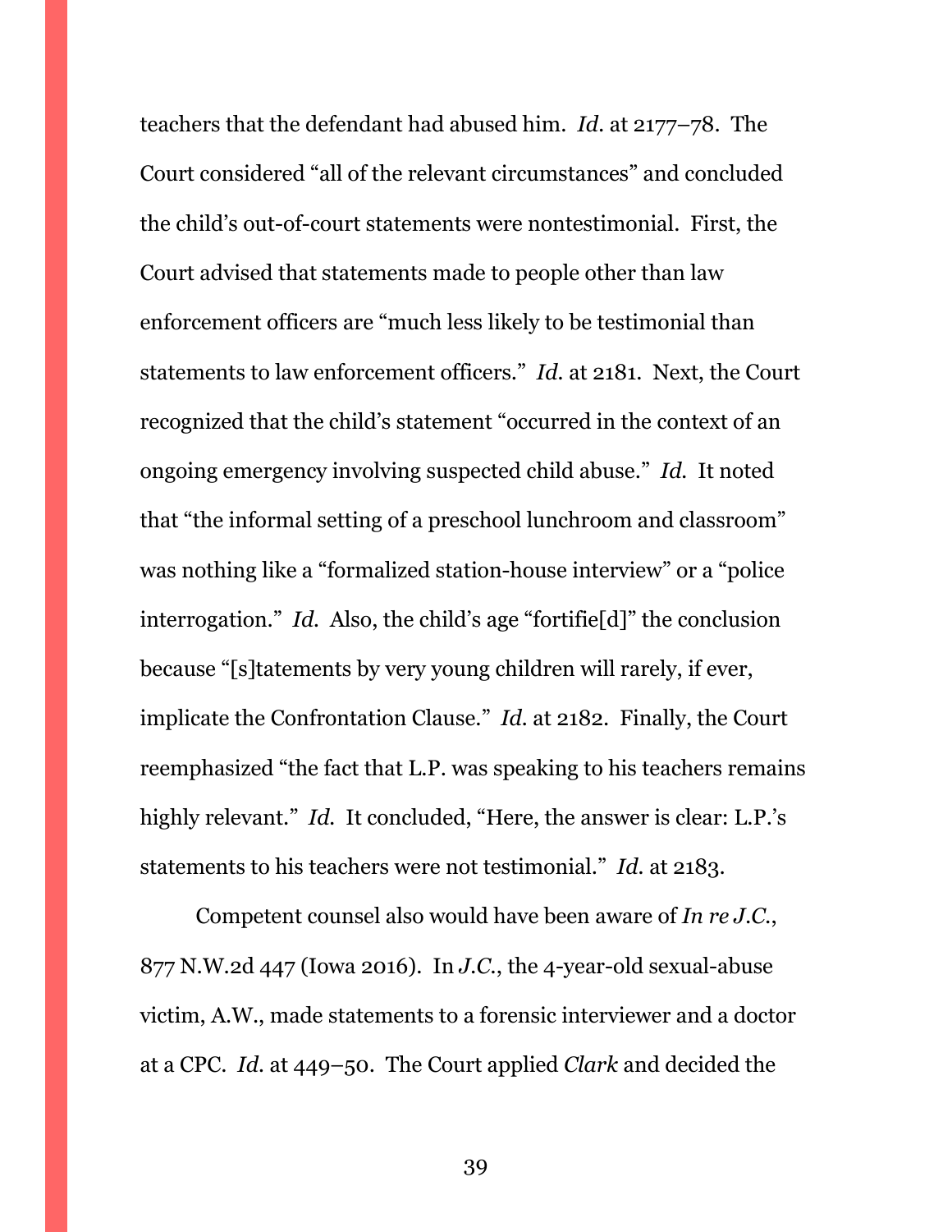teachers that the defendant had abused him. *Id.* at 2177–78. The Court considered "all of the relevant circumstances" and concluded the child's out-of-court statements were nontestimonial. First, the Court advised that statements made to people other than law enforcement officers are "much less likely to be testimonial than statements to law enforcement officers." *Id.* at 2181. Next, the Court recognized that the child's statement "occurred in the context of an ongoing emergency involving suspected child abuse." *Id.* It noted that "the informal setting of a preschool lunchroom and classroom" was nothing like a "formalized station-house interview" or a "police interrogation." *Id.* Also, the child's age "fortifie[d]" the conclusion because "[s]tatements by very young children will rarely, if ever, implicate the Confrontation Clause." *Id.* at 2182. Finally, the Court reemphasized "the fact that L.P. was speaking to his teachers remains highly relevant." *Id.* It concluded, "Here, the answer is clear: L.P.'s statements to his teachers were not testimonial." *Id.* at 2183.

Competent counsel also would have been aware of *In re J.C.*, 877 N.W.2d 447 (Iowa 2016). In *J.C.*, the 4-year-old sexual-abuse victim, A.W., made statements to a forensic interviewer and a doctor at a CPC. *Id.* at 449–50. The Court applied *Clark* and decided the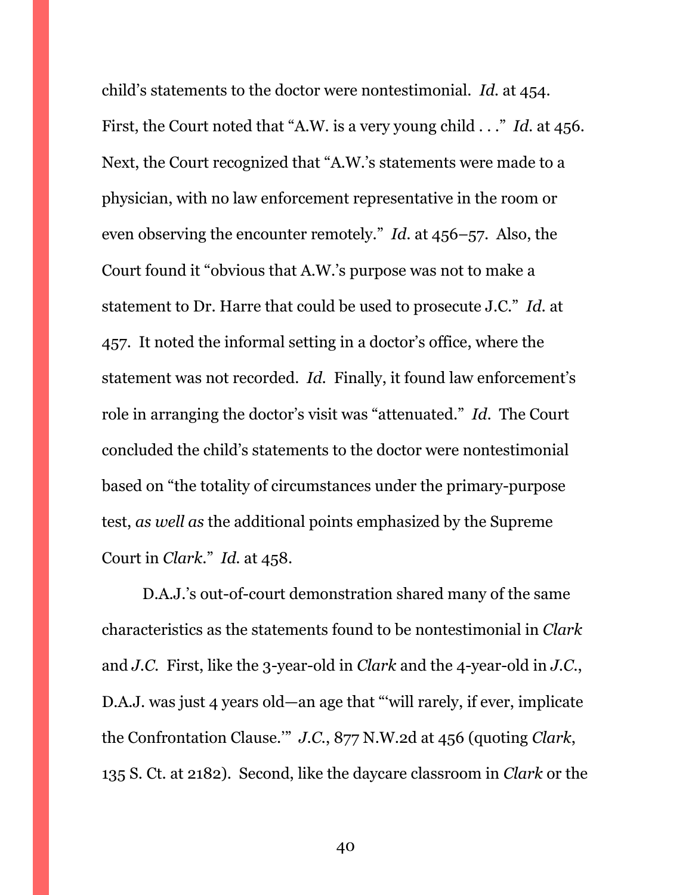child's statements to the doctor were nontestimonial. *Id.* at 454. First, the Court noted that "A.W. is a very young child . . ." *Id.* at 456. Next, the Court recognized that "A.W.'s statements were made to a physician, with no law enforcement representative in the room or even observing the encounter remotely." *Id.* at 456–57. Also, the Court found it "obvious that A.W.'s purpose was not to make a statement to Dr. Harre that could be used to prosecute J.C." *Id.* at 457. It noted the informal setting in a doctor's office, where the statement was not recorded. *Id.* Finally, it found law enforcement's role in arranging the doctor's visit was "attenuated." *Id.* The Court concluded the child's statements to the doctor were nontestimonial based on "the totality of circumstances under the primary-purpose test, *as well as* the additional points emphasized by the Supreme Court in *Clark*." *Id.* at 458.

D.A.J.'s out-of-court demonstration shared many of the same characteristics as the statements found to be nontestimonial in *Clark* and *J.C.* First, like the 3-year-old in *Clark* and the 4-year-old in *J.C.*, D.A.J. was just 4 years old—an age that "'will rarely, if ever, implicate the Confrontation Clause.'" *J.C.*, 877 N.W.2d at 456 (quoting *Clark*, 135 S. Ct. at 2182). Second, like the daycare classroom in *Clark* or the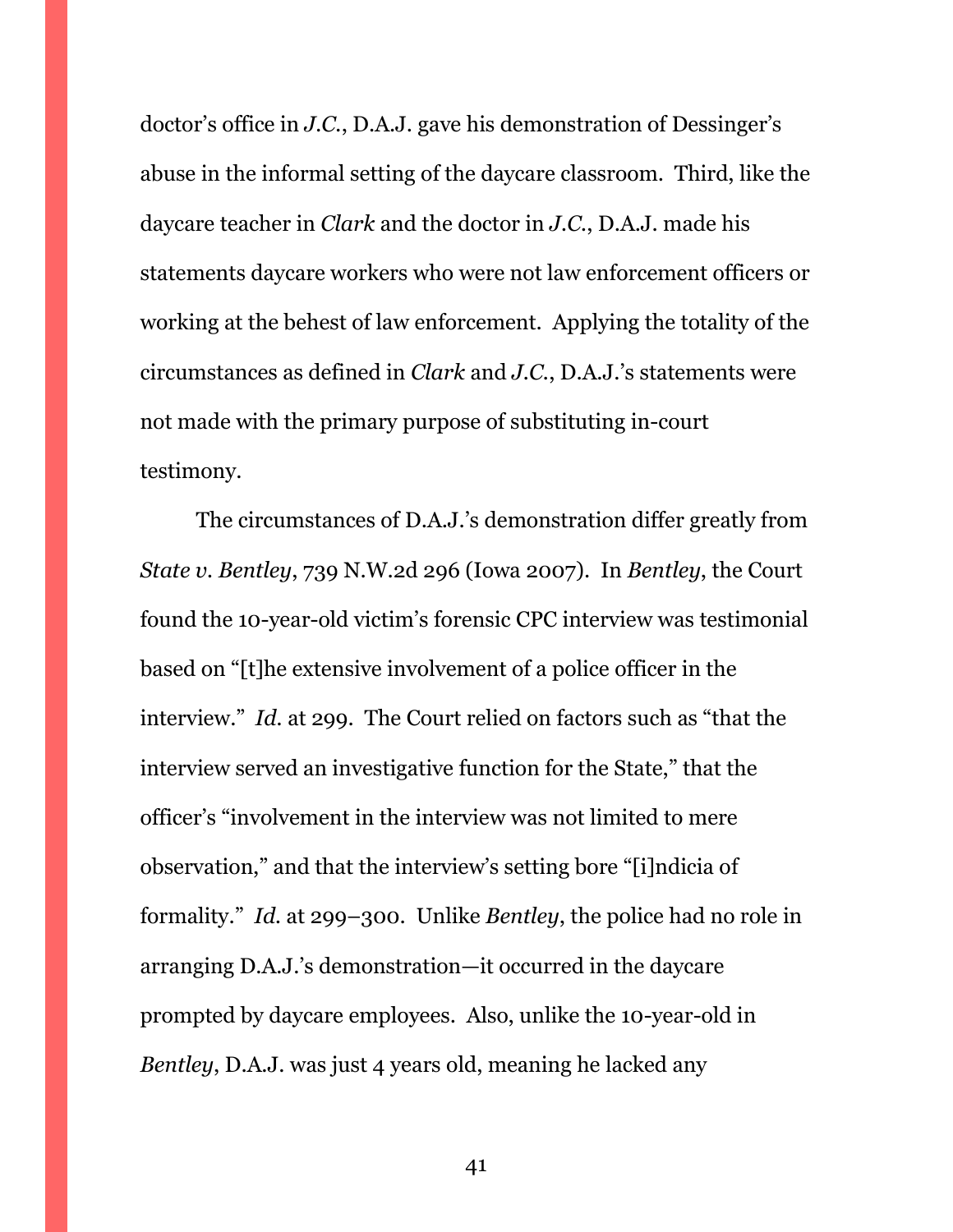doctor's office in *J.C.*, D.A.J. gave his demonstration of Dessinger's abuse in the informal setting of the daycare classroom. Third, like the daycare teacher in *Clark* and the doctor in *J.C.*, D.A.J. made his statements daycare workers who were not law enforcement officers or working at the behest of law enforcement. Applying the totality of the circumstances as defined in *Clark* and *J.C.*, D.A.J.'s statements were not made with the primary purpose of substituting in-court testimony.

The circumstances of D.A.J.'s demonstration differ greatly from *State v. Bentley*, 739 N.W.2d 296 (Iowa 2007). In *Bentley*, the Court found the 10-year-old victim's forensic CPC interview was testimonial based on "[t]he extensive involvement of a police officer in the interview." *Id.* at 299. The Court relied on factors such as "that the interview served an investigative function for the State," that the officer's "involvement in the interview was not limited to mere observation," and that the interview's setting bore "[i]ndicia of formality." *Id.* at 299–300. Unlike *Bentley*, the police had no role in arranging D.A.J.'s demonstration—it occurred in the daycare prompted by daycare employees. Also, unlike the 10-year-old in *Bentley*, D.A.J. was just 4 years old, meaning he lacked any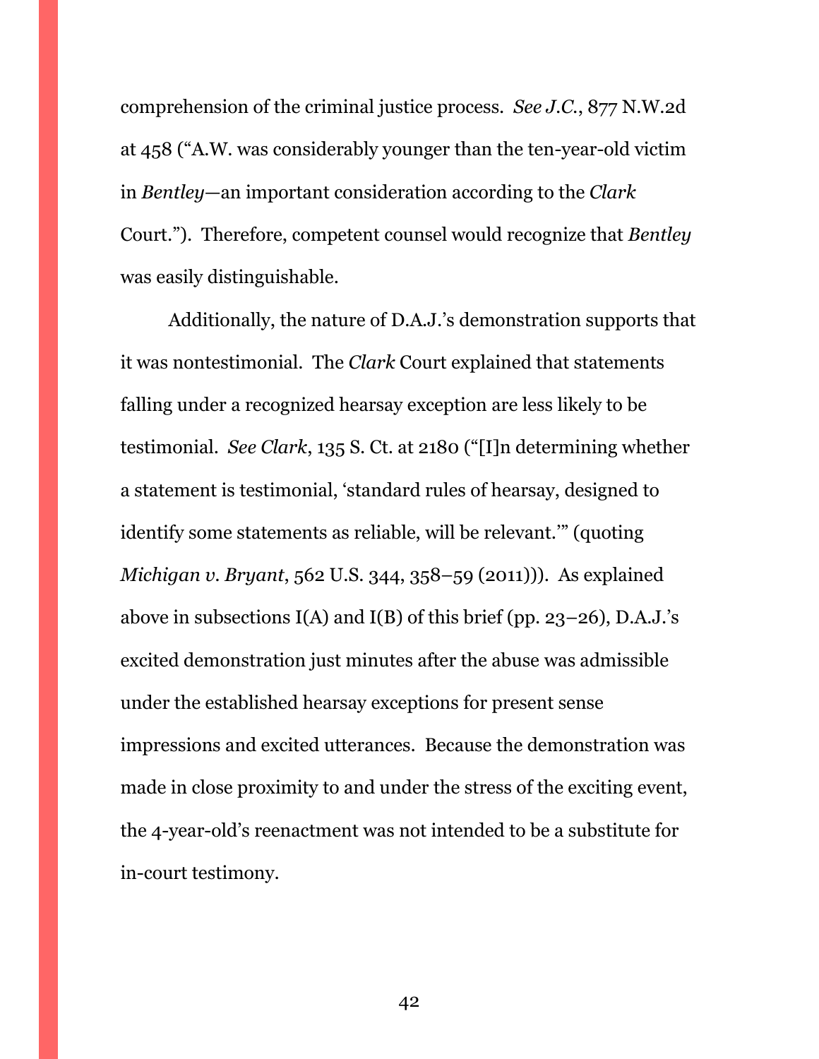comprehension of the criminal justice process. *See J.C.*, 877 N.W.2d at 458 ("A.W. was considerably younger than the ten-year-old victim in *Bentley*—an important consideration according to the *Clark* Court."). Therefore, competent counsel would recognize that *Bentley* was easily distinguishable.

Additionally, the nature of D.A.J.'s demonstration supports that it was nontestimonial. The *Clark* Court explained that statements falling under a recognized hearsay exception are less likely to be testimonial. *See Clark*, 135 S. Ct. at 2180 ("[I]n determining whether a statement is testimonial, 'standard rules of hearsay, designed to identify some statements as reliable, will be relevant.'" (quoting *Michigan v. Bryant*, 562 U.S. 344, 358–59 (2011))). As explained above in subsections I(A) and I(B) of this brief (pp. 23–26), D.A.J.'s excited demonstration just minutes after the abuse was admissible under the established hearsay exceptions for present sense impressions and excited utterances. Because the demonstration was made in close proximity to and under the stress of the exciting event, the 4-year-old's reenactment was not intended to be a substitute for in-court testimony.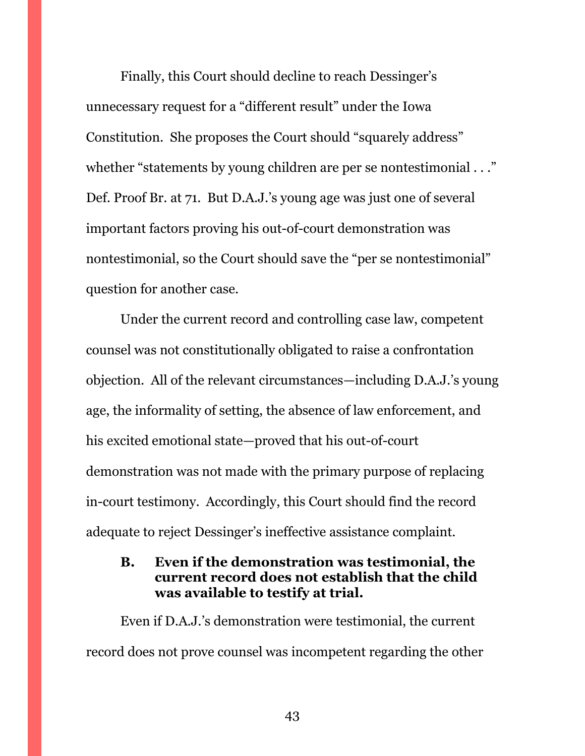Finally, this Court should decline to reach Dessinger's unnecessary request for a "different result" under the Iowa Constitution. She proposes the Court should "squarely address" whether "statements by young children are per se nontestimonial . . ." Def. Proof Br. at 71. But D.A.J.'s young age was just one of several important factors proving his out-of-court demonstration was nontestimonial, so the Court should save the "per se nontestimonial" question for another case.

Under the current record and controlling case law, competent counsel was not constitutionally obligated to raise a confrontation objection. All of the relevant circumstances—including D.A.J.'s young age, the informality of setting, the absence of law enforcement, and his excited emotional state—proved that his out-of-court demonstration was not made with the primary purpose of replacing in-court testimony. Accordingly, this Court should find the record adequate to reject Dessinger's ineffective assistance complaint.

### B. Even if the demonstration was testimonial, the current record does not establish that the child was available to testify at trial.

Even if D.A.J.'s demonstration were testimonial, the current record does not prove counsel was incompetent regarding the other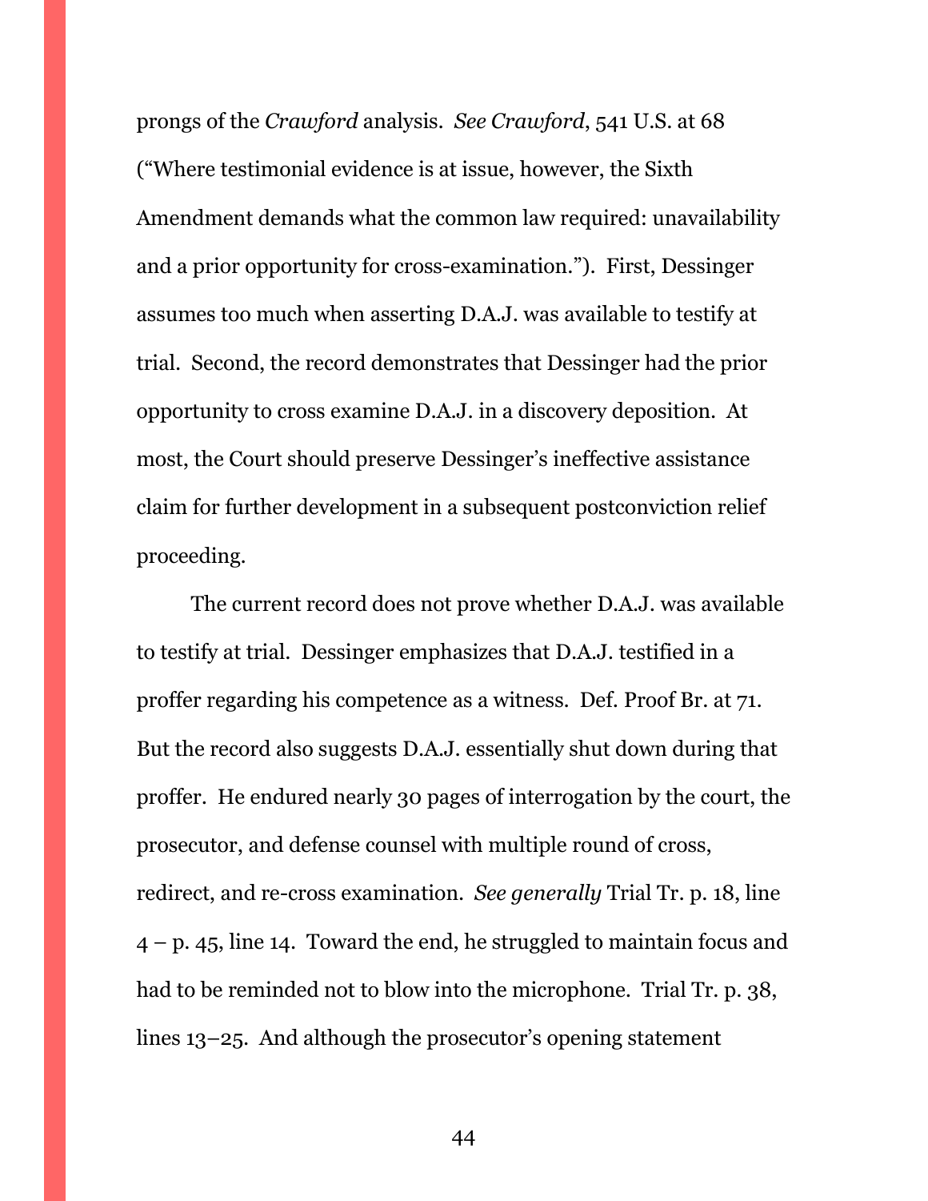prongs of the *Crawford* analysis. *See Crawford*, 541 U.S. at 68 ("Where testimonial evidence is at issue, however, the Sixth Amendment demands what the common law required: unavailability and a prior opportunity for cross-examination."). First, Dessinger assumes too much when asserting D.A.J. was available to testify at trial. Second, the record demonstrates that Dessinger had the prior opportunity to cross examine D.A.J. in a discovery deposition. At most, the Court should preserve Dessinger's ineffective assistance claim for further development in a subsequent postconviction relief proceeding.

The current record does not prove whether D.A.J. was available to testify at trial. Dessinger emphasizes that D.A.J. testified in a proffer regarding his competence as a witness. Def. Proof Br. at 71. But the record also suggests D.A.J. essentially shut down during that proffer. He endured nearly 30 pages of interrogation by the court, the prosecutor, and defense counsel with multiple round of cross, redirect, and re-cross examination. *See generally* Trial Tr. p. 18, line 4 – p. 45, line 14. Toward the end, he struggled to maintain focus and had to be reminded not to blow into the microphone. Trial Tr. p. 38, lines 13–25. And although the prosecutor's opening statement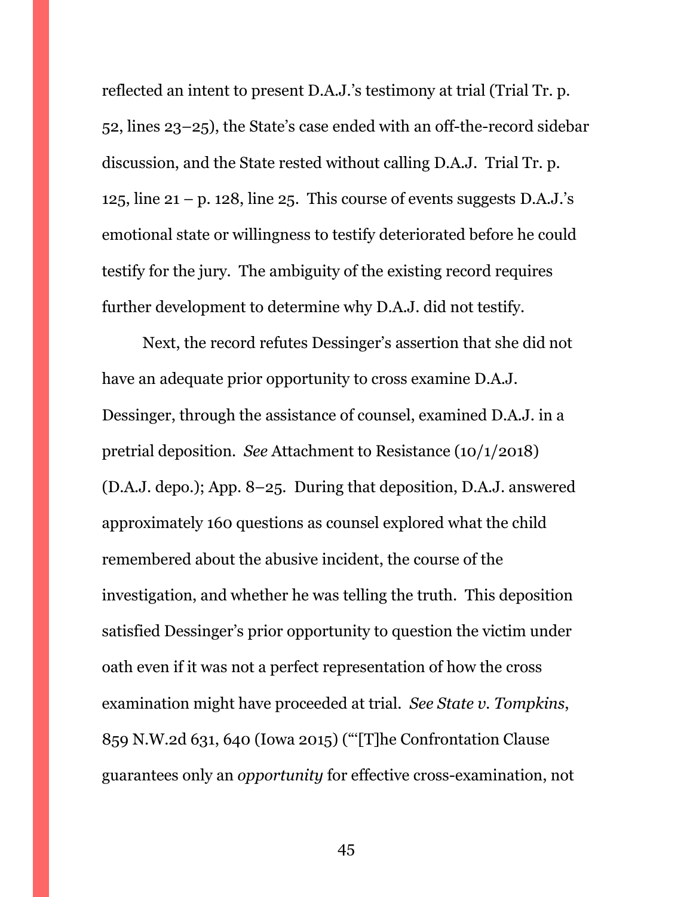reflected an intent to present D.A.J.'s testimony at trial (Trial Tr. p. 52, lines 23–25), the State's case ended with an off-the-record sidebar discussion, and the State rested without calling D.A.J. Trial Tr. p. 125, line 21 – p. 128, line 25. This course of events suggests D.A.J.'s emotional state or willingness to testify deteriorated before he could testify for the jury. The ambiguity of the existing record requires further development to determine why D.A.J. did not testify.

Next, the record refutes Dessinger's assertion that she did not have an adequate prior opportunity to cross examine D.A.J. Dessinger, through the assistance of counsel, examined D.A.J. in a pretrial deposition. *See* Attachment to Resistance (10/1/2018) (D.A.J. depo.); App. 8–25. During that deposition, D.A.J. answered approximately 160 questions as counsel explored what the child remembered about the abusive incident, the course of the investigation, and whether he was telling the truth. This deposition satisfied Dessinger's prior opportunity to question the victim under oath even if it was not a perfect representation of how the cross examination might have proceeded at trial. *See State v. Tompkins*, 859 N.W.2d 631, 640 (Iowa 2015) ("'[T]he Confrontation Clause guarantees only an *opportunity* for effective cross-examination, not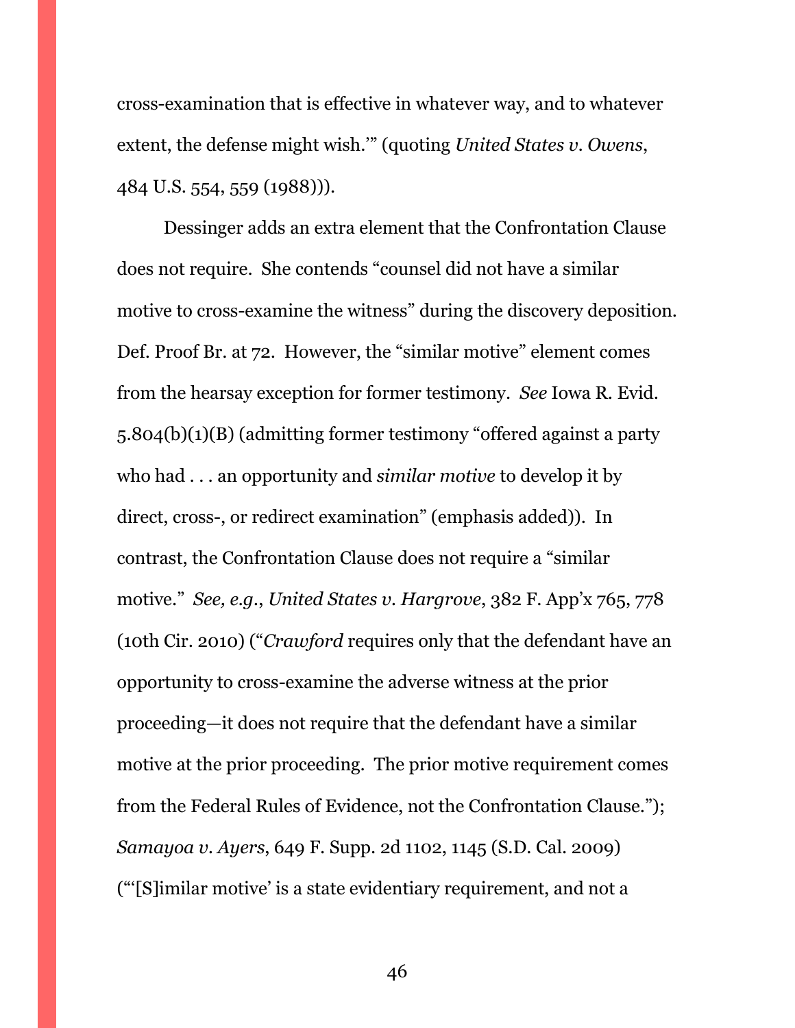cross-examination that is effective in whatever way, and to whatever extent, the defense might wish.'" (quoting *United States v. Owens*, 484 U.S. 554, 559 (1988))).

Dessinger adds an extra element that the Confrontation Clause does not require. She contends "counsel did not have a similar motive to cross-examine the witness" during the discovery deposition. Def. Proof Br. at 72. However, the "similar motive" element comes from the hearsay exception for former testimony. *See* Iowa R. Evid. 5.804(b)(1)(B) (admitting former testimony "offered against a party who had . . . an opportunity and *similar motive* to develop it by direct, cross-, or redirect examination" (emphasis added)). In contrast, the Confrontation Clause does not require a "similar motive." *See, e.g.*, *United States v. Hargrove*, 382 F. App'x 765, 778 (10th Cir. 2010) ("*Crawford* requires only that the defendant have an opportunity to cross-examine the adverse witness at the prior proceeding—it does not require that the defendant have a similar motive at the prior proceeding. The prior motive requirement comes from the Federal Rules of Evidence, not the Confrontation Clause."); *Samayoa v. Ayers*, 649 F. Supp. 2d 1102, 1145 (S.D. Cal. 2009) ("'[S]imilar motive' is a state evidentiary requirement, and not a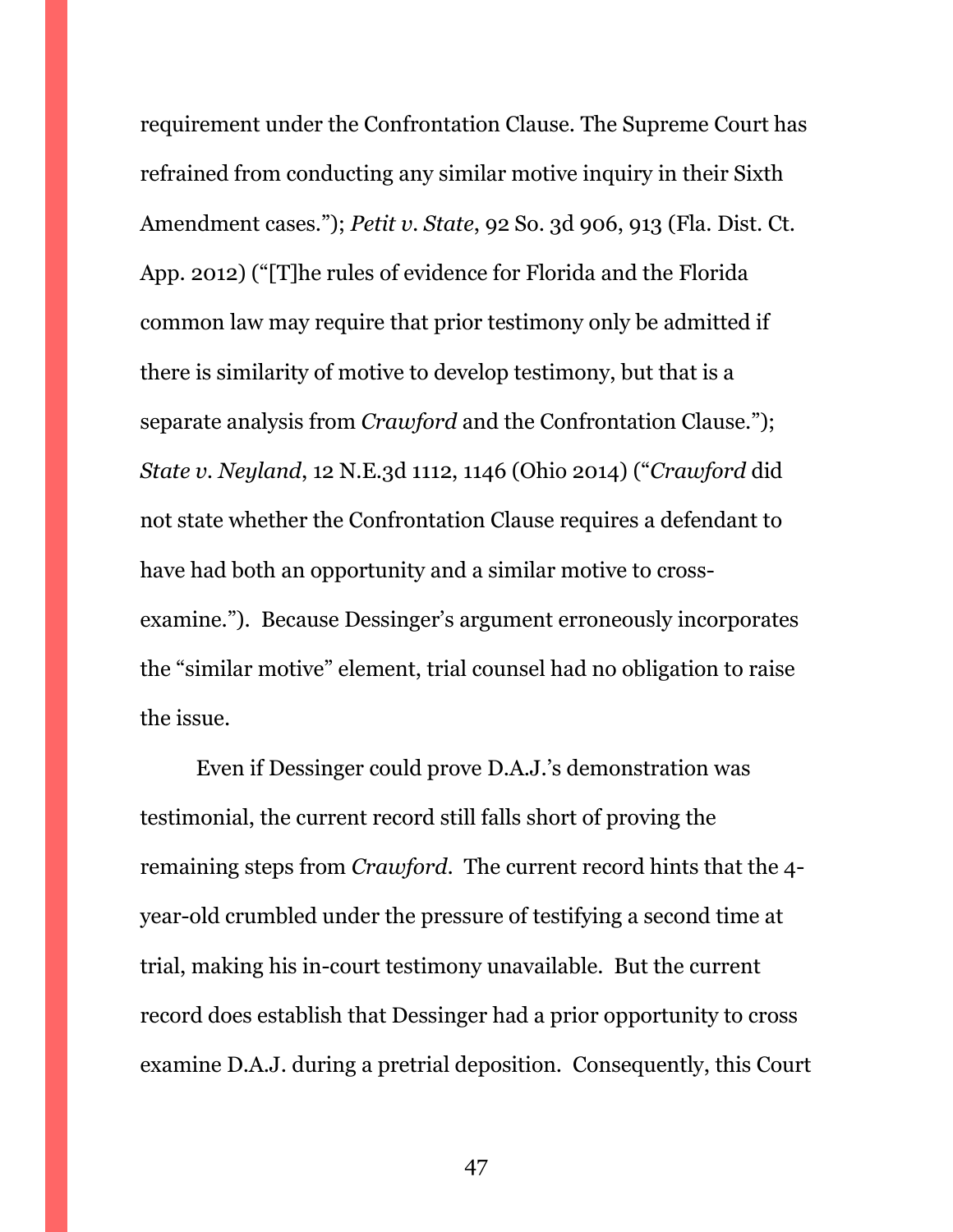requirement under the Confrontation Clause. The Supreme Court has refrained from conducting any similar motive inquiry in their Sixth Amendment cases."); *Petit v. State*, 92 So. 3d 906, 913 (Fla. Dist. Ct. App. 2012) ("[T]he rules of evidence for Florida and the Florida common law may require that prior testimony only be admitted if there is similarity of motive to develop testimony, but that is a separate analysis from *Crawford* and the Confrontation Clause."); *State v. Neyland*, 12 N.E.3d 1112, 1146 (Ohio 2014) ("*Crawford* did not state whether the Confrontation Clause requires a defendant to have had both an opportunity and a similar motive to cross-examine."). Because Dessinger's argument erroneously incorporates the "similar motive" element, trial counsel had no obligation to raise the issue.

Even if Dessinger could prove D.A.J.'s demonstration was testimonial, the current record still falls short of proving the remaining steps from *Crawford*. The current record hints that the 4-year-old crumbled under the pressure of testifying a second time at trial, making his in-court testimony unavailable. But the current record does establish that Dessinger had a prior opportunity to cross examine D.A.J. during a pretrial deposition. Consequently, this Court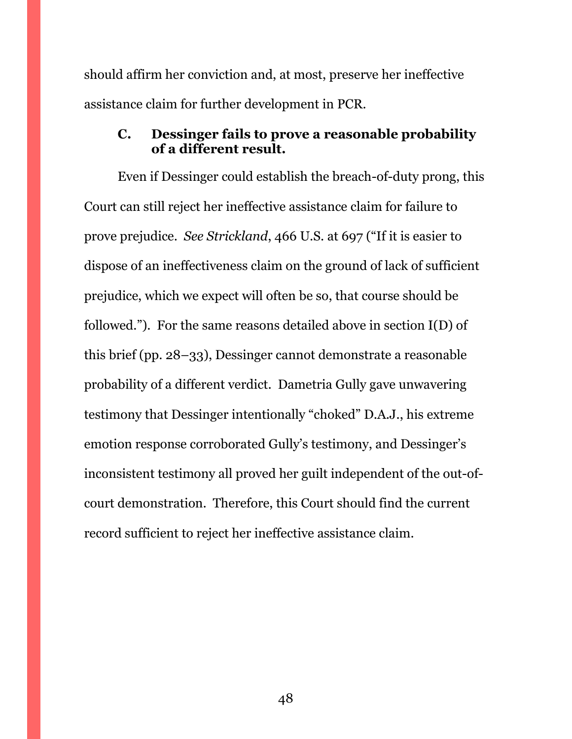should affirm her conviction and, at most, preserve her ineffective assistance claim for further development in PCR.

### C. Dessinger fails to prove a reasonable probability of a different result.

Even if Dessinger could establish the breach-of-duty prong, this Court can still reject her ineffective assistance claim for failure to prove prejudice. *See Strickland*, 466 U.S. at 697 ("If it is easier to dispose of an ineffectiveness claim on the ground of lack of sufficient prejudice, which we expect will often be so, that course should be followed."). For the same reasons detailed above in section I(D) of this brief (pp. 28–33), Dessinger cannot demonstrate a reasonable probability of a different verdict. Dametria Gully gave unwavering testimony that Dessinger intentionally "choked" D.A.J., his extreme emotion response corroborated Gully's testimony, and Dessinger's inconsistent testimony all proved her guilt independent of the out-of-court demonstration. Therefore, this Court should find the current record sufficient to reject her ineffective assistance claim.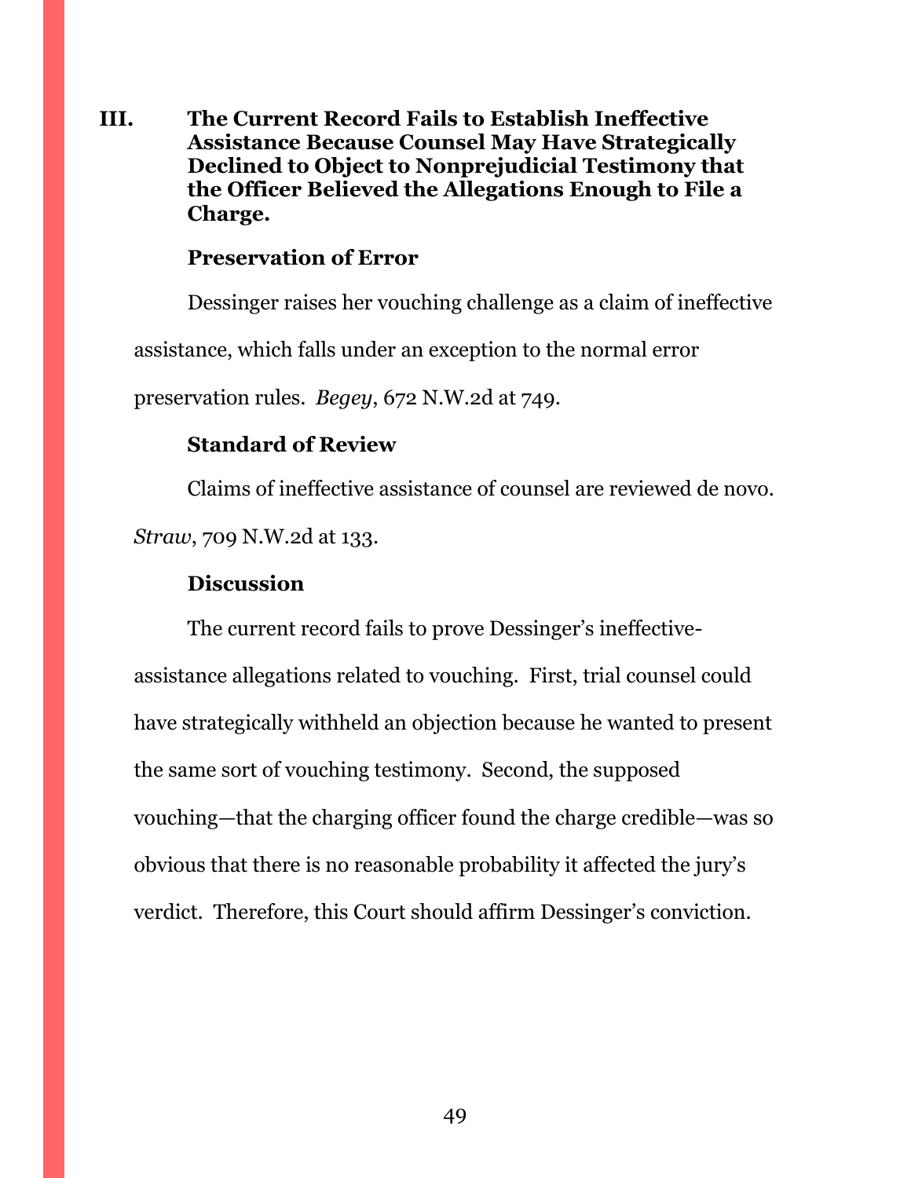## III. The Current Record Fails to Establish Ineffective Assistance Because Counsel May Have Strategically Declined to Object to Nonprejudicial Testimony that the Officer Believed the Allegations Enough to File a Charge.

### Preservation of Error

Dessinger raises her vouching challenge as a claim of ineffective assistance, which falls under an exception to the normal error preservation rules. *Begey*, 672 N.W.2d at 749.

### Standard of Review

Claims of ineffective assistance of counsel are reviewed de novo. *Straw*, 709 N.W.2d at 133.

### Discussion

The current record fails to prove Dessinger's ineffective-assistance allegations related to vouching. First, trial counsel could have strategically withheld an objection because he wanted to present the same sort of vouching testimony. Second, the supposed vouching—that the charging officer found the charge credible—was so obvious that there is no reasonable probability it affected the jury's verdict. Therefore, this Court should affirm Dessinger's conviction.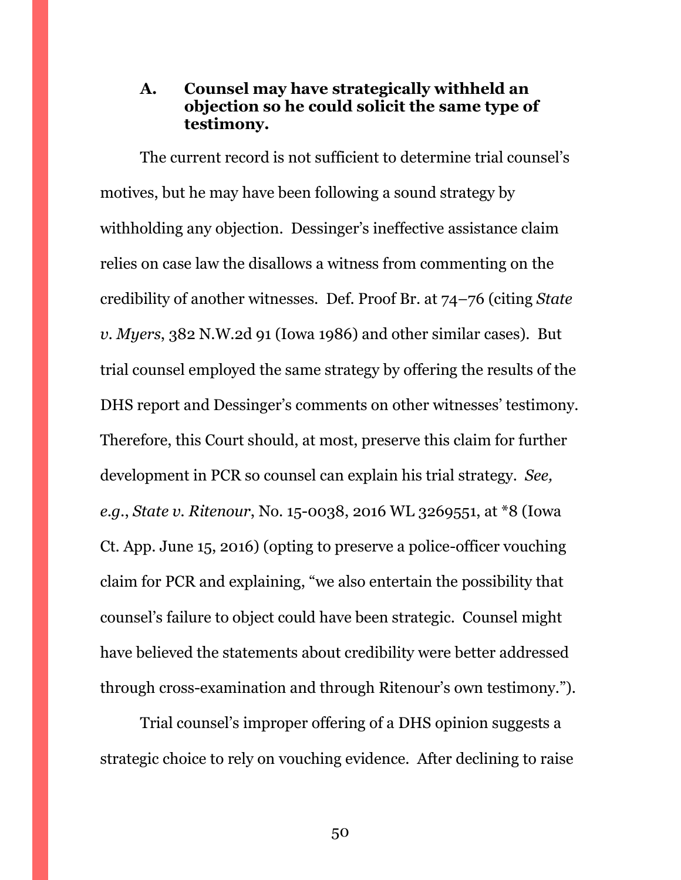### A. Counsel may have strategically withheld an objection so he could solicit the same type of testimony.

The current record is not sufficient to determine trial counsel's motives, but he may have been following a sound strategy by withholding any objection. Dessinger's ineffective assistance claim relies on case law the disallows a witness from commenting on the credibility of another witnesses. Def. Proof Br. at 74–76 (citing *State v. Myers*, 382 N.W.2d 91 (Iowa 1986) and other similar cases). But trial counsel employed the same strategy by offering the results of the DHS report and Dessinger's comments on other witnesses' testimony. Therefore, this Court should, at most, preserve this claim for further development in PCR so counsel can explain his trial strategy. *See, e.g.*, *State v. Ritenour*, No. 15-0038, 2016 WL 3269551, at *8 (Iowa Ct. App. June 15, 2016) (opting to preserve a police-officer vouching claim for PCR and explaining, "we also entertain the possibility that counsel's failure to object could have been strategic. Counsel might have believed the statements about credibility were better addressed through cross-examination and through Ritenour's own testimony.").

Trial counsel's improper offering of a DHS opinion suggests a strategic choice to rely on vouching evidence. After declining to raise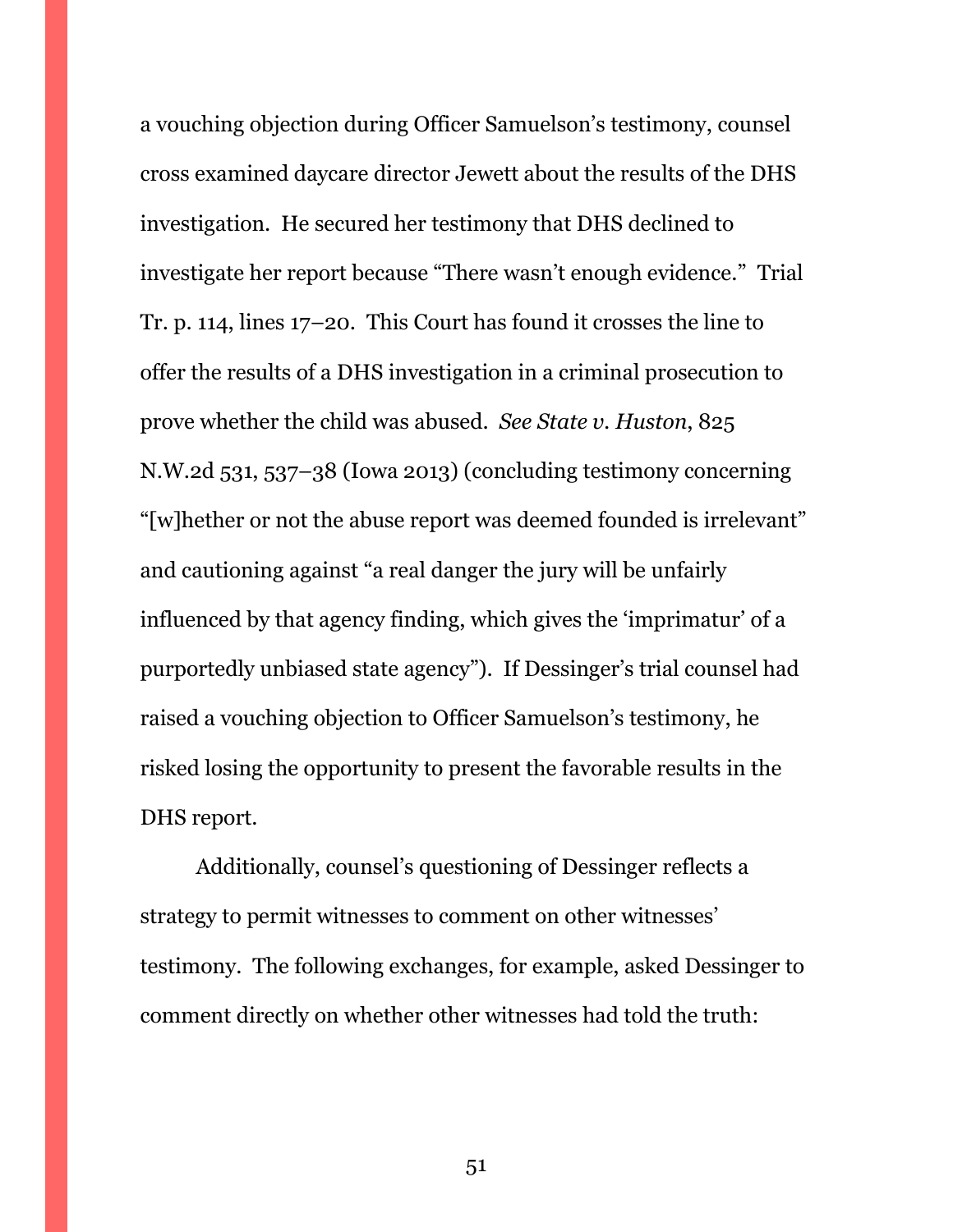a vouching objection during Officer Samuelson's testimony, counsel cross examined daycare director Jewett about the results of the DHS investigation. He secured her testimony that DHS declined to investigate her report because "There wasn't enough evidence." Trial Tr. p. 114, lines 17–20. This Court has found it crosses the line to offer the results of a DHS investigation in a criminal prosecution to prove whether the child was abused. *See State v. Huston*, 825 N.W.2d 531, 537–38 (Iowa 2013) (concluding testimony concerning "[w]hether or not the abuse report was deemed founded is irrelevant" and cautioning against "a real danger the jury will be unfairly influenced by that agency finding, which gives the 'imprimatur' of a purportedly unbiased state agency"). If Dessinger's trial counsel had raised a vouching objection to Officer Samuelson's testimony, he risked losing the opportunity to present the favorable results in the DHS report.

Additionally, counsel's questioning of Dessinger reflects a strategy to permit witnesses to comment on other witnesses' testimony. The following exchanges, for example, asked Dessinger to comment directly on whether other witnesses had told the truth: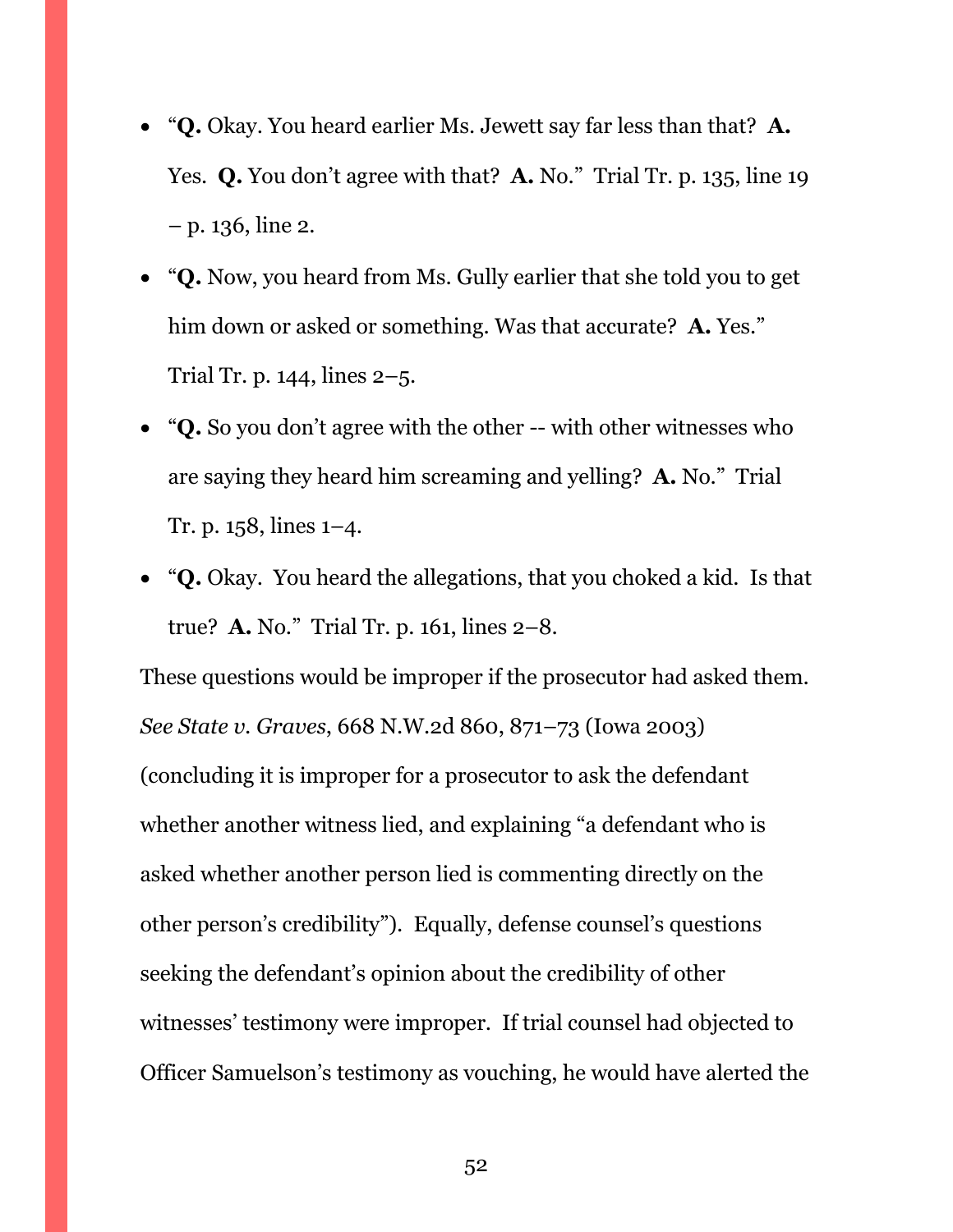- "**Q.** Okay. You heard earlier Ms. Jewett say far less than that? **A.** Yes. **Q.** You don't agree with that? **A.** No." Trial Tr. p. 135, line 19 – p. 136, line 2.
- "**Q.** Now, you heard from Ms. Gully earlier that she told you to get him down or asked or something. Was that accurate? **A.** Yes." Trial Tr. p. 144, lines 2–5.
- "**Q.** So you don't agree with the other -- with other witnesses who are saying they heard him screaming and yelling? **A.** No." Trial Tr. p. 158, lines 1–4.
- "**Q.** Okay. You heard the allegations, that you choked a kid. Is that true? **A.** No." Trial Tr. p. 161, lines 2–8.

These questions would be improper if the prosecutor had asked them. *See State v. Graves*, 668 N.W.2d 860, 871–73 (Iowa 2003) (concluding it is improper for a prosecutor to ask the defendant whether another witness lied, and explaining "a defendant who is asked whether another person lied is commenting directly on the other person's credibility"). Equally, defense counsel's questions seeking the defendant's opinion about the credibility of other witnesses' testimony were improper. If trial counsel had objected to Officer Samuelson's testimony as vouching, he would have alerted the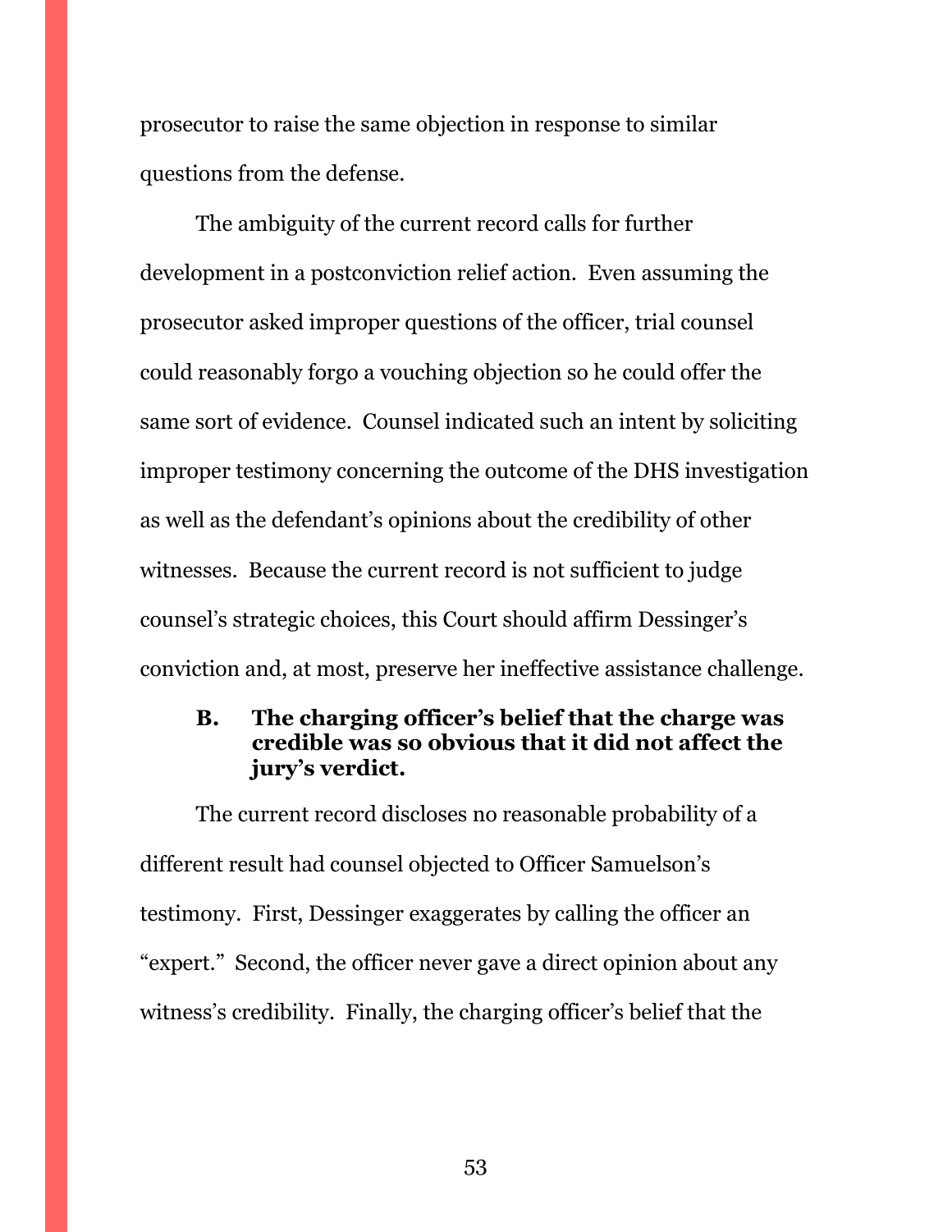prosecutor to raise the same objection in response to similar questions from the defense.

The ambiguity of the current record calls for further development in a postconviction relief action. Even assuming the prosecutor asked improper questions of the officer, trial counsel could reasonably forgo a vouching objection so he could offer the same sort of evidence. Counsel indicated such an intent by soliciting improper testimony concerning the outcome of the DHS investigation as well as the defendant's opinions about the credibility of other witnesses. Because the current record is not sufficient to judge counsel's strategic choices, this Court should affirm Dessinger's conviction and, at most, preserve her ineffective assistance challenge.

### B. The charging officer's belief that the charge was credible was so obvious that it did not affect the jury's verdict.

The current record discloses no reasonable probability of a different result had counsel objected to Officer Samuelson's testimony. First, Dessinger exaggerates by calling the officer an "expert." Second, the officer never gave a direct opinion about any witness's credibility. Finally, the charging officer's belief that the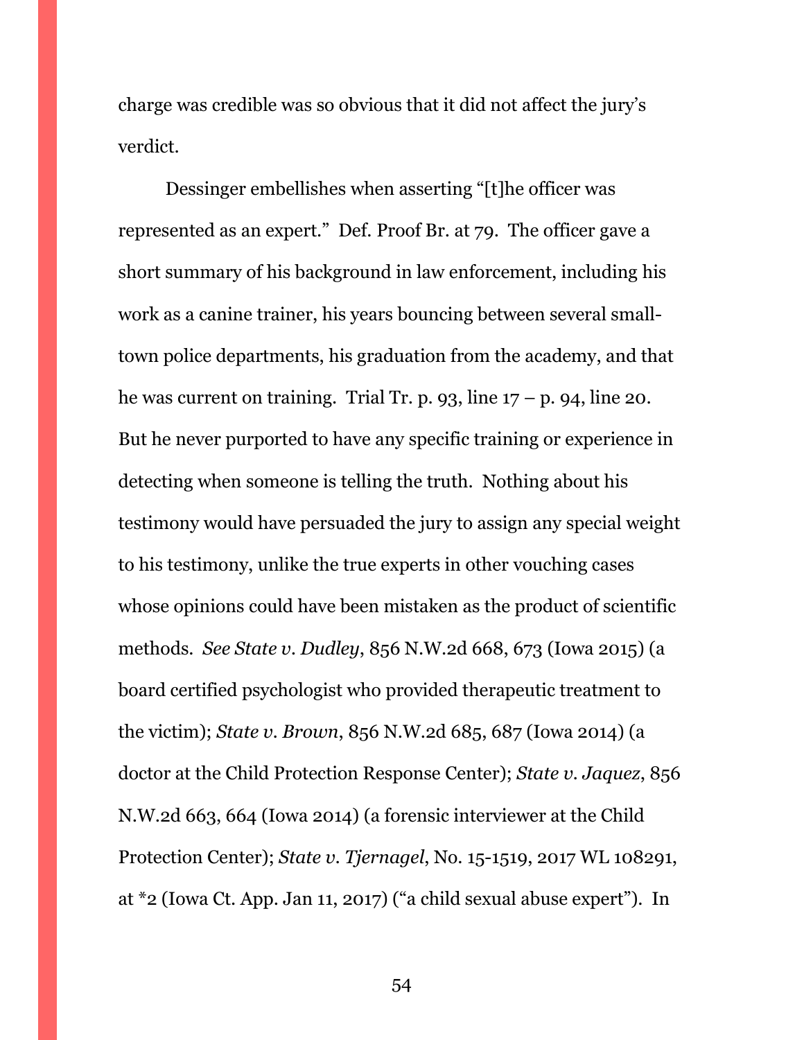charge was credible was so obvious that it did not affect the jury's verdict.

Dessinger embellishes when asserting "[t]he officer was represented as an expert." Def. Proof Br. at 79. The officer gave a short summary of his background in law enforcement, including his work as a canine trainer, his years bouncing between several small-town police departments, his graduation from the academy, and that he was current on training. Trial Tr. p. 93, line 17 – p. 94, line 20. But he never purported to have any specific training or experience in detecting when someone is telling the truth. Nothing about his testimony would have persuaded the jury to assign any special weight to his testimony, unlike the true experts in other vouching cases whose opinions could have been mistaken as the product of scientific methods. *See State v. Dudley*, 856 N.W.2d 668, 673 (Iowa 2015) (a board certified psychologist who provided therapeutic treatment to the victim); *State v. Brown*, 856 N.W.2d 685, 687 (Iowa 2014) (a doctor at the Child Protection Response Center); *State v. Jaquez*, 856 N.W.2d 663, 664 (Iowa 2014) (a forensic interviewer at the Child Protection Center); *State v. Tjernagel*, No. 15-1519, 2017 WL 108291, at *2 (Iowa Ct. App. Jan 11, 2017) ("a child sexual abuse expert"). In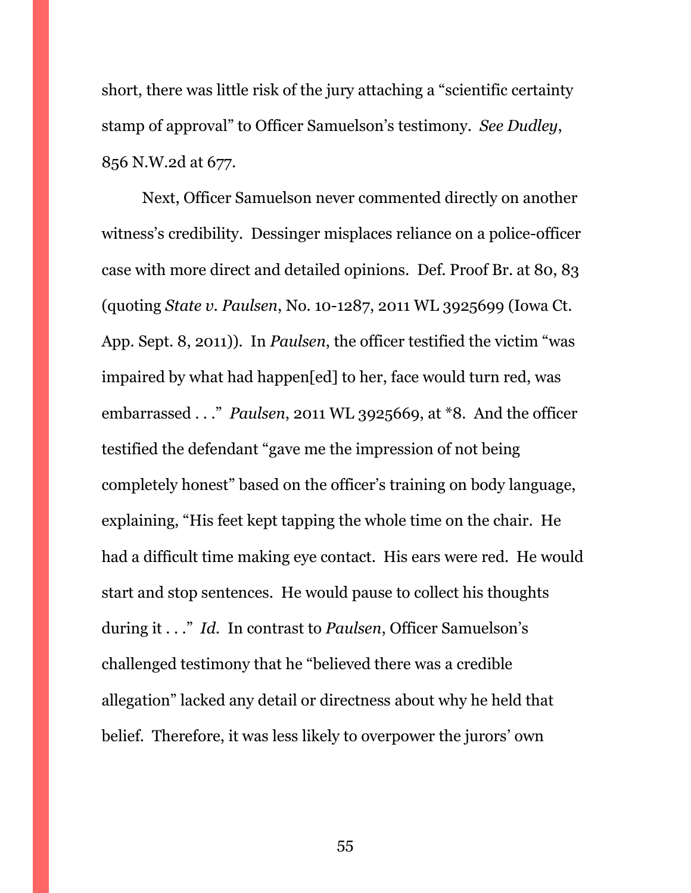short, there was little risk of the jury attaching a "scientific certainty stamp of approval" to Officer Samuelson's testimony. *See Dudley*, 856 N.W.2d at 677.

Next, Officer Samuelson never commented directly on another witness's credibility. Dessinger misplaces reliance on a police-officer case with more direct and detailed opinions. Def. Proof Br. at 80, 83 (quoting *State v. Paulsen*, No. 10-1287, 2011 WL 3925699 (Iowa Ct. App. Sept. 8, 2011)). In *Paulsen*, the officer testified the victim "was impaired by what had happen[ed] to her, face would turn red, was embarrassed . . ." *Paulsen*, 2011 WL 3925669, at *8. And the officer testified the defendant "gave me the impression of not being completely honest" based on the officer's training on body language, explaining, "His feet kept tapping the whole time on the chair. He had a difficult time making eye contact. His ears were red. He would start and stop sentences. He would pause to collect his thoughts during it . . ." *Id.* In contrast to *Paulsen*, Officer Samuelson's challenged testimony that he "believed there was a credible allegation" lacked any detail or directness about why he held that belief. Therefore, it was less likely to overpower the jurors' own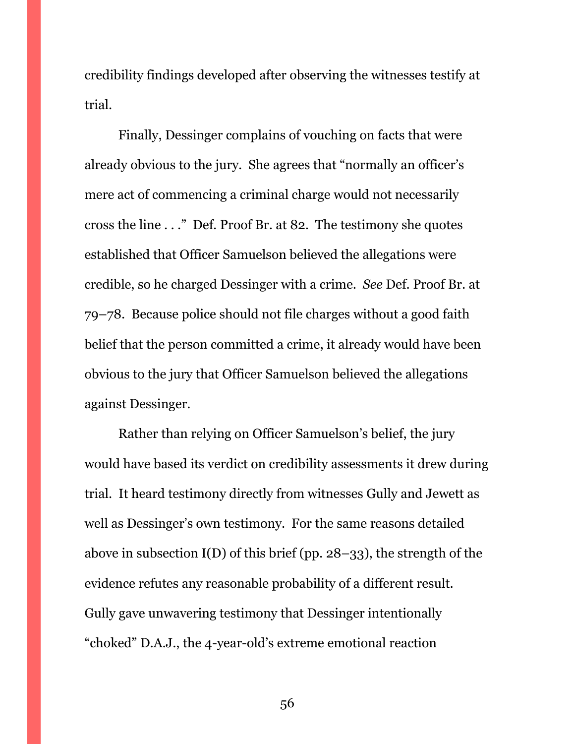credibility findings developed after observing the witnesses testify at trial.

Finally, Dessinger complains of vouching on facts that were already obvious to the jury. She agrees that "normally an officer's mere act of commencing a criminal charge would not necessarily cross the line . . ." Def. Proof Br. at 82. The testimony she quotes established that Officer Samuelson believed the allegations were credible, so he charged Dessinger with a crime. *See* Def. Proof Br. at 79–78. Because police should not file charges without a good faith belief that the person committed a crime, it already would have been obvious to the jury that Officer Samuelson believed the allegations against Dessinger.

Rather than relying on Officer Samuelson's belief, the jury would have based its verdict on credibility assessments it drew during trial. It heard testimony directly from witnesses Gully and Jewett as well as Dessinger's own testimony. For the same reasons detailed above in subsection I(D) of this brief (pp. 28–33), the strength of the evidence refutes any reasonable probability of a different result. Gully gave unwavering testimony that Dessinger intentionally "choked" D.A.J., the 4-year-old's extreme emotional reaction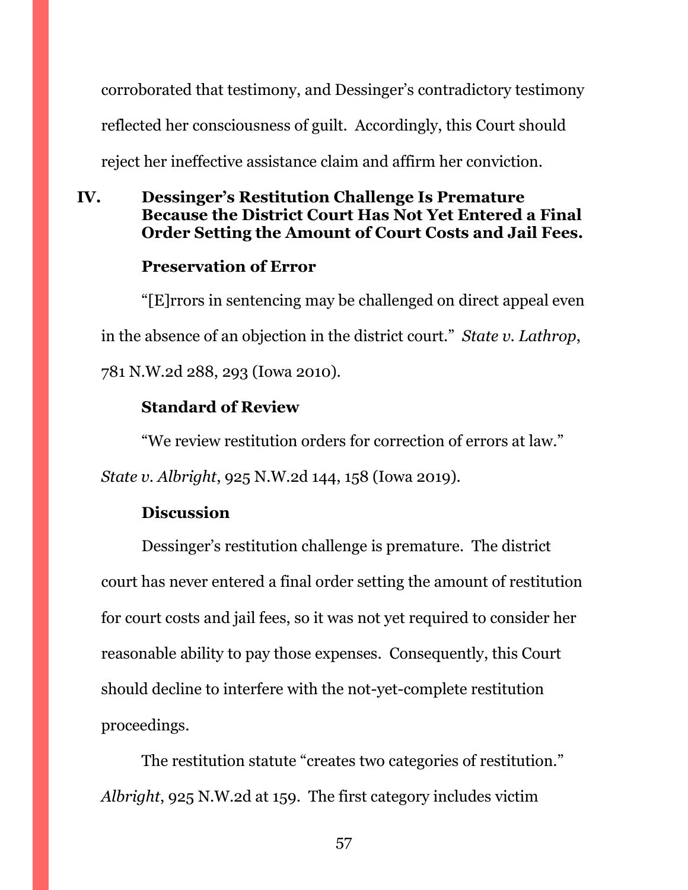corroborated that testimony, and Dessinger's contradictory testimony reflected her consciousness of guilt. Accordingly, this Court should reject her ineffective assistance claim and affirm her conviction.

## IV. Dessinger's Restitution Challenge Is Premature Because the District Court Has Not Yet Entered a Final Order Setting the Amount of Court Costs and Jail Fees.

### Preservation of Error

"[E]rrors in sentencing may be challenged on direct appeal even in the absence of an objection in the district court." *State v. Lathrop*, 781 N.W.2d 288, 293 (Iowa 2010).

### Standard of Review

"We review restitution orders for correction of errors at law." *State v. Albright*, 925 N.W.2d 144, 158 (Iowa 2019).

### Discussion

Dessinger's restitution challenge is premature. The district court has never entered a final order setting the amount of restitution for court costs and jail fees, so it was not yet required to consider her reasonable ability to pay those expenses. Consequently, this Court should decline to interfere with the not-yet-complete restitution proceedings.

The restitution statute "creates two categories of restitution." *Albright*, 925 N.W.2d at 159. The first category includes victim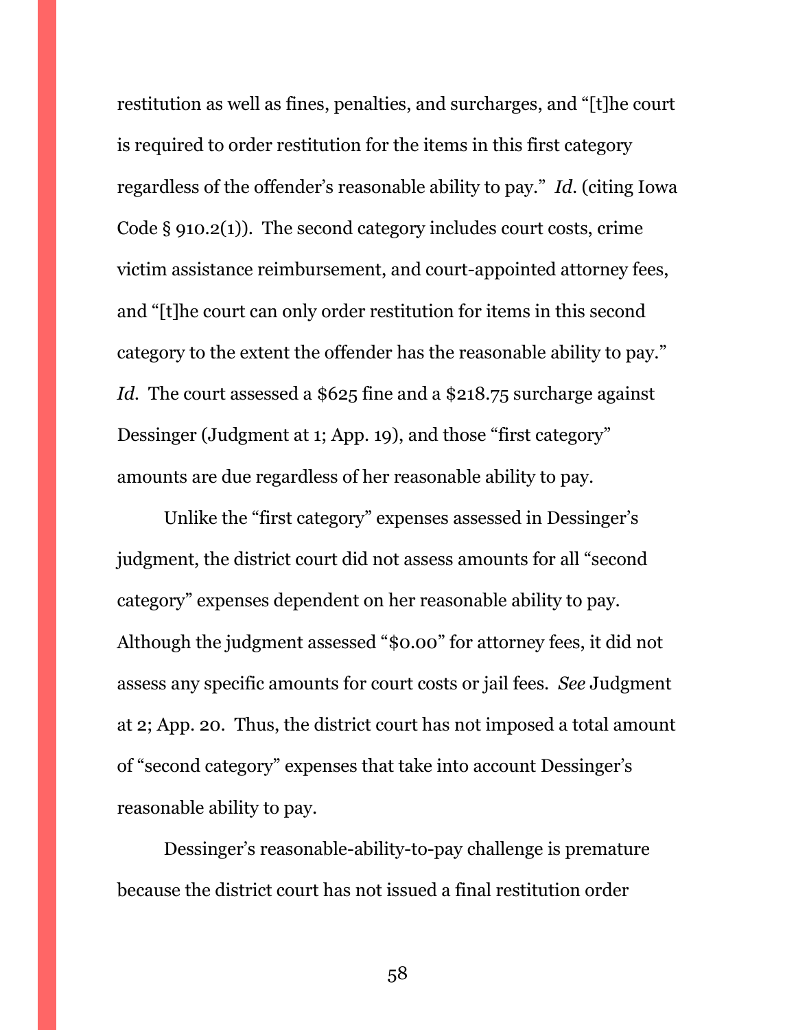restitution as well as fines, penalties, and surcharges, and "[t]he court is required to order restitution for the items in this first category regardless of the offender's reasonable ability to pay." *Id.* (citing Iowa Code § 910.2(1)). The second category includes court costs, crime victim assistance reimbursement, and court-appointed attorney fees, and "[t]he court can only order restitution for items in this second category to the extent the offender has the reasonable ability to pay." *Id.* The court assessed a $625 fine and a $218.75 surcharge against Dessinger (Judgment at 1; App. 19), and those "first category" amounts are due regardless of her reasonable ability to pay.

Unlike the "first category" expenses assessed in Dessinger's judgment, the district court did not assess amounts for all "second category" expenses dependent on her reasonable ability to pay. Although the judgment assessed "$0.00" for attorney fees, it did not assess any specific amounts for court costs or jail fees. *See* Judgment at 2; App. 20. Thus, the district court has not imposed a total amount of "second category" expenses that take into account Dessinger's reasonable ability to pay.

Dessinger's reasonable-ability-to-pay challenge is premature because the district court has not issued a final restitution order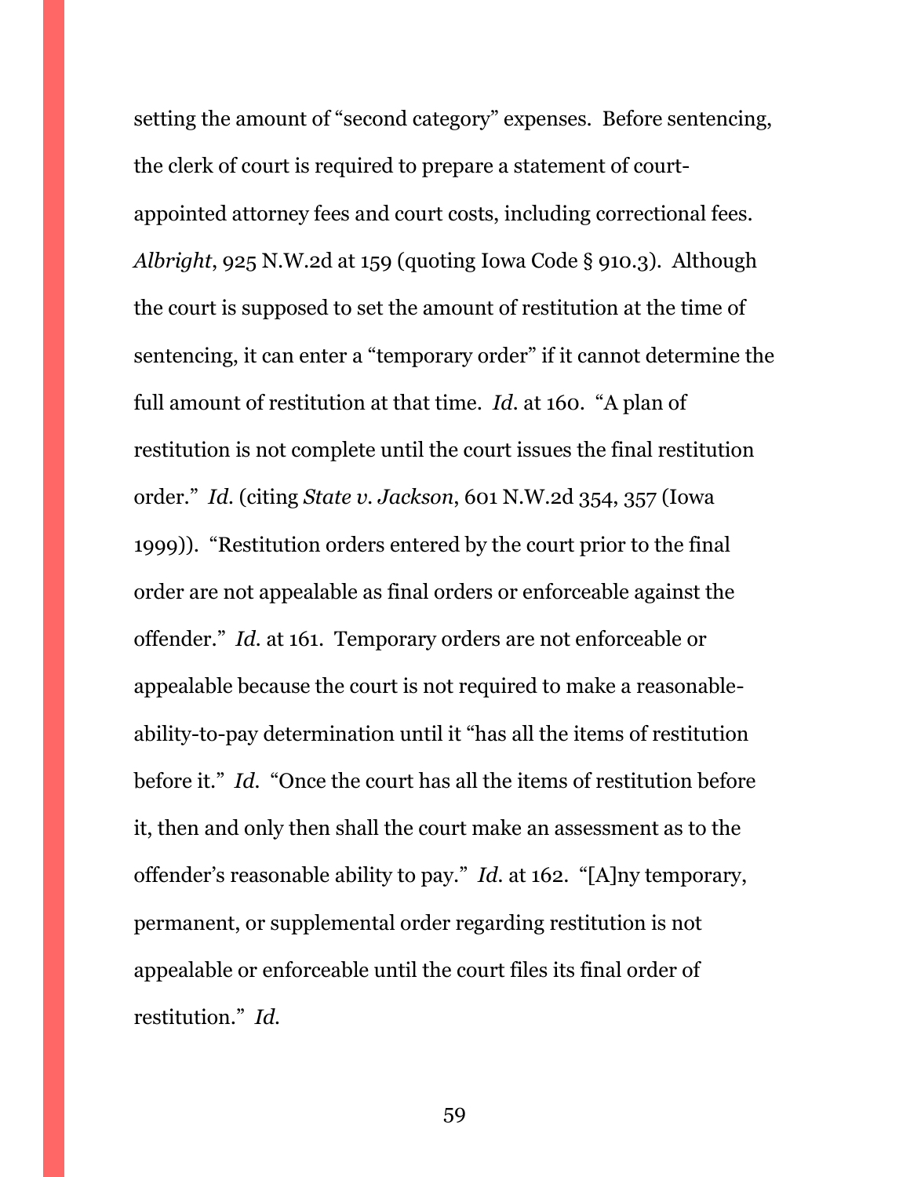setting the amount of "second category" expenses. Before sentencing, the clerk of court is required to prepare a statement of court-appointed attorney fees and court costs, including correctional fees. *Albright*, 925 N.W.2d at 159 (quoting Iowa Code § 910.3). Although the court is supposed to set the amount of restitution at the time of sentencing, it can enter a "temporary order" if it cannot determine the full amount of restitution at that time. *Id.* at 160. "A plan of restitution is not complete until the court issues the final restitution order." *Id.* (citing *State v. Jackson*, 601 N.W.2d 354, 357 (Iowa 1999)). "Restitution orders entered by the court prior to the final order are not appealable as final orders or enforceable against the offender." *Id.* at 161. Temporary orders are not enforceable or appealable because the court is not required to make a reasonable-ability-to-pay determination until it "has all the items of restitution before it." *Id.* "Once the court has all the items of restitution before it, then and only then shall the court make an assessment as to the offender's reasonable ability to pay." *Id.* at 162. "[A]ny temporary, permanent, or supplemental order regarding restitution is not appealable or enforceable until the court files its final order of restitution." *Id.*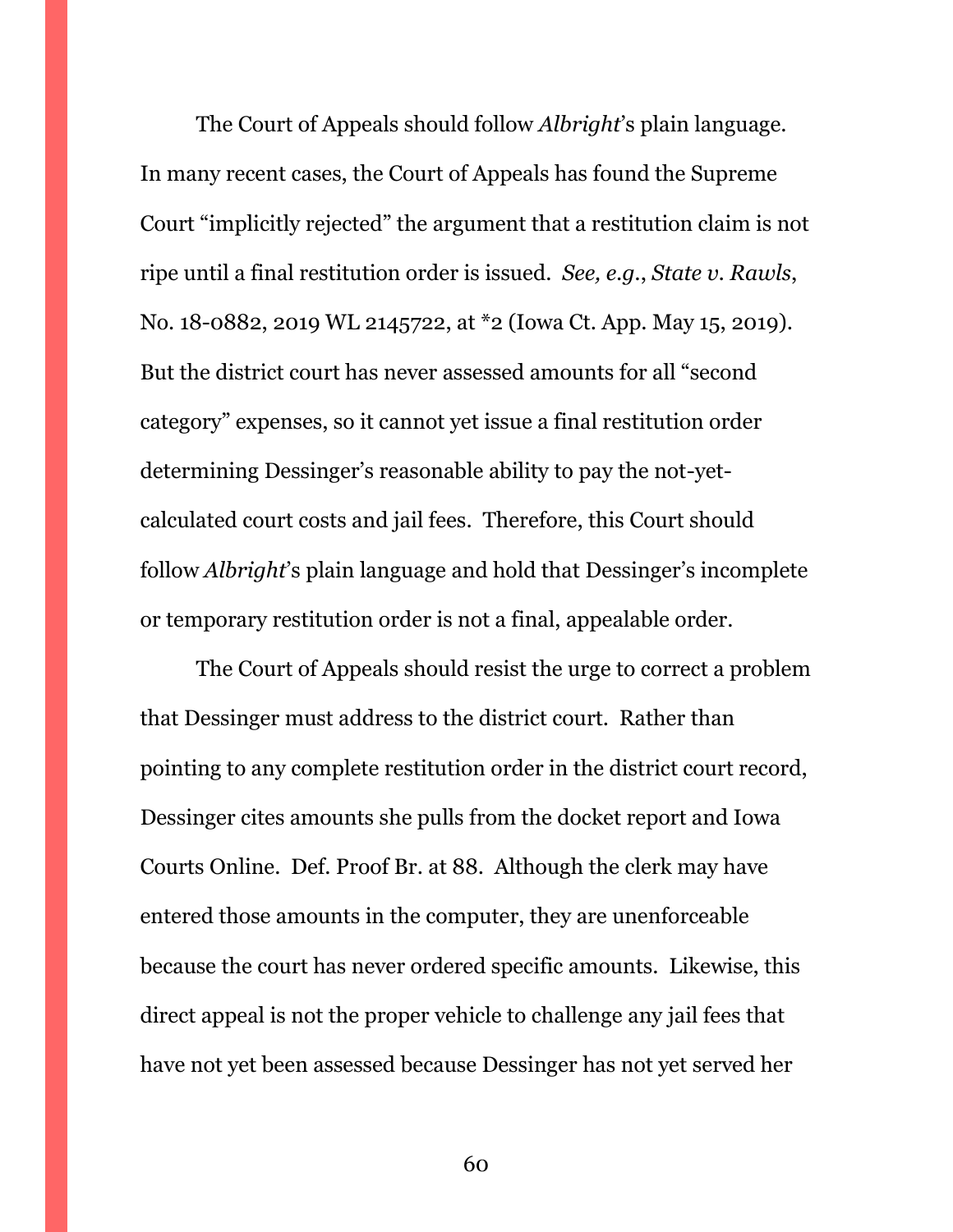The Court of Appeals should follow *Albright*'s plain language. In many recent cases, the Court of Appeals has found the Supreme Court "implicitly rejected" the argument that a restitution claim is not ripe until a final restitution order is issued. *See, e.g.*, *State v. Rawls*, No. 18-0882, 2019 WL 2145722, at *2 (Iowa Ct. App. May 15, 2019). But the district court has never assessed amounts for all "second category" expenses, so it cannot yet issue a final restitution order determining Dessinger's reasonable ability to pay the not-yet-calculated court costs and jail fees. Therefore, this Court should follow *Albright*'s plain language and hold that Dessinger's incomplete or temporary restitution order is not a final, appealable order.

The Court of Appeals should resist the urge to correct a problem that Dessinger must address to the district court. Rather than pointing to any complete restitution order in the district court record, Dessinger cites amounts she pulls from the docket report and Iowa Courts Online. Def. Proof Br. at 88. Although the clerk may have entered those amounts in the computer, they are unenforceable because the court has never ordered specific amounts. Likewise, this direct appeal is not the proper vehicle to challenge any jail fees that have not yet been assessed because Dessinger has not yet served her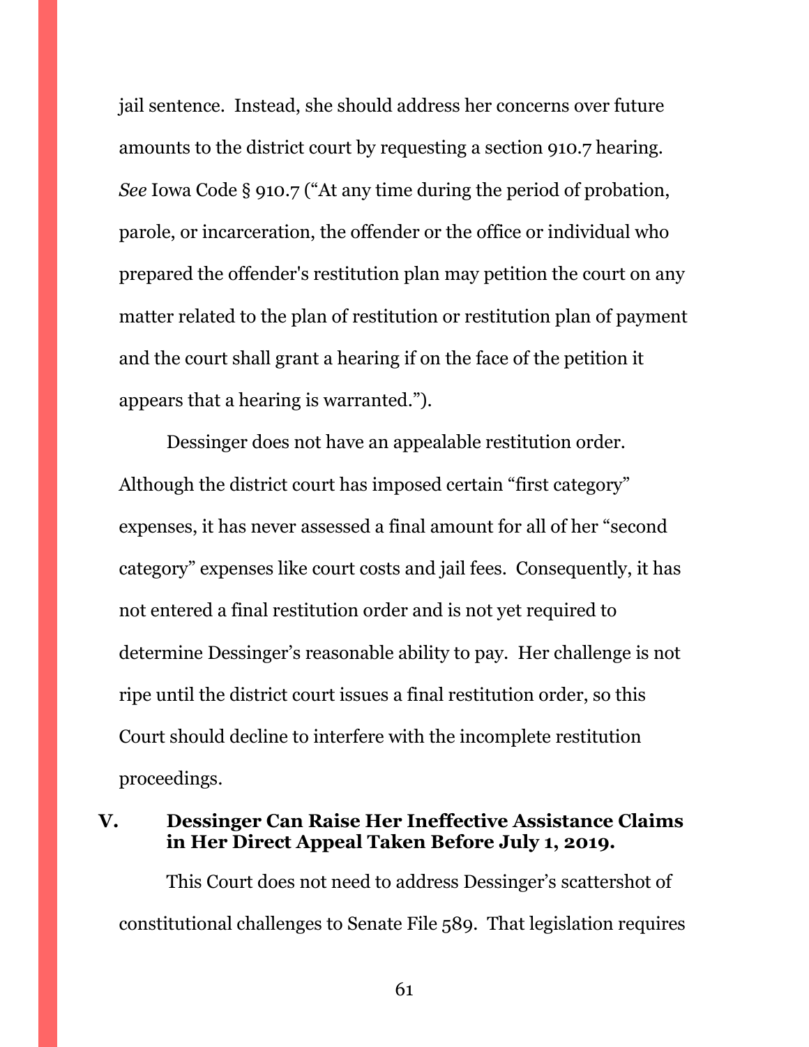jail sentence. Instead, she should address her concerns over future amounts to the district court by requesting a section 910.7 hearing. *See* Iowa Code § 910.7 ("At any time during the period of probation, parole, or incarceration, the offender or the office or individual who prepared the offender's restitution plan may petition the court on any matter related to the plan of restitution or restitution plan of payment and the court shall grant a hearing if on the face of the petition it appears that a hearing is warranted.").

Dessinger does not have an appealable restitution order. Although the district court has imposed certain "first category" expenses, it has never assessed a final amount for all of her "second category" expenses like court costs and jail fees. Consequently, it has not entered a final restitution order and is not yet required to determine Dessinger's reasonable ability to pay. Her challenge is not ripe until the district court issues a final restitution order, so this Court should decline to interfere with the incomplete restitution proceedings.

## V. Dessinger Can Raise Her Ineffective Assistance Claims in Her Direct Appeal Taken Before July 1, 2019.

This Court does not need to address Dessinger's scattershot of constitutional challenges to Senate File 589. That legislation requires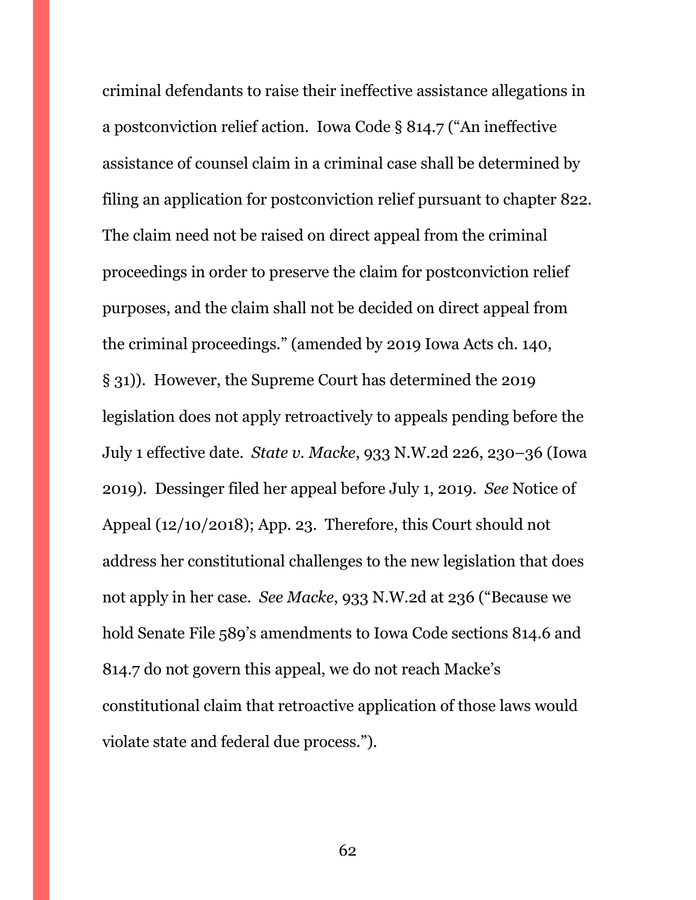criminal defendants to raise their ineffective assistance allegations in a postconviction relief action. Iowa Code § 814.7 ("An ineffective assistance of counsel claim in a criminal case shall be determined by filing an application for postconviction relief pursuant to chapter 822. The claim need not be raised on direct appeal from the criminal proceedings in order to preserve the claim for postconviction relief purposes, and the claim shall not be decided on direct appeal from the criminal proceedings." (amended by 2019 Iowa Acts ch. 140, § 31)). However, the Supreme Court has determined the 2019 legislation does not apply retroactively to appeals pending before the July 1 effective date. *State v. Macke*, 933 N.W.2d 226, 230–36 (Iowa 2019). Dessinger filed her appeal before July 1, 2019. *See* Notice of Appeal (12/10/2018); App. 23. Therefore, this Court should not address her constitutional challenges to the new legislation that does not apply in her case. *See Macke*, 933 N.W.2d at 236 ("Because we hold Senate File 589's amendments to Iowa Code sections 814.6 and 814.7 do not govern this appeal, we do not reach Macke's constitutional claim that retroactive application of those laws would violate state and federal due process.").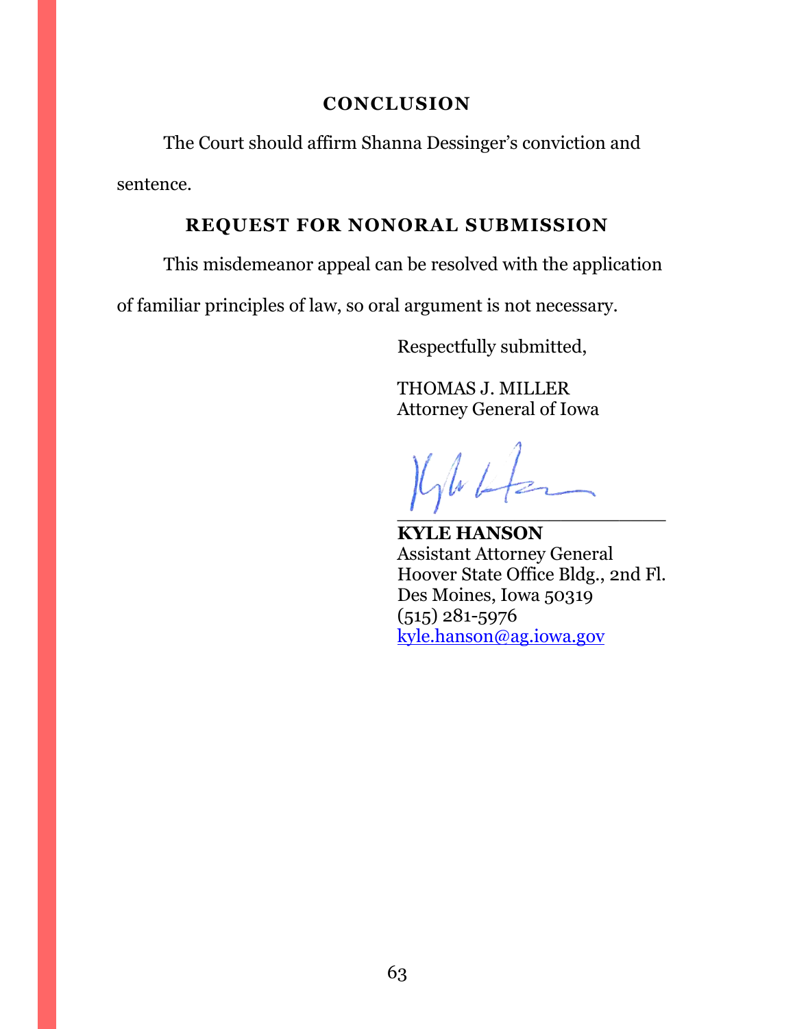## CONCLUSION

The Court should affirm Shanna Dessinger's conviction and sentence.

## REQUEST FOR NONORAL SUBMISSION

This misdemeanor appeal can be resolved with the application of familiar principles of law, so oral argument is not necessary.

Respectfully submitted,

THOMAS J. MILLER
Attorney General of Iowa

\_\_\_\_\_\_\_\_\_\_\_\_\_\_\_\_\_\_\_\_\_\_\_\_
**KYLE HANSON**
Assistant Attorney General
Hoover State Office Bldg., 2nd Fl.
Des Moines, Iowa 50319
(515) 281-5976
kyle.hanson@ag.iowa.gov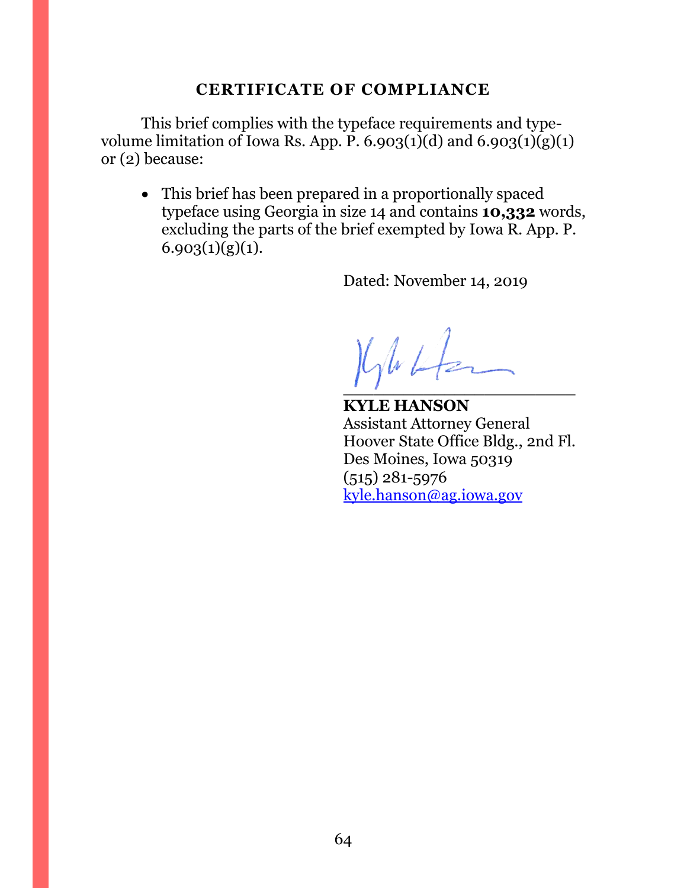## CERTIFICATE OF COMPLIANCE

This brief complies with the typeface requirements and type-volume limitation of Iowa Rs. App. P. 6.903(1)(d) and 6.903(1)(g)(1) or (2) because:

- This brief has been prepared in a proportionally spaced typeface using Georgia in size 14 and contains **10,332** words, excluding the parts of the brief exempted by Iowa R. App. P. 6.903(1)(g)(1).

Dated: November 14, 2019

\_\_\_\_\_\_\_\_\_\_\_\_\_\_\_\_\_\_\_\_\_\_\_\_\_

**KYLE HANSON**
Assistant Attorney General
Hoover State Office Bldg., 2nd Fl.
Des Moines, Iowa 50319
(515) 281-5976
kyle.hanson@ag.iowa.gov